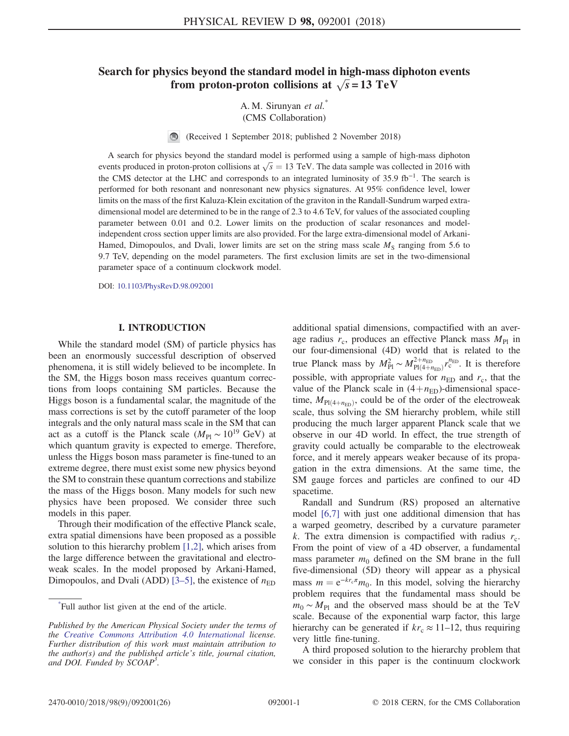# Search for physics beyond the standard model in high-mass diphoton events from proton-proton collisions at $\sqrt{s} = 13$ TeV

A. M. Sirunyan *et al.*[*]
(CMS Collaboration)

(Received 1 September 2018; published 2 November 2018)

A search for physics beyond the standard model is performed using a sample of high-mass diphoton events produced in proton-proton collisions at $\sqrt{s} = 13$ TeV. The data sample was collected in 2016 with the CMS detector at the LHC and corresponds to an integrated luminosity of 35.9 fb$^{-1}$. The search is performed for both resonant and nonresonant new physics signatures. At 95% confidence level, lower limits on the mass of the first Kaluza-Klein excitation of the graviton in the Randall-Sundrum warped extra-dimensional model are determined to be in the range of 2.3 to 4.6 TeV, for values of the associated coupling parameter between 0.01 and 0.2. Lower limits on the production of scalar resonances and model-independent cross section upper limits are also provided. For the large extra-dimensional model of Arkani-Hamed, Dimopoulos, and Dvali, lower limits are set on the string mass scale $M_{\mathrm{S}}$ ranging from 5.6 to 9.7 TeV, depending on the model parameters. The first exclusion limits are set in the two-dimensional parameter space of a continuum clockwork model.

DOI: 10.1103/PhysRevD.98.092001

## I. INTRODUCTION

While the standard model (SM) of particle physics has been an enormously successful description of observed phenomena, it is still widely believed to be incomplete. In the SM, the Higgs boson mass receives quantum corrections from loops containing SM particles. Because the Higgs boson is a fundamental scalar, the magnitude of the mass corrections is set by the cutoff parameter of the loop integrals and the only natural mass scale in the SM that can act as a cutoff is the Planck scale ($M_{\mathrm{Pl}} \sim 10^{19}$ GeV) at which quantum gravity is expected to emerge. Therefore, unless the Higgs boson mass parameter is fine-tuned to an extreme degree, there must exist some new physics beyond the SM to constrain these quantum corrections and stabilize the mass of the Higgs boson. Many models for such new physics have been proposed. We consider three such models in this paper.

Through their modification of the effective Planck scale, extra spatial dimensions have been proposed as a possible solution to this hierarchy problem [1,2], which arises from the large difference between the gravitational and electroweak scales. In the model proposed by Arkani-Hamed, Dimopoulos, and Dvali (ADD) [3–5], the existence of $n_{\mathrm{ED}}$ additional spatial dimensions, compactified with an average radius $r_{\mathrm{c}}$, produces an effective Planck mass $M_{\mathrm{Pl}}$ in our four-dimensional (4D) world that is related to the true Planck mass by $M_{\mathrm{Pl}}^2 \sim M_{\mathrm{Pl}(4+n_{\mathrm{ED}})}^{2+n_{\mathrm{ED}}} r_{\mathrm{c}}^{n_{\mathrm{ED}}}$. It is therefore possible, with appropriate values for $n_{\mathrm{ED}}$ and $r_{\mathrm{c}}$, that the value of the Planck scale in $(4+n_{\mathrm{ED}})$-dimensional spacetime, $M_{\mathrm{Pl}(4+n_{\mathrm{ED}})}$, could be of the order of the electroweak scale, thus solving the SM hierarchy problem, while still producing the much larger apparent Planck scale that we observe in our 4D world. In effect, the true strength of gravity could actually be comparable to the electroweak force, and it merely appears weaker because of its propagation in the extra dimensions. At the same time, the SM gauge forces and particles are confined to our 4D spacetime.

Randall and Sundrum (RS) proposed an alternative model [6,7] with just one additional dimension that has a warped geometry, described by a curvature parameter $k$. The extra dimension is compactified with radius $r_{\mathrm{c}}$. From the point of view of a 4D observer, a fundamental mass parameter $m_0$ defined on the SM brane in the full five-dimensional (5D) theory will appear as a physical mass $m = \mathrm{e}^{-kr_{\mathrm{c}}\pi} m_0$. In this model, solving the hierarchy problem requires that the fundamental mass should be $m_0 \sim M_{\mathrm{Pl}}$ and the observed mass should be at the TeV scale. Because of the exponential warp factor, this large hierarchy can be generated if $kr_{\mathrm{c}} \approx 11$–$12$, thus requiring very little fine-tuning.

A third proposed solution to the hierarchy problem that we consider in this paper is the continuum clockwork

---

[*]Full author list given at the end of the article.

*Published by the American Physical Society under the terms of the Creative Commons Attribution 4.0 International license. Further distribution of this work must maintain attribution to the author(s) and the published article's title, journal citation, and DOI. Funded by SCOAP³.*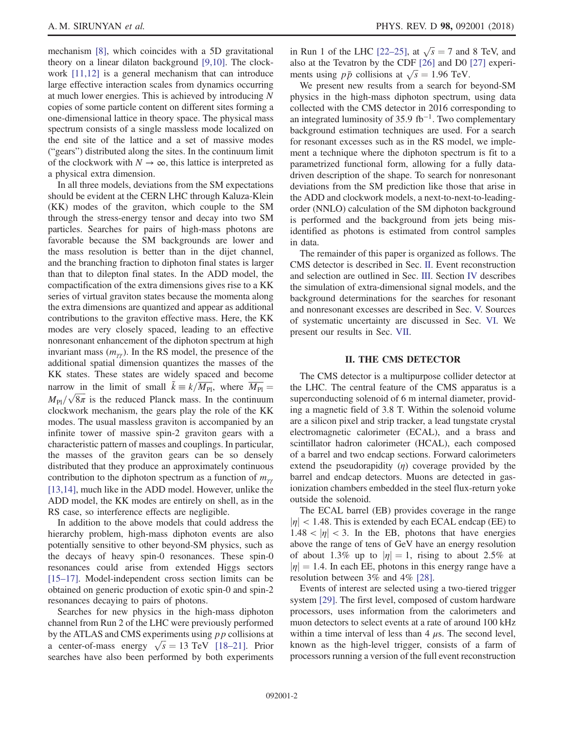mechanism [8], which coincides with a 5D gravitational theory on a linear dilaton background [9,10]. The clockwork [11,12] is a general mechanism that can introduce large effective interaction scales from dynamics occurring at much lower energies. This is achieved by introducing $N$ copies of some particle content on different sites forming a one-dimensional lattice in theory space. The physical mass spectrum consists of a single massless mode localized on the end site of the lattice and a set of massive modes ("gears") distributed along the sites. In the continuum limit of the clockwork with $N \to \infty$, this lattice is interpreted as a physical extra dimension.

In all three models, deviations from the SM expectations should be evident at the CERN LHC through Kaluza-Klein (KK) modes of the graviton, which couple to the SM through the stress-energy tensor and decay into two SM particles. Searches for pairs of high-mass photons are favorable because the SM backgrounds are lower and the mass resolution is better than in the dijet channel, and the branching fraction to diphoton final states is larger than that to dilepton final states. In the ADD model, the compactification of the extra dimensions gives rise to a KK series of virtual graviton states because the momenta along the extra dimensions are quantized and appear as additional contributions to the graviton effective mass. Here, the KK modes are very closely spaced, leading to an effective nonresonant enhancement of the diphoton spectrum at high invariant mass ($m_{\gamma\gamma}$). In the RS model, the presence of the additional spatial dimension quantizes the masses of the KK states. These states are widely spaced and become narrow in the limit of small $\tilde{k} \equiv k/\overline{M_{\mathrm{Pl}}}$, where $\overline{M_{\mathrm{Pl}}} = M_{\mathrm{Pl}}/\sqrt{8\pi}$ is the reduced Planck mass. In the continuum clockwork mechanism, the gears play the role of the KK modes. The usual massless graviton is accompanied by an infinite tower of massive spin-2 graviton gears with a characteristic pattern of masses and couplings. In particular, the masses of the graviton gears can be so densely distributed that they produce an approximately continuous contribution to the diphoton spectrum as a function of $m_{\gamma\gamma}$ [13,14], much like in the ADD model. However, unlike the ADD model, the KK modes are entirely on shell, as in the RS case, so interference effects are negligible.

In addition to the above models that could address the hierarchy problem, high-mass diphoton events are also potentially sensitive to other beyond-SM physics, such as the decays of heavy spin-0 resonances. These spin-0 resonances could arise from extended Higgs sectors [15–17]. Model-independent cross section limits can be obtained on generic production of exotic spin-0 and spin-2 resonances decaying to pairs of photons.

Searches for new physics in the high-mass diphoton channel from Run 2 of the LHC were previously performed by the ATLAS and CMS experiments using $pp$ collisions at a center-of-mass energy $\sqrt{s} = 13$ TeV [18–21]. Prior searches have also been performed by both experiments in Run 1 of the LHC [22–25], at $\sqrt{s} = 7$ and 8 TeV, and also at the Tevatron by the CDF [26] and D0 [27] experiments using $p\bar{p}$ collisions at $\sqrt{s} = 1.96$ TeV.

We present new results from a search for beyond-SM physics in the high-mass diphoton spectrum, using data collected with the CMS detector in 2016 corresponding to an integrated luminosity of 35.9 $\mathrm{fb}^{-1}$. Two complementary background estimation techniques are used. For a search for resonant excesses such as in the RS model, we implement a technique where the diphoton spectrum is fit to a parametrized functional form, allowing for a fully data-driven description of the shape. To search for nonresonant deviations from the SM prediction like those that arise in the ADD and clockwork models, a next-to-next-to-leading-order (NNLO) calculation of the SM diphoton background is performed and the background from jets being misidentified as photons is estimated from control samples in data.

The remainder of this paper is organized as follows. The CMS detector is described in Sec. II. Event reconstruction and selection are outlined in Sec. III. Section IV describes the simulation of extra-dimensional signal models, and the background determinations for the searches for resonant and nonresonant excesses are described in Sec. V. Sources of systematic uncertainty are discussed in Sec. VI. We present our results in Sec. VII.

## II. THE CMS DETECTOR

The CMS detector is a multipurpose collider detector at the LHC. The central feature of the CMS apparatus is a superconducting solenoid of 6 m internal diameter, providing a magnetic field of 3.8 T. Within the solenoid volume are a silicon pixel and strip tracker, a lead tungstate crystal electromagnetic calorimeter (ECAL), and a brass and scintillator hadron calorimeter (HCAL), each composed of a barrel and two endcap sections. Forward calorimeters extend the pseudorapidity ($\eta$) coverage provided by the barrel and endcap detectors. Muons are detected in gas-ionization chambers embedded in the steel flux-return yoke outside the solenoid.

The ECAL barrel (EB) provides coverage in the range $|\eta| < 1.48$. This is extended by each ECAL endcap (EE) to $1.48 < |\eta| < 3$. In the EB, photons that have energies above the range of tens of GeV have an energy resolution of about 1.3% up to $|\eta| = 1$, rising to about 2.5% at $|\eta| = 1.4$. In each EE, photons in this energy range have a resolution between 3% and 4% [28].

Events of interest are selected using a two-tiered trigger system [29]. The first level, composed of custom hardware processors, uses information from the calorimeters and muon detectors to select events at a rate of around 100 kHz within a time interval of less than 4 $\mu$s. The second level, known as the high-level trigger, consists of a farm of processors running a version of the full event reconstruction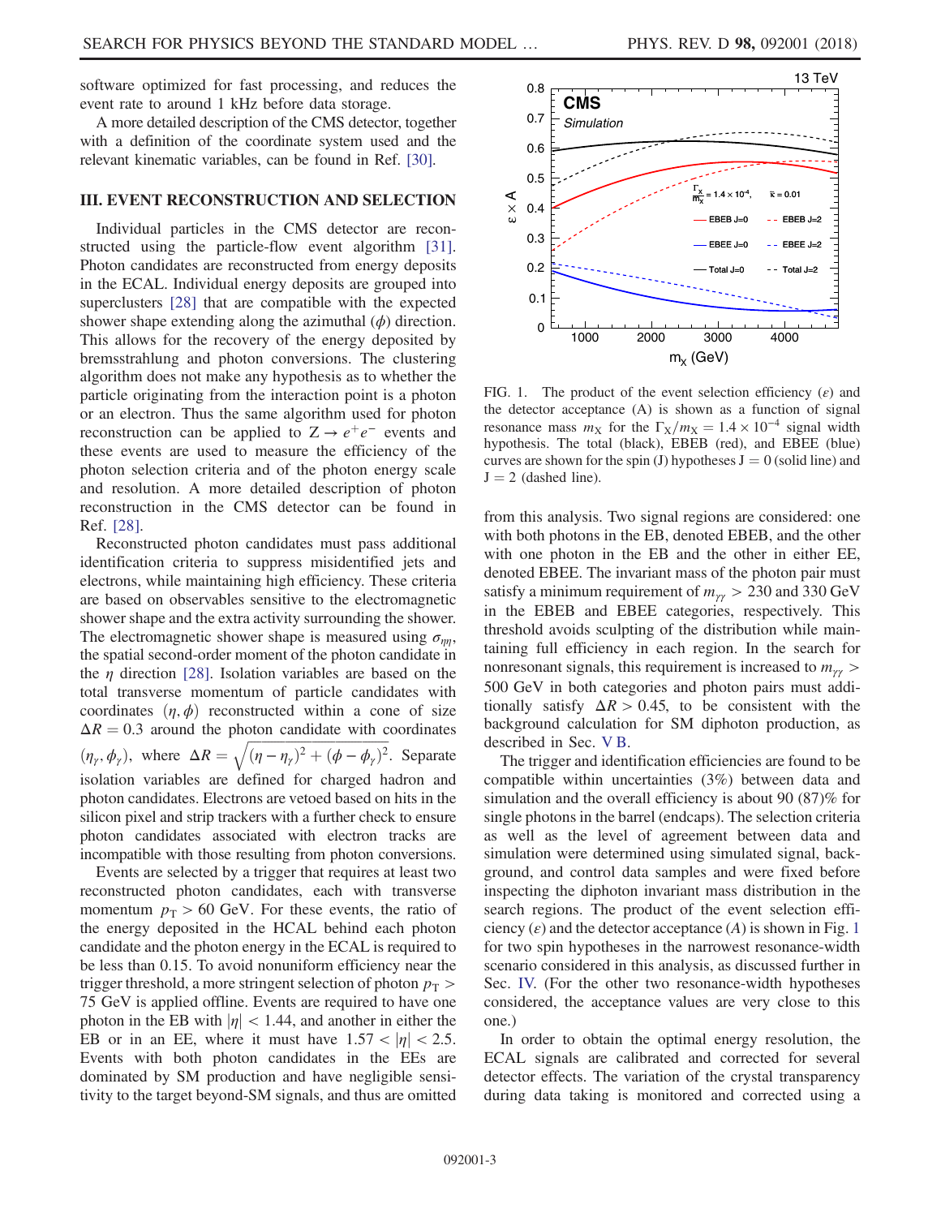software optimized for fast processing, and reduces the event rate to around 1 kHz before data storage.

A more detailed description of the CMS detector, together with a definition of the coordinate system used and the relevant kinematic variables, can be found in Ref. [30].

## III. EVENT RECONSTRUCTION AND SELECTION

Individual particles in the CMS detector are reconstructed using the particle-flow event algorithm [31]. Photon candidates are reconstructed from energy deposits in the ECAL. Individual energy deposits are grouped into superclusters [28] that are compatible with the expected shower shape extending along the azimuthal ($\phi$) direction. This allows for the recovery of the energy deposited by bremsstrahlung and photon conversions. The clustering algorithm does not make any hypothesis as to whether the particle originating from the interaction point is a photon or an electron. Thus the same algorithm used for photon reconstruction can be applied to $Z \to e^+e^-$ events and these events are used to measure the efficiency of the photon selection criteria and of the photon energy scale and resolution. A more detailed description of photon reconstruction in the CMS detector can be found in Ref. [28].

Reconstructed photon candidates must pass additional identification criteria to suppress misidentified jets and electrons, while maintaining high efficiency. These criteria are based on observables sensitive to the electromagnetic shower shape and the extra activity surrounding the shower. The electromagnetic shower shape is measured using $\sigma_{\eta\eta}$, the spatial second-order moment of the photon candidate in the $\eta$ direction [28]. Isolation variables are based on the total transverse momentum of particle candidates with coordinates $(\eta, \phi)$ reconstructed within a cone of size $\Delta R = 0.3$ around the photon candidate with coordinates $(\eta_\gamma, \phi_\gamma)$, where $\Delta R = \sqrt{(\eta - \eta_\gamma)^2 + (\phi - \phi_\gamma)^2}$. Separate isolation variables are defined for charged hadron and photon candidates. Electrons are vetoed based on hits in the silicon pixel and strip trackers with a further check to ensure photon candidates associated with electron tracks are incompatible with those resulting from photon conversions.

Events are selected by a trigger that requires at least two reconstructed photon candidates, each with transverse momentum $p_T > 60$ GeV. For these events, the ratio of the energy deposited in the HCAL behind each photon candidate and the photon energy in the ECAL is required to be less than 0.15. To avoid nonuniform efficiency near the trigger threshold, a more stringent selection of photon $p_T > 75$ GeV is applied offline. Events are required to have one photon in the EB with $|\eta| < 1.44$, and another in either the EB or in an EE, where it must have $1.57 < |\eta| < 2.5$. Events with both photon candidates in the EEs are dominated by SM production and have negligible sensitivity to the target beyond-SM signals, and thus are omitted from this analysis. Two signal regions are considered: one with both photons in the EB, denoted EBEB, and the other with one photon in the EB and the other in either EE, denoted EBEE. The invariant mass of the photon pair must satisfy a minimum requirement of $m_{\gamma\gamma} > 230$ and 330 GeV in the EBEB and EBEE categories, respectively. This threshold avoids sculpting of the distribution while maintaining full efficiency in each region. In the search for nonresonant signals, this requirement is increased to $m_{\gamma\gamma} > 500$ GeV in both categories and photon pairs must additionally satisfy $\Delta R > 0.45$, to be consistent with the background calculation for SM diphoton production, as described in Sec. V B.

FIG. 1. The product of the event selection efficiency ($\epsilon$) and the detector acceptance (A) is shown as a function of signal resonance mass $m_X$ for the $\Gamma_X/m_X = 1.4 \times 10^{-4}$ signal width hypothesis. The total (black), EBEB (red), and EBEE (blue) curves are shown for the spin (J) hypotheses J = 0 (solid line) and J = 2 (dashed line).

The trigger and identification efficiencies are found to be compatible within uncertainties (3%) between data and simulation and the overall efficiency is about 90 (87)% for single photons in the barrel (endcaps). The selection criteria as well as the level of agreement between data and simulation were determined using simulated signal, background, and control data samples and were fixed before inspecting the diphoton invariant mass distribution in the search regions. The product of the event selection efficiency ($\epsilon$) and the detector acceptance ($A$) is shown in Fig. 1 for two spin hypotheses in the narrowest resonance-width scenario considered in this analysis, as discussed further in Sec. IV. (For the other two resonance-width hypotheses considered, the acceptance values are very close to this one.)

In order to obtain the optimal energy resolution, the ECAL signals are calibrated and corrected for several detector effects. The variation of the crystal transparency during data taking is monitored and corrected using a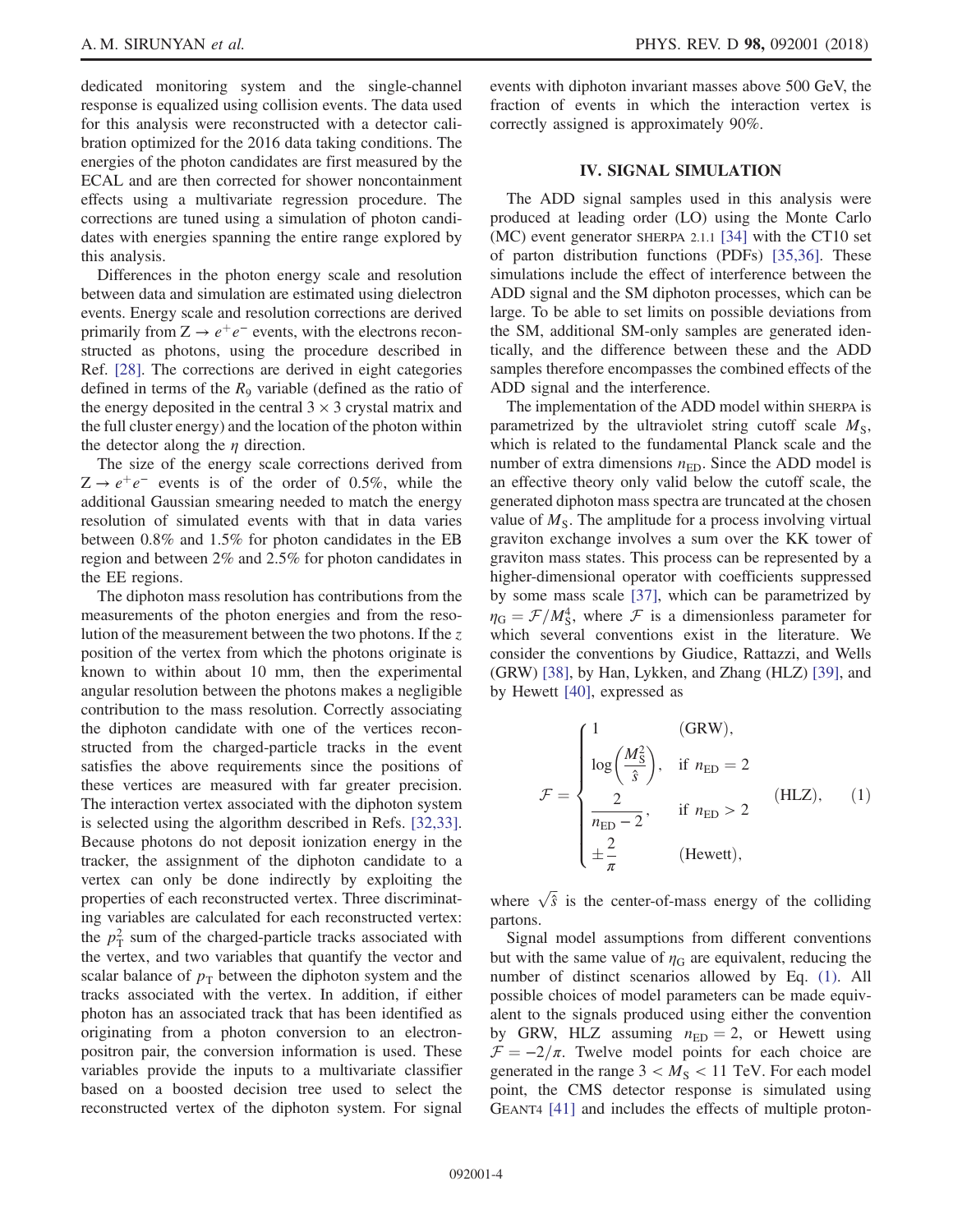dedicated monitoring system and the single-channel response is equalized using collision events. The data used for this analysis were reconstructed with a detector calibration optimized for the 2016 data taking conditions. The energies of the photon candidates are first measured by the ECAL and are then corrected for shower noncontainment effects using a multivariate regression procedure. The corrections are tuned using a simulation of photon candidates with energies spanning the entire range explored by this analysis.

Differences in the photon energy scale and resolution between data and simulation are estimated using dielectron events. Energy scale and resolution corrections are derived primarily from $Z \to e^+e^-$ events, with the electrons reconstructed as photons, using the procedure described in Ref. [28]. The corrections are derived in eight categories defined in terms of the $R_9$ variable (defined as the ratio of the energy deposited in the central $3 \times 3$ crystal matrix and the full cluster energy) and the location of the photon within the detector along the $\eta$ direction.

The size of the energy scale corrections derived from $Z \to e^+e^-$ events is of the order of 0.5%, while the additional Gaussian smearing needed to match the energy resolution of simulated events with that in data varies between 0.8% and 1.5% for photon candidates in the EB region and between 2% and 2.5% for photon candidates in the EE regions.

The diphoton mass resolution has contributions from the measurements of the photon energies and from the resolution of the measurement between the two photons. If the $z$ position of the vertex from which the photons originate is known to within about 10 mm, then the experimental angular resolution between the photons makes a negligible contribution to the mass resolution. Correctly associating the diphoton candidate with one of the vertices reconstructed from the charged-particle tracks in the event satisfies the above requirements since the positions of these vertices are measured with far greater precision. The interaction vertex associated with the diphoton system is selected using the algorithm described in Refs. [32,33]. Because photons do not deposit ionization energy in the tracker, the assignment of the diphoton candidate to a vertex can only be done indirectly by exploiting the properties of each reconstructed vertex. Three discriminating variables are calculated for each reconstructed vertex: the $p_T^2$ sum of the charged-particle tracks associated with the vertex, and two variables that quantify the vector and scalar balance of $p_T$ between the diphoton system and the tracks associated with the vertex. In addition, if either photon has an associated track that has been identified as originating from a photon conversion to an electron-positron pair, the conversion information is used. These variables provide the inputs to a multivariate classifier based on a boosted decision tree used to select the reconstructed vertex of the diphoton system. For signal events with diphoton invariant masses above 500 GeV, the fraction of events in which the interaction vertex is correctly assigned is approximately 90%.

## IV. SIGNAL SIMULATION

The ADD signal samples used in this analysis were produced at leading order (LO) using the Monte Carlo (MC) event generator SHERPA 2.1.1 [34] with the CT10 set of parton distribution functions (PDFs) [35,36]. These simulations include the effect of interference between the ADD signal and the SM diphoton processes, which can be large. To be able to set limits on possible deviations from the SM, additional SM-only samples are generated identically, and the difference between these and the ADD samples therefore encompasses the combined effects of the ADD signal and the interference.

The implementation of the ADD model within SHERPA is parametrized by the ultraviolet string cutoff scale $M_S$, which is related to the fundamental Planck scale and the number of extra dimensions $n_{ED}$. Since the ADD model is an effective theory only valid below the cutoff scale, the generated diphoton mass spectra are truncated at the chosen value of $M_S$. The amplitude for a process involving virtual graviton exchange involves a sum over the KK tower of graviton mass states. This process can be represented by a higher-dimensional operator with coefficients suppressed by some mass scale [37], which can be parametrized by $\eta_G = \mathcal{F}/M_S^4$, where $\mathcal{F}$ is a dimensionless parameter for which several conventions exist in the literature. We consider the conventions by Giudice, Rattazzi, and Wells (GRW) [38], by Han, Lykken, and Zhang (HLZ) [39], and by Hewett [40], expressed as

$$\mathcal{F} = \begin{cases} 1 & \text{(GRW)}, \\ \log\left(\frac{M_S^2}{\hat{s}}\right), \quad \text{if } n_{ED} = 2 & \\ \frac{2}{n_{ED} - 2}, \quad \text{if } n_{ED} > 2 & \text{(HLZ)}, \\ \pm\frac{2}{\pi} & \text{(Hewett)}, \end{cases} \tag{1}$$

where $\sqrt{\hat{s}}$ is the center-of-mass energy of the colliding partons.

Signal model assumptions from different conventions but with the same value of $\eta_G$ are equivalent, reducing the number of distinct scenarios allowed by Eq. (1). All possible choices of model parameters can be made equivalent to the signals produced using either the convention by GRW, HLZ assuming $n_{ED} = 2$, or Hewett using $\mathcal{F} = -2/\pi$. Twelve model points for each choice are generated in the range $3 < M_S < 11$ TeV. For each model point, the CMS detector response is simulated using GEANT4 [41] and includes the effects of multiple proton-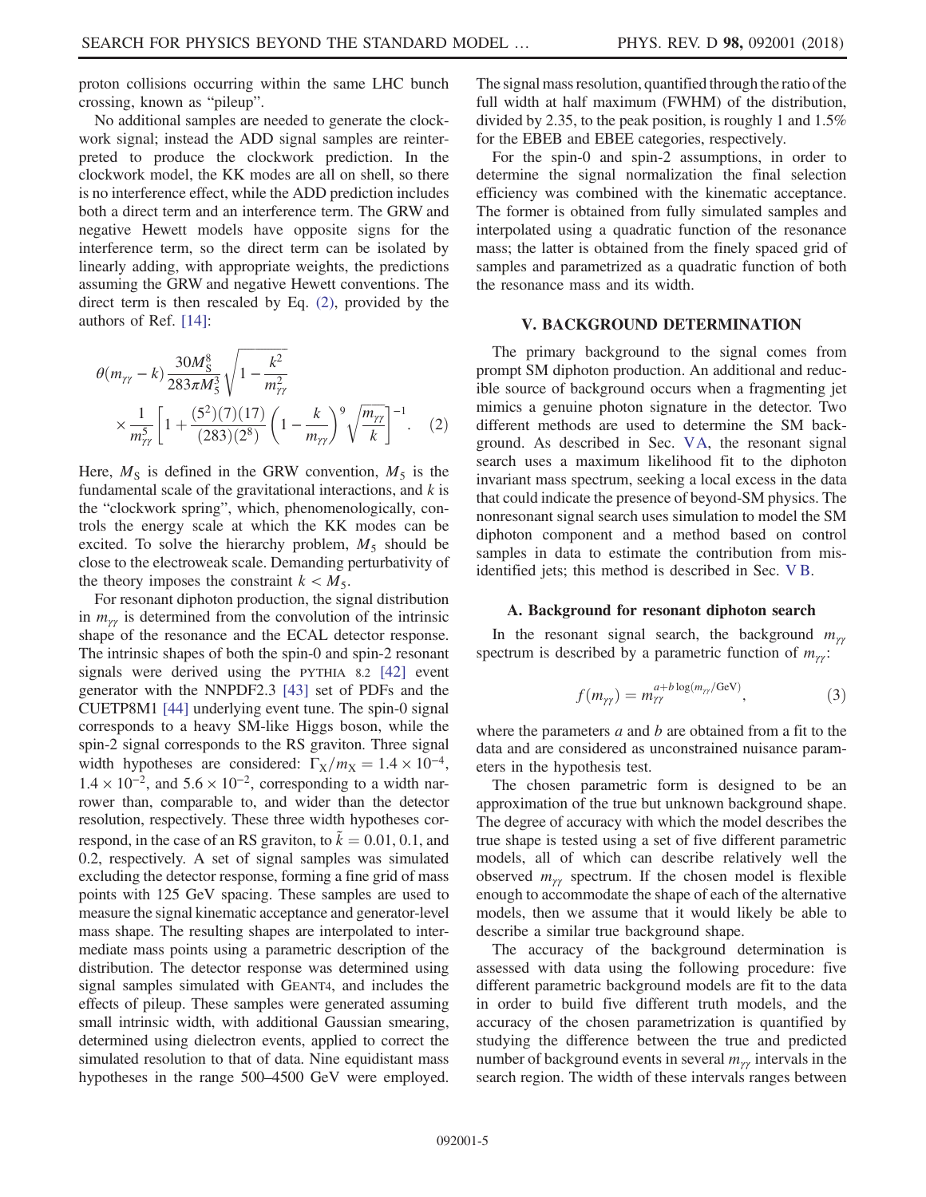proton collisions occurring within the same LHC bunch crossing, known as "pileup".

No additional samples are needed to generate the clockwork signal; instead the ADD signal samples are reinterpreted to produce the clockwork prediction. In the clockwork model, the KK modes are all on shell, so there is no interference effect, while the ADD prediction includes both a direct term and an interference term. The GRW and negative Hewett models have opposite signs for the interference term, so the direct term can be isolated by linearly adding, with appropriate weights, the predictions assuming the GRW and negative Hewett conventions. The direct term is then rescaled by Eq. (2), provided by the authors of Ref. [14]:

$$\theta(m_{\gamma\gamma} - k)\frac{30M_\mathrm{S}^8}{283\pi M_5^3}\sqrt{1-\frac{k^2}{m_{\gamma\gamma}^2}} \times \frac{1}{m_{\gamma\gamma}^5}\left[1+\frac{(5^2)(7)(17)}{(283)(2^8)}\left(1-\frac{k}{m_{\gamma\gamma}}\right)^9\sqrt{\frac{m_{\gamma\gamma}}{k}}\right]^{-1}. \quad (2)$$

Here, $M_\mathrm{S}$ is defined in the GRW convention, $M_5$ is the fundamental scale of the gravitational interactions, and $k$ is the "clockwork spring", which, phenomenologically, controls the energy scale at which the KK modes can be excited. To solve the hierarchy problem, $M_5$ should be close to the electroweak scale. Demanding perturbativity of the theory imposes the constraint $k < M_5$.

For resonant diphoton production, the signal distribution in $m_{\gamma\gamma}$ is determined from the convolution of the intrinsic shape of the resonance and the ECAL detector response. The intrinsic shapes of both the spin-0 and spin-2 resonant signals were derived using the PYTHIA 8.2 [42] event generator with the NNPDF2.3 [43] set of PDFs and the CUETP8M1 [44] underlying event tune. The spin-0 signal corresponds to a heavy SM-like Higgs boson, while the spin-2 signal corresponds to the RS graviton. Three signal width hypotheses are considered: $\Gamma_\mathrm{X}/m_\mathrm{X} = 1.4\times10^{-4}$, $1.4\times10^{-2}$, and $5.6\times10^{-2}$, corresponding to a width narrower than, comparable to, and wider than the detector resolution, respectively. These three width hypotheses correspond, in the case of an RS graviton, to $\tilde{k} = 0.01$, 0.1, and 0.2, respectively. A set of signal samples was simulated excluding the detector response, forming a fine grid of mass points with 125 GeV spacing. These samples are used to measure the signal kinematic acceptance and generator-level mass shape. The resulting shapes are interpolated to intermediate mass points using a parametric description of the distribution. The detector response was determined using signal samples simulated with GEANT4, and includes the effects of pileup. These samples were generated assuming small intrinsic width, with additional Gaussian smearing, determined using dielectron events, applied to correct the simulated resolution to that of data. Nine equidistant mass hypotheses in the range 500–4500 GeV were employed. The signal mass resolution, quantified through the ratio of the full width at half maximum (FWHM) of the distribution, divided by 2.35, to the peak position, is roughly 1 and 1.5% for the EBEB and EBEE categories, respectively.

For the spin-0 and spin-2 assumptions, in order to determine the signal normalization the final selection efficiency was combined with the kinematic acceptance. The former is obtained from fully simulated samples and interpolated using a quadratic function of the resonance mass; the latter is obtained from the finely spaced grid of samples and parametrized as a quadratic function of both the resonance mass and its width.

## V. BACKGROUND DETERMINATION

The primary background to the signal comes from prompt SM diphoton production. An additional and reducible source of background occurs when a fragmenting jet mimics a genuine photon signature in the detector. Two different methods are used to determine the SM background. As described in Sec. V A, the resonant signal search uses a maximum likelihood fit to the diphoton invariant mass spectrum, seeking a local excess in the data that could indicate the presence of beyond-SM physics. The nonresonant signal search uses simulation to model the SM diphoton component and a method based on control samples in data to estimate the contribution from misidentified jets; this method is described in Sec. V B.

### A. Background for resonant diphoton search

In the resonant signal search, the background $m_{\gamma\gamma}$ spectrum is described by a parametric function of $m_{\gamma\gamma}$:

$$f(m_{\gamma\gamma}) = m_{\gamma\gamma}^{a+b\log(m_{\gamma\gamma}/\mathrm{GeV})}, \quad (3)$$

where the parameters $a$ and $b$ are obtained from a fit to the data and are considered as unconstrained nuisance parameters in the hypothesis test.

The chosen parametric form is designed to be an approximation of the true but unknown background shape. The degree of accuracy with which the model describes the true shape is tested using a set of five different parametric models, all of which can describe relatively well the observed $m_{\gamma\gamma}$ spectrum. If the chosen model is flexible enough to accommodate the shape of each of the alternative models, then we assume that it would likely be able to describe a similar true background shape.

The accuracy of the background determination is assessed with data using the following procedure: five different parametric background models are fit to the data in order to build five different truth models, and the accuracy of the chosen parametrization is quantified by studying the difference between the true and predicted number of background events in several $m_{\gamma\gamma}$ intervals in the search region. The width of these intervals ranges between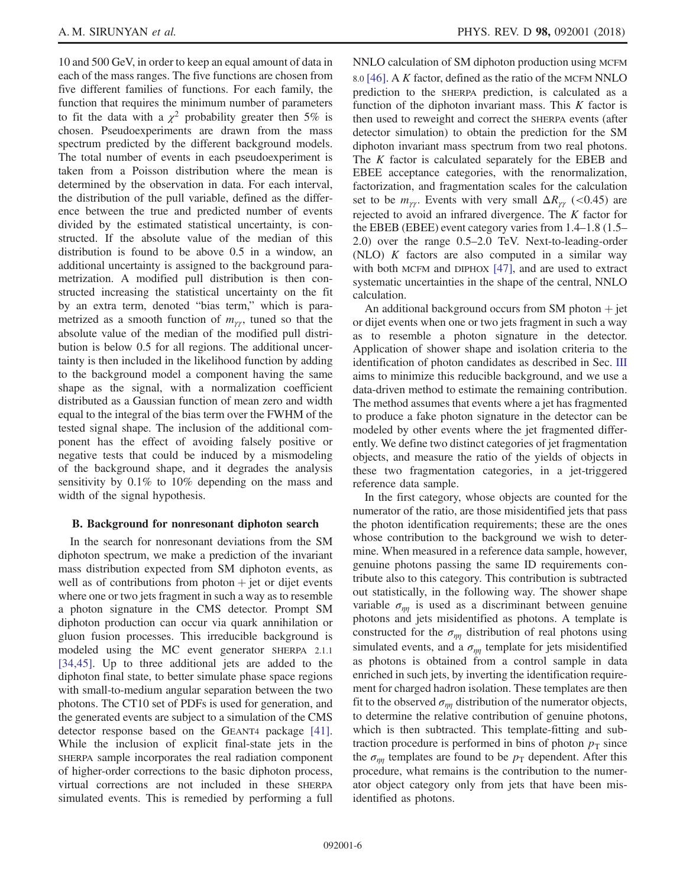10 and 500 GeV, in order to keep an equal amount of data in each of the mass ranges. The five functions are chosen from five different families of functions. For each family, the function that requires the minimum number of parameters to fit the data with a $\chi^2$ probability greater then 5% is chosen. Pseudoexperiments are drawn from the mass spectrum predicted by the different background models. The total number of events in each pseudoexperiment is taken from a Poisson distribution where the mean is determined by the observation in data. For each interval, the distribution of the pull variable, defined as the difference between the true and predicted number of events divided by the estimated statistical uncertainty, is constructed. If the absolute value of the median of this distribution is found to be above 0.5 in a window, an additional uncertainty is assigned to the background parametrization. A modified pull distribution is then constructed increasing the statistical uncertainty on the fit by an extra term, denoted "bias term," which is parametrized as a smooth function of $m_{\gamma\gamma}$, tuned so that the absolute value of the median of the modified pull distribution is below 0.5 for all regions. The additional uncertainty is then included in the likelihood function by adding to the background model a component having the same shape as the signal, with a normalization coefficient distributed as a Gaussian function of mean zero and width equal to the integral of the bias term over the FWHM of the tested signal shape. The inclusion of the additional component has the effect of avoiding falsely positive or negative tests that could be induced by a mismodeling of the background shape, and it degrades the analysis sensitivity by 0.1% to 10% depending on the mass and width of the signal hypothesis.

### B. Background for nonresonant diphoton search

In the search for nonresonant deviations from the SM diphoton spectrum, we make a prediction of the invariant mass distribution expected from SM diphoton events, as well as of contributions from photon + jet or dijet events where one or two jets fragment in such a way as to resemble a photon signature in the CMS detector. Prompt SM diphoton production can occur via quark annihilation or gluon fusion processes. This irreducible background is modeled using the MC event generator SHERPA 2.1.1 [34,45]. Up to three additional jets are added to the diphoton final state, to better simulate phase space regions with small-to-medium angular separation between the two photons. The CT10 set of PDFs is used for generation, and the generated events are subject to a simulation of the CMS detector response based on the GEANT4 package [41]. While the inclusion of explicit final-state jets in the SHERPA sample incorporates the real radiation component of higher-order corrections to the basic diphoton process, virtual corrections are not included in these SHERPA simulated events. This is remedied by performing a full NNLO calculation of SM diphoton production using MCFM 8.0 [46]. A $K$ factor, defined as the ratio of the MCFM NNLO prediction to the SHERPA prediction, is calculated as a function of the diphoton invariant mass. This $K$ factor is then used to reweight and correct the SHERPA events (after detector simulation) to obtain the prediction for the SM diphoton invariant mass spectrum from two real photons. The $K$ factor is calculated separately for the EBEB and EBEE acceptance categories, with the renormalization, factorization, and fragmentation scales for the calculation set to be $m_{\gamma\gamma}$. Events with very small $\Delta R_{\gamma\gamma}$ ($<0.45$) are rejected to avoid an infrared divergence. The $K$ factor for the EBEB (EBEE) event category varies from 1.4–1.8 (1.5–2.0) over the range 0.5–2.0 TeV. Next-to-leading-order (NLO) $K$ factors are also computed in a similar way with both MCFM and DIPHOX [47], and are used to extract systematic uncertainties in the shape of the central, NNLO calculation.

An additional background occurs from SM photon + jet or dijet events when one or two jets fragment in such a way as to resemble a photon signature in the detector. Application of shower shape and isolation criteria to the identification of photon candidates as described in Sec. III aims to minimize this reducible background, and we use a data-driven method to estimate the remaining contribution. The method assumes that events where a jet has fragmented to produce a fake photon signature in the detector can be modeled by other events where the jet fragmented differently. We define two distinct categories of jet fragmentation objects, and measure the ratio of the yields of objects in these two fragmentation categories, in a jet-triggered reference data sample.

In the first category, whose objects are counted for the numerator of the ratio, are those misidentified jets that pass the photon identification requirements; these are the ones whose contribution to the background we wish to determine. When measured in a reference data sample, however, genuine photons passing the same ID requirements contribute also to this category. This contribution is subtracted out statistically, in the following way. The shower shape variable $\sigma_{\eta\eta}$ is used as a discriminant between genuine photons and jets misidentified as photons. A template is constructed for the $\sigma_{\eta\eta}$ distribution of real photons using simulated events, and a $\sigma_{\eta\eta}$ template for jets misidentified as photons is obtained from a control sample in data enriched in such jets, by inverting the identification requirement for charged hadron isolation. These templates are then fit to the observed $\sigma_{\eta\eta}$ distribution of the numerator objects, to determine the relative contribution of genuine photons, which is then subtracted. This template-fitting and subtraction procedure is performed in bins of photon $p_T$ since the $\sigma_{\eta\eta}$ templates are found to be $p_T$ dependent. After this procedure, what remains is the contribution to the numerator object category only from jets that have been misidentified as photons.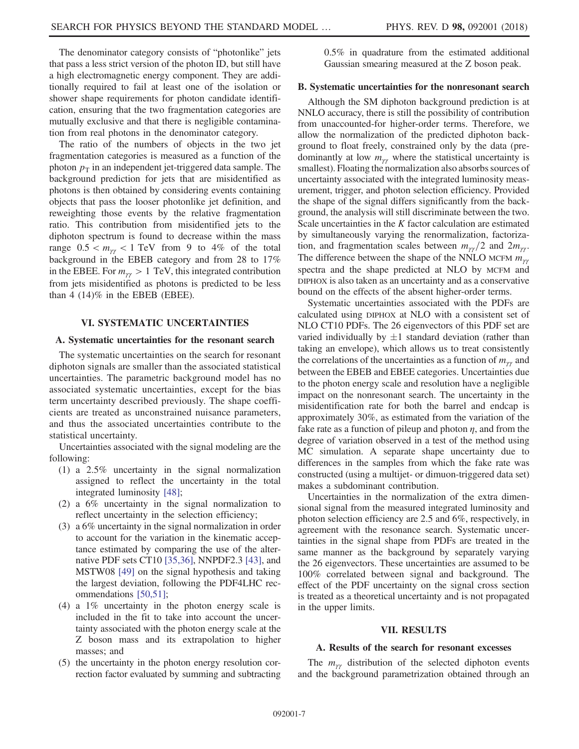The denominator category consists of "photonlike" jets that pass a less strict version of the photon ID, but still have a high electromagnetic energy component. They are additionally required to fail at least one of the isolation or shower shape requirements for photon candidate identification, ensuring that the two fragmentation categories are mutually exclusive and that there is negligible contamination from real photons in the denominator category.

The ratio of the numbers of objects in the two jet fragmentation categories is measured as a function of the photon $p_T$ in an independent jet-triggered data sample. The background prediction for jets that are misidentified as photons is then obtained by considering events containing objects that pass the looser photonlike jet definition, and reweighting those events by the relative fragmentation ratio. This contribution from misidentified jets to the diphoton spectrum is found to decrease within the mass range $0.5 < m_{\gamma\gamma} < 1$ TeV from 9 to 4% of the total background in the EBEB category and from 28 to 17% in the EBEE. For $m_{\gamma\gamma} > 1$ TeV, this integrated contribution from jets misidentified as photons is predicted to be less than 4 (14)% in the EBEB (EBEE).

## VI. SYSTEMATIC UNCERTAINTIES

### A. Systematic uncertainties for the resonant search

The systematic uncertainties on the search for resonant diphoton signals are smaller than the associated statistical uncertainties. The parametric background model has no associated systematic uncertainties, except for the bias term uncertainty described previously. The shape coefficients are treated as unconstrained nuisance parameters, and thus the associated uncertainties contribute to the statistical uncertainty.

Uncertainties associated with the signal modeling are the following:

1. a 2.5% uncertainty in the signal normalization assigned to reflect the uncertainty in the total integrated luminosity [48];
2. a 6% uncertainty in the signal normalization to reflect uncertainty in the selection efficiency;
3. a 6% uncertainty in the signal normalization in order to account for the variation in the kinematic acceptance estimated by comparing the use of the alternative PDF sets CT10 [35,36], NNPDF2.3 [43], and MSTW08 [49] on the signal hypothesis and taking the largest deviation, following the PDF4LHC recommendations [50,51];
4. a 1% uncertainty in the photon energy scale is included in the fit to take into account the uncertainty associated with the photon energy scale at the Z boson mass and its extrapolation to higher masses; and
5. the uncertainty in the photon energy resolution correction factor evaluated by summing and subtracting 0.5% in quadrature from the estimated additional Gaussian smearing measured at the Z boson peak.

### B. Systematic uncertainties for the nonresonant search

Although the SM diphoton background prediction is at NNLO accuracy, there is still the possibility of contribution from unaccounted-for higher-order terms. Therefore, we allow the normalization of the predicted diphoton background to float freely, constrained only by the data (predominantly at low $m_{\gamma\gamma}$ where the statistical uncertainty is smallest). Floating the normalization also absorbs sources of uncertainty associated with the integrated luminosity measurement, trigger, and photon selection efficiency. Provided the shape of the signal differs significantly from the background, the analysis will still discriminate between the two. Scale uncertainties in the $K$ factor calculation are estimated by simultaneously varying the renormalization, factorization, and fragmentation scales between $m_{\gamma\gamma}/2$ and $2m_{\gamma\gamma}$. The difference between the shape of the NNLO MCFM $m_{\gamma\gamma}$ spectra and the shape predicted at NLO by MCFM and DIPHOX is also taken as an uncertainty and as a conservative bound on the effects of the absent higher-order terms.

Systematic uncertainties associated with the PDFs are calculated using DIPHOX at NLO with a consistent set of NLO CT10 PDFs. The 26 eigenvectors of this PDF set are varied individually by $\pm 1$ standard deviation (rather than taking an envelope), which allows us to treat consistently the correlations of the uncertainties as a function of $m_{\gamma\gamma}$ and between the EBEB and EBEE categories. Uncertainties due to the photon energy scale and resolution have a negligible impact on the nonresonant search. The uncertainty in the misidentification rate for both the barrel and endcap is approximately 30%, as estimated from the variation of the fake rate as a function of pileup and photon $\eta$, and from the degree of variation observed in a test of the method using MC simulation. A separate shape uncertainty due to differences in the samples from which the fake rate was constructed (using a multijet- or dimuon-triggered data set) makes a subdominant contribution.

Uncertainties in the normalization of the extra dimensional signal from the measured integrated luminosity and photon selection efficiency are 2.5 and 6%, respectively, in agreement with the resonance search. Systematic uncertainties in the signal shape from PDFs are treated in the same manner as the background by separately varying the 26 eigenvectors. These uncertainties are assumed to be 100% correlated between signal and background. The effect of the PDF uncertainty on the signal cross section is treated as a theoretical uncertainty and is not propagated in the upper limits.

## VII. RESULTS

### A. Results of the search for resonant excesses

The $m_{\gamma\gamma}$ distribution of the selected diphoton events and the background parametrization obtained through an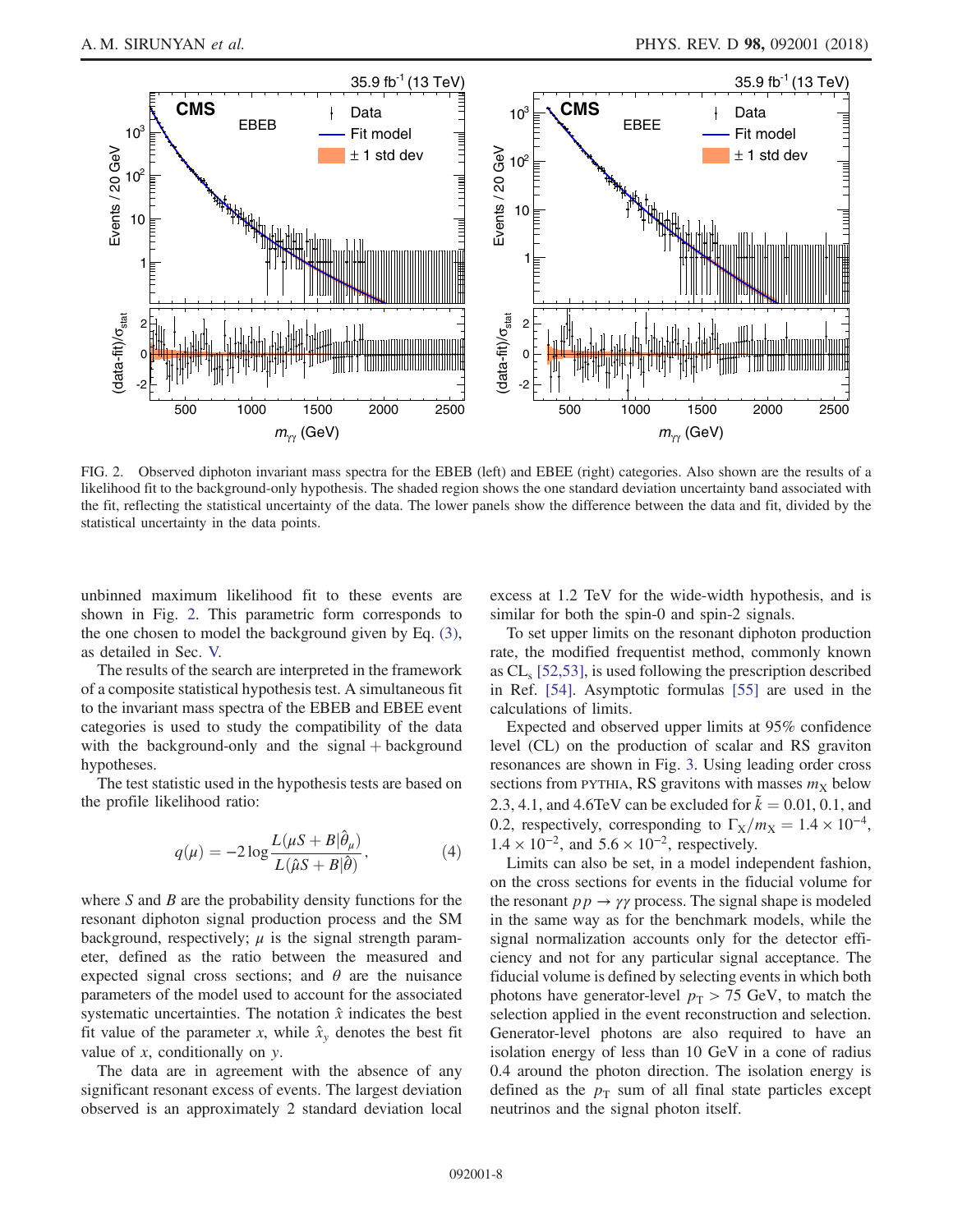FIG. 2. Observed diphoton invariant mass spectra for the EBEB (left) and EBEE (right) categories. Also shown are the results of a likelihood fit to the background-only hypothesis. The shaded region shows the one standard deviation uncertainty band associated with the fit, reflecting the statistical uncertainty of the data. The lower panels show the difference between the data and fit, divided by the statistical uncertainty in the data points.

unbinned maximum likelihood fit to these events are shown in Fig. 2. This parametric form corresponds to the one chosen to model the background given by Eq. (3), as detailed in Sec. V.

The results of the search are interpreted in the framework of a composite statistical hypothesis test. A simultaneous fit to the invariant mass spectra of the EBEB and EBEE event categories is used to study the compatibility of the data with the background-only and the signal + background hypotheses.

The test statistic used in the hypothesis tests are based on the profile likelihood ratio:

$$q(\mu) = -2\log\frac{L(\mu S + B|\hat{\theta}_{\mu})}{L(\hat{\mu}S + B|\hat{\theta})}, \tag{4}$$

where $S$ and $B$ are the probability density functions for the resonant diphoton signal production process and the SM background, respectively; $\mu$ is the signal strength parameter, defined as the ratio between the measured and expected signal cross sections; and $\theta$ are the nuisance parameters of the model used to account for the associated systematic uncertainties. The notation $\hat{x}$ indicates the best fit value of the parameter $x$, while $\hat{x}_y$ denotes the best fit value of $x$, conditionally on $y$.

The data are in agreement with the absence of any significant resonant excess of events. The largest deviation observed is an approximately 2 standard deviation local excess at 1.2 TeV for the wide-width hypothesis, and is similar for both the spin-0 and spin-2 signals.

To set upper limits on the resonant diphoton production rate, the modified frequentist method, commonly known as $\mathrm{CL_s}$ [52,53], is used following the prescription described in Ref. [54]. Asymptotic formulas [55] are used in the calculations of limits.

Expected and observed upper limits at 95% confidence level (CL) on the production of scalar and RS graviton resonances are shown in Fig. 3. Using leading order cross sections from PYTHIA, RS gravitons with masses $m_{\mathrm{X}}$ below 2.3, 4.1, and 4.6TeV can be excluded for $\tilde{k} = 0.01$, 0.1, and 0.2, respectively, corresponding to $\Gamma_{\mathrm{X}}/m_{\mathrm{X}} = 1.4 \times 10^{-4}$, $1.4 \times 10^{-2}$, and $5.6 \times 10^{-2}$, respectively.

Limits can also be set, in a model independent fashion, on the cross sections for events in the fiducial volume for the resonant $pp \to \gamma\gamma$ process. The signal shape is modeled in the same way as for the benchmark models, while the signal normalization accounts only for the detector efficiency and not for any particular signal acceptance. The fiducial volume is defined by selecting events in which both photons have generator-level $p_{\mathrm{T}} > 75$ GeV, to match the selection applied in the event reconstruction and selection. Generator-level photons are also required to have an isolation energy of less than 10 GeV in a cone of radius 0.4 around the photon direction. The isolation energy is defined as the $p_{\mathrm{T}}$ sum of all final state particles except neutrinos and the signal photon itself.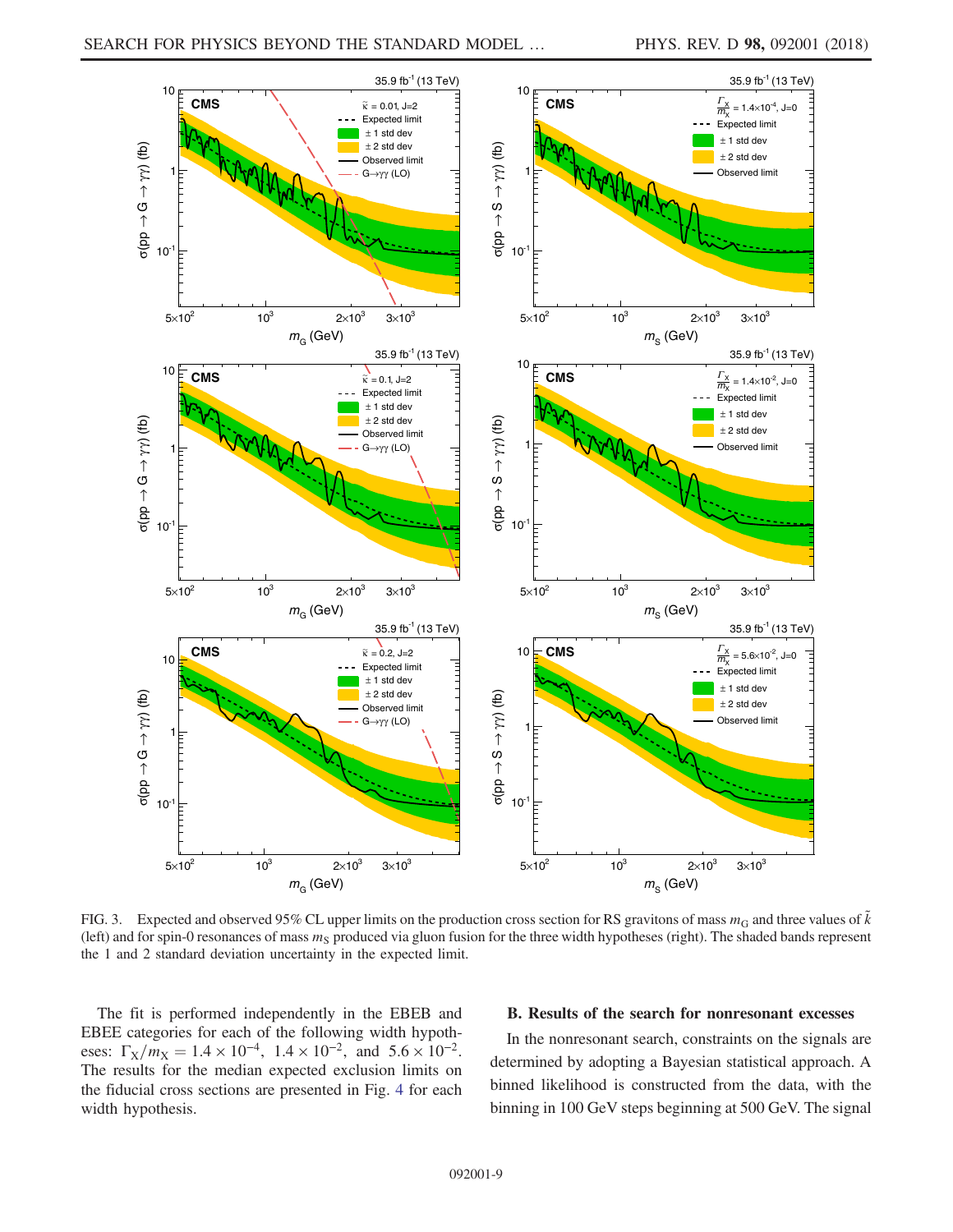FIG. 3. Expected and observed 95% CL upper limits on the production cross section for RS gravitons of mass $m_G$ and three values of $\tilde{k}$ (left) and for spin-0 resonances of mass $m_S$ produced via gluon fusion for the three width hypotheses (right). The shaded bands represent the 1 and 2 standard deviation uncertainty in the expected limit.

The fit is performed independently in the EBEB and EBEE categories for each of the following width hypotheses: $\Gamma_X/m_X = 1.4 \times 10^{-4}$, $1.4 \times 10^{-2}$, and $5.6 \times 10^{-2}$. The results for the median expected exclusion limits on the fiducial cross sections are presented in Fig. 4 for each width hypothesis.

### B. Results of the search for nonresonant excesses

In the nonresonant search, constraints on the signals are determined by adopting a Bayesian statistical approach. A binned likelihood is constructed from the data, with the binning in 100 GeV steps beginning at 500 GeV. The signal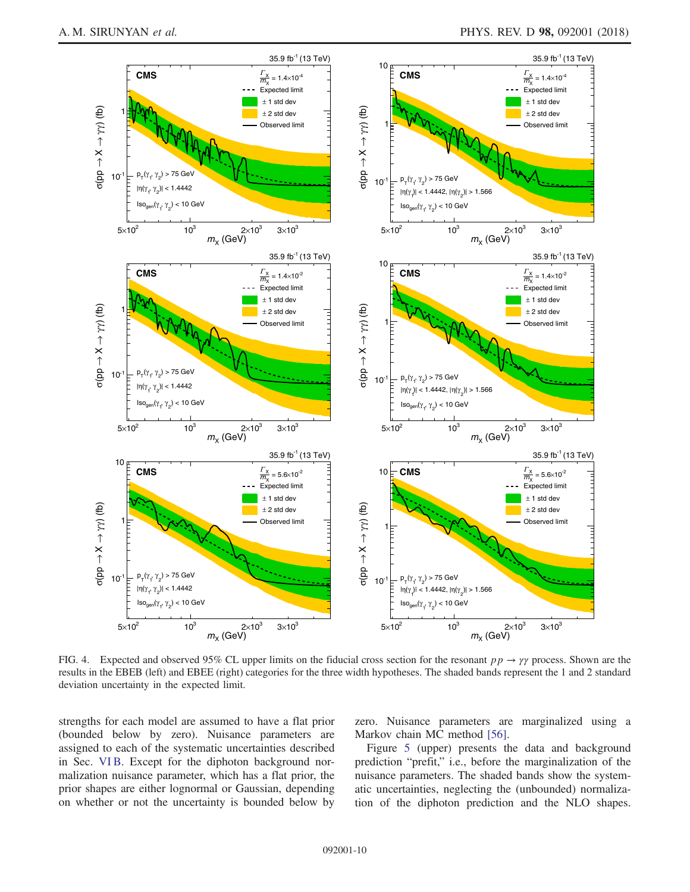FIG. 4. Expected and observed 95% CL upper limits on the fiducial cross section for the resonant $pp \to \gamma\gamma$ process. Shown are the results in the EBEB (left) and EBEE (right) categories for the three width hypotheses. The shaded bands represent the 1 and 2 standard deviation uncertainty in the expected limit.

strengths for each model are assumed to have a flat prior (bounded below by zero). Nuisance parameters are assigned to each of the systematic uncertainties described in Sec. VI B. Except for the diphoton background normalization nuisance parameter, which has a flat prior, the prior shapes are either lognormal or Gaussian, depending on whether or not the uncertainty is bounded below by zero. Nuisance parameters are marginalized using a Markov chain MC method [56].

Figure 5 (upper) presents the data and background prediction "prefit," i.e., before the marginalization of the nuisance parameters. The shaded bands show the systematic uncertainties, neglecting the (unbounded) normalization of the diphoton prediction and the NLO shapes.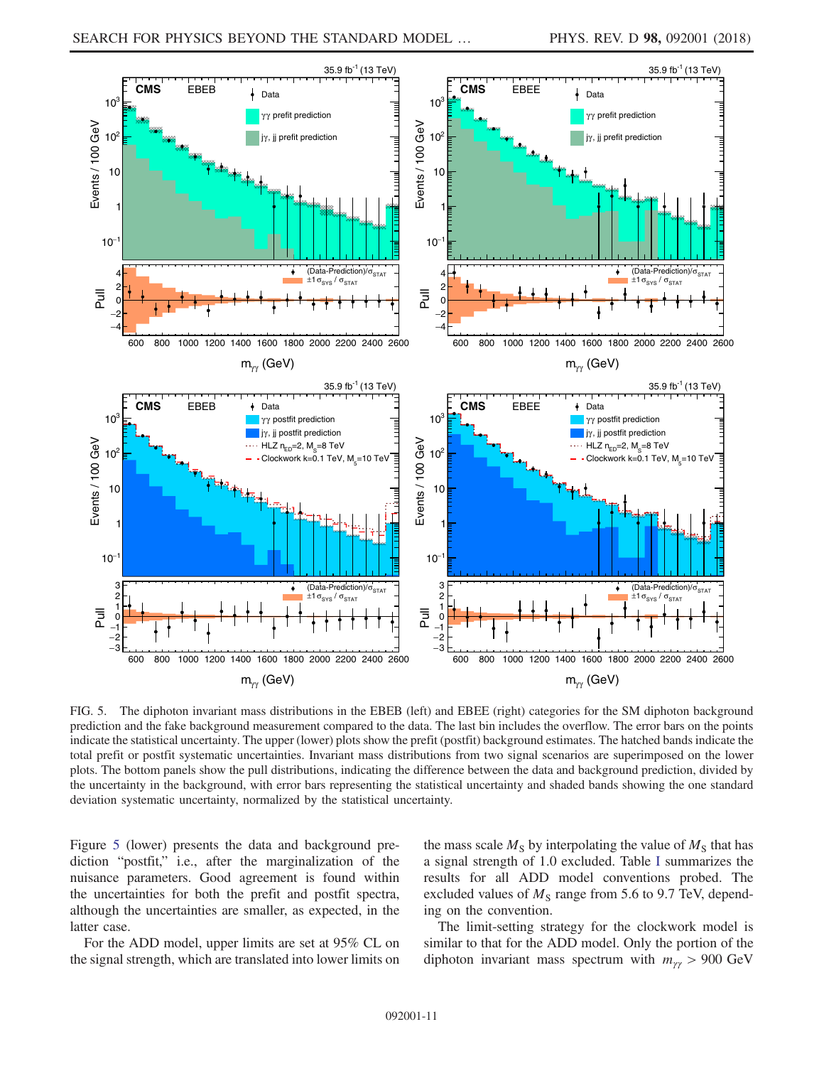FIG. 5. The diphoton invariant mass distributions in the EBEB (left) and EBEE (right) categories for the SM diphoton background prediction and the fake background measurement compared to the data. The last bin includes the overflow. The error bars on the points indicate the statistical uncertainty. The upper (lower) plots show the prefit (postfit) background estimates. The hatched bands indicate the total prefit or postfit systematic uncertainties. Invariant mass distributions from two signal scenarios are superimposed on the lower plots. The bottom panels show the pull distributions, indicating the difference between the data and background prediction, divided by the uncertainty in the background, with error bars representing the statistical uncertainty and shaded bands showing the one standard deviation systematic uncertainty, normalized by the statistical uncertainty.

Figure 5 (lower) presents the data and background prediction "postfit," i.e., after the marginalization of the nuisance parameters. Good agreement is found within the uncertainties for both the prefit and postfit spectra, although the uncertainties are smaller, as expected, in the latter case.

For the ADD model, upper limits are set at 95% CL on the signal strength, which are translated into lower limits on the mass scale $M_S$ by interpolating the value of $M_S$ that has a signal strength of 1.0 excluded. Table I summarizes the results for all ADD model conventions probed. The excluded values of $M_S$ range from 5.6 to 9.7 TeV, depending on the convention.

The limit-setting strategy for the clockwork model is similar to that for the ADD model. Only the portion of the diphoton invariant mass spectrum with $m_{\gamma\gamma} > 900$ GeV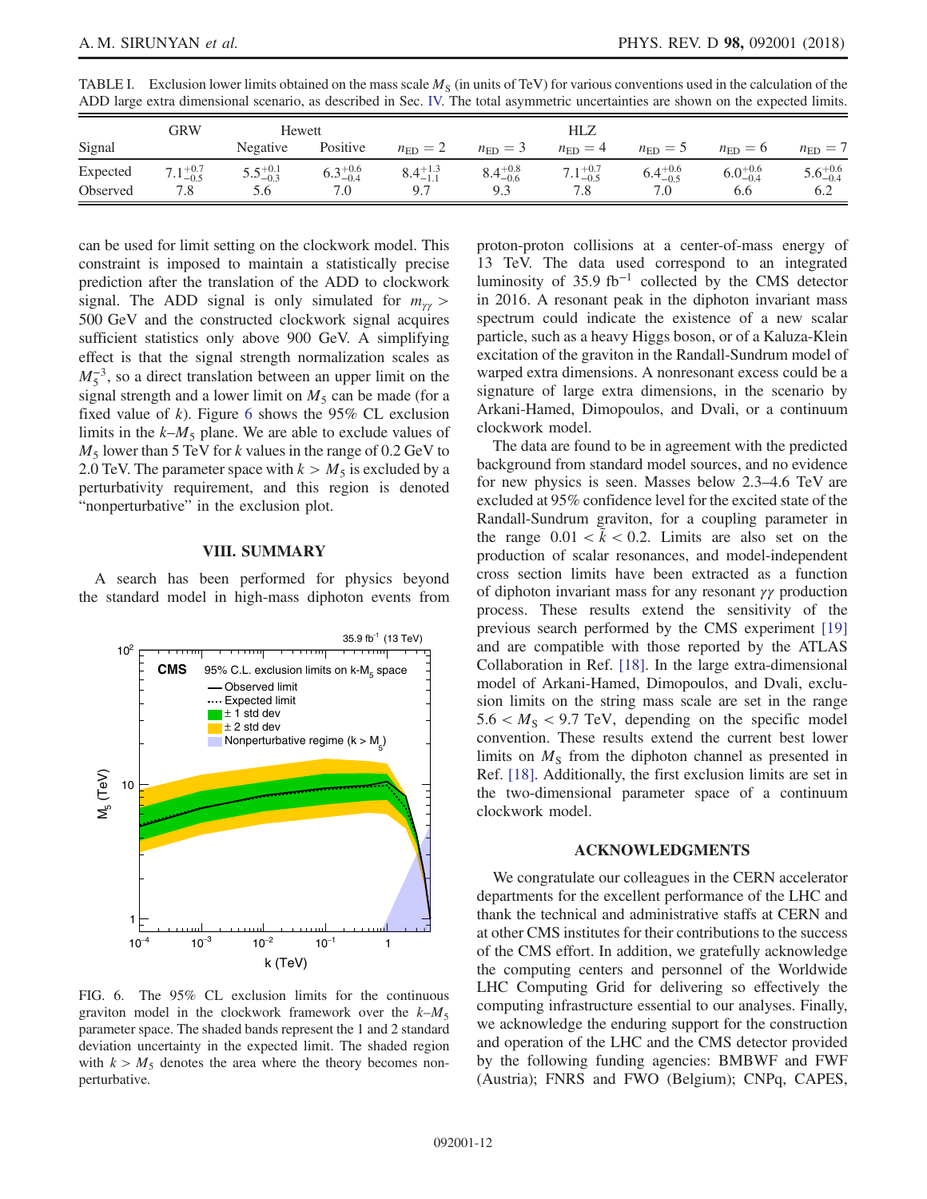TABLE I. Exclusion lower limits obtained on the mass scale $M_S$ (in units of TeV) for various conventions used in the calculation of the ADD large extra dimensional scenario, as described in Sec. IV. The total asymmetric uncertainties are shown on the expected limits.

| Signal | GRW | Hewett | | HLZ | | | | | |
|---|---|---|---|---|---|---|---|---|---|
| | | Negative | Positive | $n_{ED}=2$ | $n_{ED}=3$ | $n_{ED}=4$ | $n_{ED}=5$ | $n_{ED}=6$ | $n_{ED}=7$ |
| Expected | $7.1^{+0.7}_{-0.5}$ | $5.5^{+0.1}_{-0.3}$ | $6.3^{+0.6}_{-0.4}$ | $8.4^{+1.3}_{-1.1}$ | $8.4^{+0.8}_{-0.6}$ | $7.1^{+0.7}_{-0.5}$ | $6.4^{+0.6}_{-0.5}$ | $6.0^{+0.6}_{-0.4}$ | $5.6^{+0.6}_{-0.4}$ |
| Observed | 7.8 | 5.6 | 7.0 | 9.7 | 9.3 | 7.8 | 7.0 | 6.6 | 6.2 |

can be used for limit setting on the clockwork model. This constraint is imposed to maintain a statistically precise prediction after the translation of the ADD to clockwork signal. The ADD signal is only simulated for $m_{\gamma\gamma} > 500$ GeV and the constructed clockwork signal acquires sufficient statistics only above 900 GeV. A simplifying effect is that the signal strength normalization scales as $M_5^{-3}$, so a direct translation between an upper limit on the signal strength and a lower limit on $M_5$ can be made (for a fixed value of $k$). Figure 6 shows the 95% CL exclusion limits in the $k$–$M_5$ plane. We are able to exclude values of $M_5$ lower than 5 TeV for $k$ values in the range of 0.2 GeV to 2.0 TeV. The parameter space with $k > M_5$ is excluded by a perturbativity requirement, and this region is denoted "nonperturbative" in the exclusion plot.

FIG. 6. The 95% CL exclusion limits for the continuous graviton model in the clockwork framework over the $k$–$M_5$ parameter space. The shaded bands represent the 1 and 2 standard deviation uncertainty in the expected limit. The shaded region with $k > M_5$ denotes the area where the theory becomes nonperturbative.

## VIII. SUMMARY

A search has been performed for physics beyond the standard model in high-mass diphoton events from proton-proton collisions at a center-of-mass energy of 13 TeV. The data used correspond to an integrated luminosity of 35.9 fb$^{-1}$ collected by the CMS detector in 2016. A resonant peak in the diphoton invariant mass spectrum could indicate the existence of a new scalar particle, such as a heavy Higgs boson, or of a Kaluza-Klein excitation of the graviton in the Randall-Sundrum model of warped extra dimensions. A nonresonant excess could be a signature of large extra dimensions, in the scenario by Arkani-Hamed, Dimopoulos, and Dvali, or a continuum clockwork model.

The data are found to be in agreement with the predicted background from standard model sources, and no evidence for new physics is seen. Masses below 2.3–4.6 TeV are excluded at 95% confidence level for the excited state of the Randall-Sundrum graviton, for a coupling parameter in the range $0.01 < \tilde{k} < 0.2$. Limits are also set on the production of scalar resonances, and model-independent cross section limits have been extracted as a function of diphoton invariant mass for any resonant $\gamma\gamma$ production process. These results extend the sensitivity of the previous search performed by the CMS experiment [19] and are compatible with those reported by the ATLAS Collaboration in Ref. [18]. In the large extra-dimensional model of Arkani-Hamed, Dimopoulos, and Dvali, exclusion limits on the string mass scale are set in the range $5.6 < M_S < 9.7$ TeV, depending on the specific model convention. These results extend the current best lower limits on $M_S$ from the diphoton channel as presented in Ref. [18]. Additionally, the first exclusion limits are set in the two-dimensional parameter space of a continuum clockwork model.

## ACKNOWLEDGMENTS

We congratulate our colleagues in the CERN accelerator departments for the excellent performance of the LHC and thank the technical and administrative staffs at CERN and at other CMS institutes for their contributions to the success of the CMS effort. In addition, we gratefully acknowledge the computing centers and personnel of the Worldwide LHC Computing Grid for delivering so effectively the computing infrastructure essential to our analyses. Finally, we acknowledge the enduring support for the construction and operation of the LHC and the CMS detector provided by the following funding agencies: BMBWF and FWF (Austria); FNRS and FWO (Belgium); CNPq, CAPES,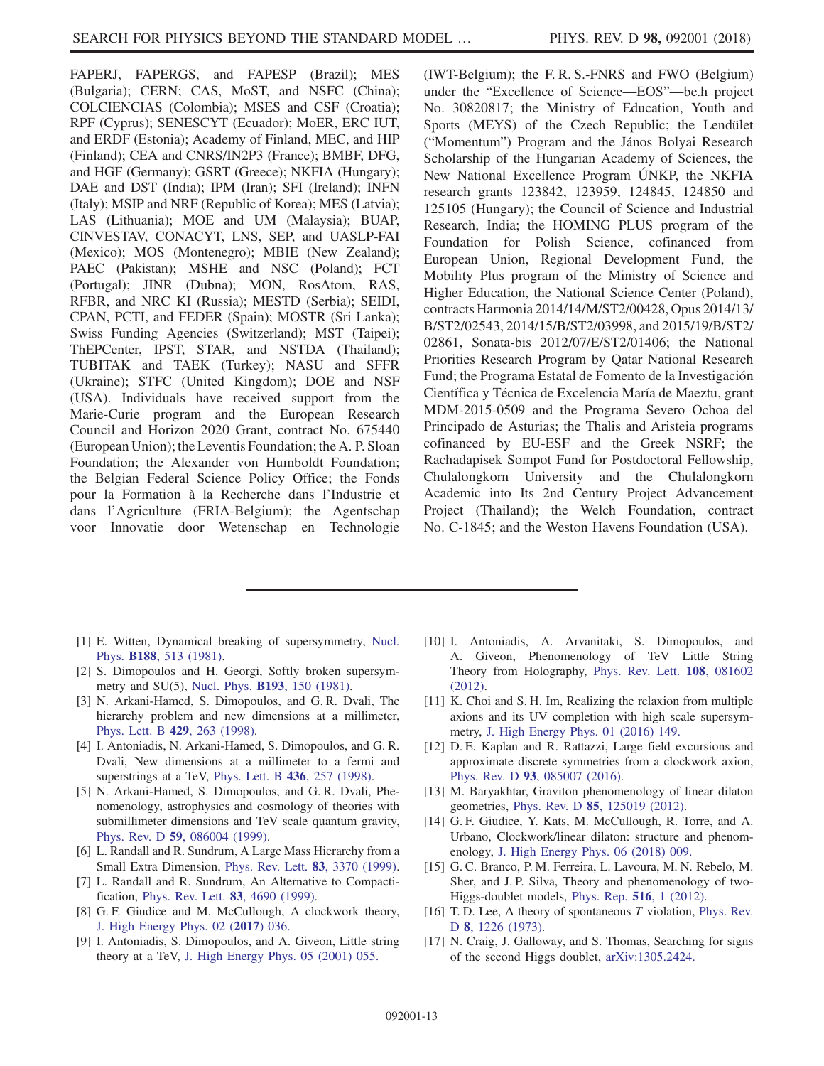FAPERJ, FAPERGS, and FAPESP (Brazil); MES (Bulgaria); CERN; CAS, MoST, and NSFC (China); COLCIENCIAS (Colombia); MSES and CSF (Croatia); RPF (Cyprus); SENESCYT (Ecuador); MoER, ERC IUT, and ERDF (Estonia); Academy of Finland, MEC, and HIP (Finland); CEA and CNRS/IN2P3 (France); BMBF, DFG, and HGF (Germany); GSRT (Greece); NKFIA (Hungary); DAE and DST (India); IPM (Iran); SFI (Ireland); INFN (Italy); MSIP and NRF (Republic of Korea); MES (Latvia); LAS (Lithuania); MOE and UM (Malaysia); BUAP, CINVESTAV, CONACYT, LNS, SEP, and UASLP-FAI (Mexico); MOS (Montenegro); MBIE (New Zealand); PAEC (Pakistan); MSHE and NSC (Poland); FCT (Portugal); JINR (Dubna); MON, RosAtom, RAS, RFBR, and NRC KI (Russia); MESTD (Serbia); SEIDI, CPAN, PCTI, and FEDER (Spain); MOSTR (Sri Lanka); Swiss Funding Agencies (Switzerland); MST (Taipei); ThEPCenter, IPST, STAR, and NSTDA (Thailand); TUBITAK and TAEK (Turkey); NASU and SFFR (Ukraine); STFC (United Kingdom); DOE and NSF (USA). Individuals have received support from the Marie-Curie program and the European Research Council and Horizon 2020 Grant, contract No. 675440 (European Union); the Leventis Foundation; the A. P. Sloan Foundation; the Alexander von Humboldt Foundation; the Belgian Federal Science Policy Office; the Fonds pour la Formation à la Recherche dans l'Industrie et dans l'Agriculture (FRIA-Belgium); the Agentschap voor Innovatie door Wetenschap en Technologie (IWT-Belgium); the F. R. S.-FNRS and FWO (Belgium) under the "Excellence of Science—EOS"—be.h project No. 30820817; the Ministry of Education, Youth and Sports (MEYS) of the Czech Republic; the Lendület ("Momentum") Program and the János Bolyai Research Scholarship of the Hungarian Academy of Sciences, the New National Excellence Program ÚNKP, the NKFIA research grants 123842, 123959, 124845, 124850 and 125105 (Hungary); the Council of Science and Industrial Research, India; the HOMING PLUS program of the Foundation for Polish Science, cofinanced from European Union, Regional Development Fund, the Mobility Plus program of the Ministry of Science and Higher Education, the National Science Center (Poland), contracts Harmonia 2014/14/M/ST2/00428, Opus 2014/13/B/ST2/02543, 2014/15/B/ST2/03998, and 2015/19/B/ST2/02861, Sonata-bis 2012/07/E/ST2/01406; the National Priorities Research Program by Qatar National Research Fund; the Programa Estatal de Fomento de la Investigación Científica y Técnica de Excelencia María de Maeztu, grant MDM-2015-0509 and the Programa Severo Ochoa del Principado de Asturias; the Thalis and Aristeia programs cofinanced by EU-ESF and the Greek NSRF; the Rachadapisek Sompot Fund for Postdoctoral Fellowship, Chulalongkorn University and the Chulalongkorn Academic into Its 2nd Century Project Advancement Project (Thailand); the Welch Foundation, contract No. C-1845; and the Weston Havens Foundation (USA).

---

[1] E. Witten, Dynamical breaking of supersymmetry, Nucl. Phys. **B188**, 513 (1981).

[2] S. Dimopoulos and H. Georgi, Softly broken supersymmetry and SU(5), Nucl. Phys. **B193**, 150 (1981).

[3] N. Arkani-Hamed, S. Dimopoulos, and G. R. Dvali, The hierarchy problem and new dimensions at a millimeter, Phys. Lett. B **429**, 263 (1998).

[4] I. Antoniadis, N. Arkani-Hamed, S. Dimopoulos, and G. R. Dvali, New dimensions at a millimeter to a fermi and superstrings at a TeV, Phys. Lett. B **436**, 257 (1998).

[5] N. Arkani-Hamed, S. Dimopoulos, and G. R. Dvali, Phenomenology, astrophysics and cosmology of theories with submillimeter dimensions and TeV scale quantum gravity, Phys. Rev. D **59**, 086004 (1999).

[6] L. Randall and R. Sundrum, A Large Mass Hierarchy from a Small Extra Dimension, Phys. Rev. Lett. **83**, 3370 (1999).

[7] L. Randall and R. Sundrum, An Alternative to Compactification, Phys. Rev. Lett. **83**, 4690 (1999).

[8] G. F. Giudice and M. McCullough, A clockwork theory, J. High Energy Phys. 02 (**2017**) 036.

[9] I. Antoniadis, S. Dimopoulos, and A. Giveon, Little string theory at a TeV, J. High Energy Phys. 05 (2001) 055.

[10] I. Antoniadis, A. Arvanitaki, S. Dimopoulos, and A. Giveon, Phenomenology of TeV Little String Theory from Holography, Phys. Rev. Lett. **108**, 081602 (2012).

[11] K. Choi and S. H. Im, Realizing the relaxion from multiple axions and its UV completion with high scale supersymmetry, J. High Energy Phys. 01 (2016) 149.

[12] D. E. Kaplan and R. Rattazzi, Large field excursions and approximate discrete symmetries from a clockwork axion, Phys. Rev. D **93**, 085007 (2016).

[13] M. Baryakhtar, Graviton phenomenology of linear dilaton geometries, Phys. Rev. D **85**, 125019 (2012).

[14] G. F. Giudice, Y. Kats, M. McCullough, R. Torre, and A. Urbano, Clockwork/linear dilaton: structure and phenomenology, J. High Energy Phys. 06 (2018) 009.

[15] G. C. Branco, P. M. Ferreira, L. Lavoura, M. N. Rebelo, M. Sher, and J. P. Silva, Theory and phenomenology of two-Higgs-doublet models, Phys. Rep. **516**, 1 (2012).

[16] T. D. Lee, A theory of spontaneous $T$ violation, Phys. Rev. D **8**, 1226 (1973).

[17] N. Craig, J. Galloway, and S. Thomas, Searching for signs of the second Higgs doublet, arXiv:1305.2424.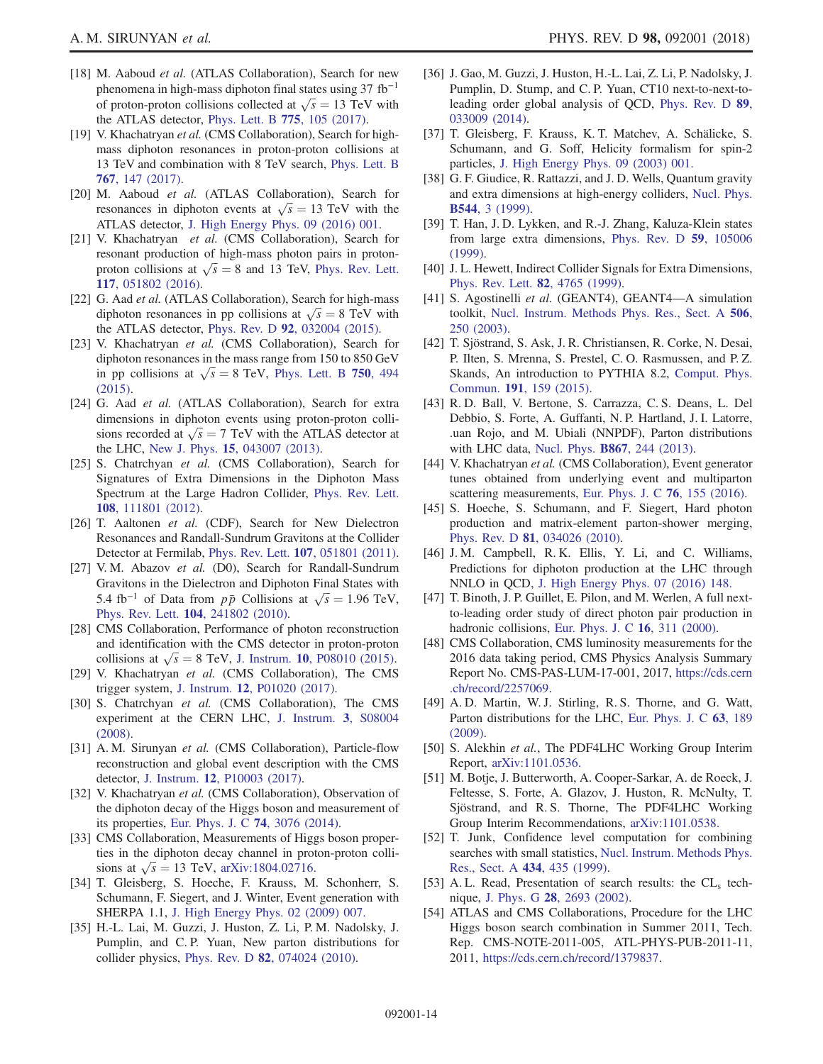[18] M. Aaboud *et al.* (ATLAS Collaboration), Search for new phenomena in high-mass diphoton final states using 37 $\mathrm{fb}^{-1}$ of proton-proton collisions collected at $\sqrt{s} = 13$ TeV with the ATLAS detector, Phys. Lett. B **775**, 105 (2017).

[19] V. Khachatryan *et al.* (CMS Collaboration), Search for high-mass diphoton resonances in proton-proton collisions at 13 TeV and combination with 8 TeV search, Phys. Lett. B **767**, 147 (2017).

[20] M. Aaboud *et al.* (ATLAS Collaboration), Search for resonances in diphoton events at $\sqrt{s} = 13$ TeV with the ATLAS detector, J. High Energy Phys. 09 (2016) 001.

[21] V. Khachatryan *et al.* (CMS Collaboration), Search for resonant production of high-mass photon pairs in proton-proton collisions at $\sqrt{s} = 8$ and 13 TeV, Phys. Rev. Lett. **117**, 051802 (2016).

[22] G. Aad *et al.* (ATLAS Collaboration), Search for high-mass diphoton resonances in pp collisions at $\sqrt{s} = 8$ TeV with the ATLAS detector, Phys. Rev. D **92**, 032004 (2015).

[23] V. Khachatryan *et al.* (CMS Collaboration), Search for diphoton resonances in the mass range from 150 to 850 GeV in pp collisions at $\sqrt{s} = 8$ TeV, Phys. Lett. B **750**, 494 (2015).

[24] G. Aad *et al.* (ATLAS Collaboration), Search for extra dimensions in diphoton events using proton-proton collisions recorded at $\sqrt{s} = 7$ TeV with the ATLAS detector at the LHC, New J. Phys. **15**, 043007 (2013).

[25] S. Chatrchyan *et al.* (CMS Collaboration), Search for Signatures of Extra Dimensions in the Diphoton Mass Spectrum at the Large Hadron Collider, Phys. Rev. Lett. **108**, 111801 (2012).

[26] T. Aaltonen *et al.* (CDF), Search for New Dielectron Resonances and Randall-Sundrum Gravitons at the Collider Detector at Fermilab, Phys. Rev. Lett. **107**, 051801 (2011).

[27] V. M. Abazov *et al.* (D0), Search for Randall-Sundrum Gravitons in the Dielectron and Diphoton Final States with 5.4 $\mathrm{fb}^{-1}$ of Data from $p\bar{p}$ Collisions at $\sqrt{s} = 1.96$ TeV, Phys. Rev. Lett. **104**, 241802 (2010).

[28] CMS Collaboration, Performance of photon reconstruction and identification with the CMS detector in proton-proton collisions at $\sqrt{s} = 8$ TeV, J. Instrum. **10**, P08010 (2015).

[29] V. Khachatryan *et al.* (CMS Collaboration), The CMS trigger system, J. Instrum. **12**, P01020 (2017).

[30] S. Chatrchyan *et al.* (CMS Collaboration), The CMS experiment at the CERN LHC, J. Instrum. **3**, S08004 (2008).

[31] A. M. Sirunyan *et al.* (CMS Collaboration), Particle-flow reconstruction and global event description with the CMS detector, J. Instrum. **12**, P10003 (2017).

[32] V. Khachatryan *et al.* (CMS Collaboration), Observation of the diphoton decay of the Higgs boson and measurement of its properties, Eur. Phys. J. C **74**, 3076 (2014).

[33] CMS Collaboration, Measurements of Higgs boson properties in the diphoton decay channel in proton-proton collisions at $\sqrt{s} = 13$ TeV, arXiv:1804.02716.

[34] T. Gleisberg, S. Hoeche, F. Krauss, M. Schonherr, S. Schumann, F. Siegert, and J. Winter, Event generation with SHERPA 1.1, J. High Energy Phys. 02 (2009) 007.

[35] H.-L. Lai, M. Guzzi, J. Huston, Z. Li, P. M. Nadolsky, J. Pumplin, and C. P. Yuan, New parton distributions for collider physics, Phys. Rev. D **82**, 074024 (2010).

[36] J. Gao, M. Guzzi, J. Huston, H.-L. Lai, Z. Li, P. Nadolsky, J. Pumplin, D. Stump, and C. P. Yuan, CT10 next-to-next-to-leading order global analysis of QCD, Phys. Rev. D **89**, 033009 (2014).

[37] T. Gleisberg, F. Krauss, K. T. Matchev, A. Schälicke, S. Schumann, and G. Soff, Helicity formalism for spin-2 particles, J. High Energy Phys. 09 (2003) 001.

[38] G. F. Giudice, R. Rattazzi, and J. D. Wells, Quantum gravity and extra dimensions at high-energy colliders, Nucl. Phys. **B544**, 3 (1999).

[39] T. Han, J. D. Lykken, and R.-J. Zhang, Kaluza-Klein states from large extra dimensions, Phys. Rev. D **59**, 105006 (1999).

[40] J. L. Hewett, Indirect Collider Signals for Extra Dimensions, Phys. Rev. Lett. **82**, 4765 (1999).

[41] S. Agostinelli *et al.* (GEANT4), GEANT4—A simulation toolkit, Nucl. Instrum. Methods Phys. Res., Sect. A **506**, 250 (2003).

[42] T. Sjöstrand, S. Ask, J. R. Christiansen, R. Corke, N. Desai, P. Ilten, S. Mrenna, S. Prestel, C. O. Rasmussen, and P. Z. Skands, An introduction to PYTHIA 8.2, Comput. Phys. Commun. **191**, 159 (2015).

[43] R. D. Ball, V. Bertone, S. Carrazza, C. S. Deans, L. Del Debbio, S. Forte, A. Guffanti, N. P. Hartland, J. I. Latorre, .uan Rojo, and M. Ubiali (NNPDF), Parton distributions with LHC data, Nucl. Phys. **B867**, 244 (2013).

[44] V. Khachatryan *et al.* (CMS Collaboration), Event generator tunes obtained from underlying event and multiparton scattering measurements, Eur. Phys. J. C **76**, 155 (2016).

[45] S. Hoeche, S. Schumann, and F. Siegert, Hard photon production and matrix-element parton-shower merging, Phys. Rev. D **81**, 034026 (2010).

[46] J. M. Campbell, R. K. Ellis, Y. Li, and C. Williams, Predictions for diphoton production at the LHC through NNLO in QCD, J. High Energy Phys. 07 (2016) 148.

[47] T. Binoth, J. P. Guillet, E. Pilon, and M. Werlen, A full next-to-leading order study of direct photon pair production in hadronic collisions, Eur. Phys. J. C **16**, 311 (2000).

[48] CMS Collaboration, CMS luminosity measurements for the 2016 data taking period, CMS Physics Analysis Summary Report No. CMS-PAS-LUM-17-001, 2017, https://cds.cern.ch/record/2257069.

[49] A. D. Martin, W. J. Stirling, R. S. Thorne, and G. Watt, Parton distributions for the LHC, Eur. Phys. J. C **63**, 189 (2009).

[50] S. Alekhin *et al.*, The PDF4LHC Working Group Interim Report, arXiv:1101.0536.

[51] M. Botje, J. Butterworth, A. Cooper-Sarkar, A. de Roeck, J. Feltesse, S. Forte, A. Glazov, J. Huston, R. McNulty, T. Sjöstrand, and R. S. Thorne, The PDF4LHC Working Group Interim Recommendations, arXiv:1101.0538.

[52] T. Junk, Confidence level computation for combining searches with small statistics, Nucl. Instrum. Methods Phys. Res., Sect. A **434**, 435 (1999).

[53] A. L. Read, Presentation of search results: the $\mathrm{CL}_s$ technique, J. Phys. G **28**, 2693 (2002).

[54] ATLAS and CMS Collaborations, Procedure for the LHC Higgs boson search combination in Summer 2011, Tech. Rep. CMS-NOTE-2011-005, ATL-PHYS-PUB-2011-11, 2011, https://cds.cern.ch/record/1379837.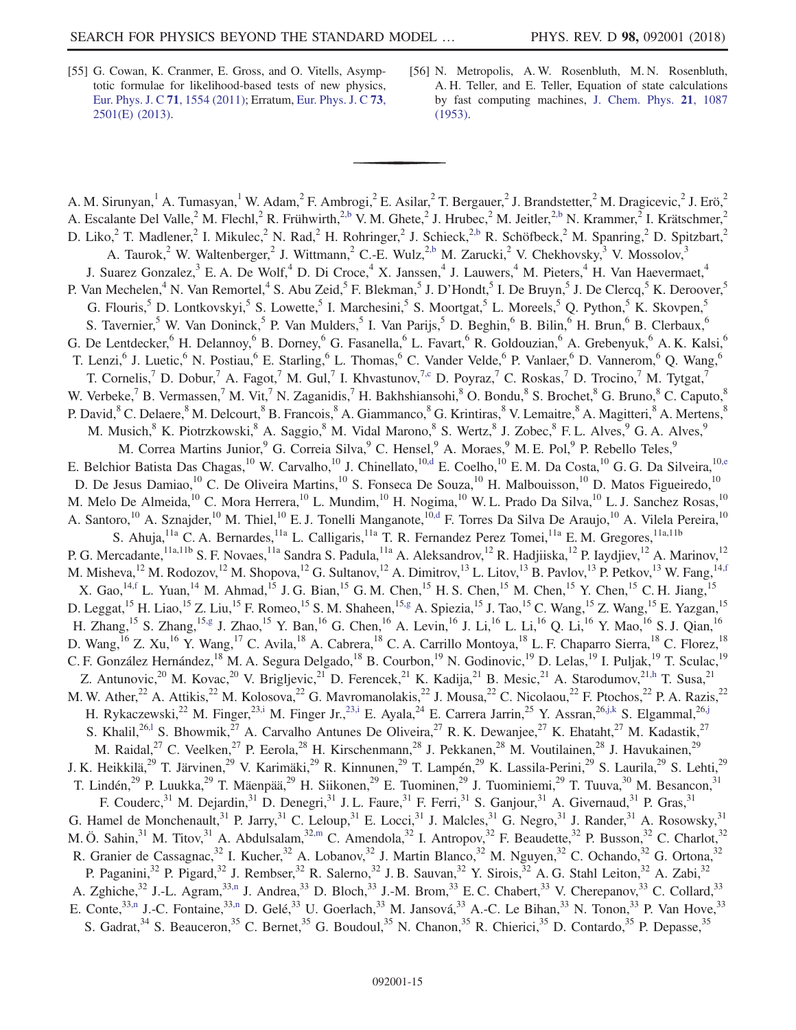[55] G. Cowan, K. Cranmer, E. Gross, and O. Vitells, Asymptotic formulae for likelihood-based tests of new physics, Eur. Phys. J. C **71**, 1554 (2011); Erratum, Eur. Phys. J. C **73**, 2501(E) (2013).

[56] N. Metropolis, A. W. Rosenbluth, M. N. Rosenbluth, A. H. Teller, and E. Teller, Equation of state calculations by fast computing machines, J. Chem. Phys. **21**, 1087 (1953).

---

A. M. Sirunyan,[1] A. Tumasyan,[1] W. Adam,[2] F. Ambrogi,[2] E. Asilar,[2] T. Bergauer,[2] J. Brandstetter,[2] M. Dragicevic,[2] J. Erö,[2] A. Escalante Del Valle,[2] M. Flechl,[2] R. Frühwirth,[2,b] V. M. Ghete,[2] J. Hrubec,[2] M. Jeitler,[2,b] N. Krammer,[2] I. Krätschmer,[2] D. Liko,[2] T. Madlener,[2] I. Mikulec,[2] N. Rad,[2] H. Rohringer,[2] J. Schieck,[2,b] R. Schöfbeck,[2] M. Spanring,[2] D. Spitzbart,[2] A. Taurok,[2] W. Waltenberger,[2] J. Wittmann,[2] C.-E. Wulz,[2,b] M. Zarucki,[2] V. Chekhovsky,[3] V. Mossolov,[3] J. Suarez Gonzalez,[3] E. A. De Wolf,[4] D. Di Croce,[4] X. Janssen,[4] J. Lauwers,[4] M. Pieters,[4] H. Van Haevermaet,[4] P. Van Mechelen,[4] N. Van Remortel,[4] S. Abu Zeid,[5] F. Blekman,[5] J. D'Hondt,[5] I. De Bruyn,[5] J. De Clercq,[5] K. Deroover,[5] G. Flouris,[5] D. Lontkovskyi,[5] S. Lowette,[5] I. Marchesini,[5] S. Moortgat,[5] L. Moreels,[5] Q. Python,[5] K. Skovpen,[5] S. Tavernier,[5] W. Van Doninck,[5] P. Van Mulders,[5] I. Van Parijs,[5] D. Beghin,[6] B. Bilin,[6] H. Brun,[6] B. Clerbaux,[6] G. De Lentdecker,[6] H. Delannoy,[6] B. Dorney,[6] G. Fasanella,[6] L. Favart,[6] R. Goldouzian,[6] A. Grebenyuk,[6] A. K. Kalsi,[6] T. Lenzi,[6] J. Luetic,[6] N. Postiau,[6] E. Starling,[6] L. Thomas,[6] C. Vander Velde,[6] P. Vanlaer,[6] D. Vannerom,[6] Q. Wang,[6] T. Cornelis,[7] D. Dobur,[7] A. Fagot,[7] M. Gul,[7] I. Khvastunov,[7,c] D. Poyraz,[7] C. Roskas,[7] D. Trocino,[7] M. Tytgat,[7] W. Verbeke,[7] B. Vermassen,[7] M. Vit,[7] N. Zaganidis,[7] H. Bakhshiansohi,[8] O. Bondu,[8] S. Brochet,[8] G. Bruno,[8] C. Caputo,[8] P. David,[8] C. Delaere,[8] M. Delcourt,[8] B. Francois,[8] A. Giammanco,[8] G. Krintiras,[8] V. Lemaitre,[8] A. Magitteri,[8] A. Mertens,[8] M. Musich,[8] K. Piotrzkowski,[8] A. Saggio,[8] M. Vidal Marono,[8] S. Wertz,[8] J. Zobec,[8] F. L. Alves,[9] G. A. Alves,[9] M. Correa Martins Junior,[9] G. Correia Silva,[9] C. Hensel,[9] A. Moraes,[9] M. E. Pol,[9] P. Rebello Teles,[9] E. Belchior Batista Das Chagas,[10] W. Carvalho,[10] J. Chinellato,[10,d] E. Coelho,[10] E. M. Da Costa,[10] G. G. Da Silveira,[10,e] D. De Jesus Damiao,[10] C. De Oliveira Martins,[10] S. Fonseca De Souza,[10] H. Malbouisson,[10] D. Matos Figueiredo,[10] M. Melo De Almeida,[10] C. Mora Herrera,[10] L. Mundim,[10] H. Nogima,[10] W. L. Prado Da Silva,[10] L. J. Sanchez Rosas,[10] A. Santoro,[10] A. Sznajder,[10] M. Thiel,[10] E. J. Tonelli Manganote,[10,d] F. Torres Da Silva De Araujo,[10] A. Vilela Pereira,[10] S. Ahuja,[11a] C. A. Bernardes,[11a] L. Calligaris,[11a] T. R. Fernandez Perez Tomei,[11a] E. M. Gregores,[11a,11b] P. G. Mercadante,[11a,11b] S. F. Novaes,[11a] Sandra S. Padula,[11a] A. Aleksandrov,[12] R. Hadjiiska,[12] P. Iaydjiev,[12] A. Marinov,[12] M. Misheva,[12] M. Rodozov,[12] M. Shopova,[12] G. Sultanov,[12] A. Dimitrov,[13] L. Litov,[13] B. Pavlov,[13] P. Petkov,[13] W. Fang,[14,f] X. Gao,[14,f] L. Yuan,[14] M. Ahmad,[15] J. G. Bian,[15] G. M. Chen,[15] H. S. Chen,[15] M. Chen,[15] Y. Chen,[15] C. H. Jiang,[15] D. Leggat,[15] H. Liao,[15] Z. Liu,[15] F. Romeo,[15] S. M. Shaheen,[15,g] A. Spiezia,[15] J. Tao,[15] C. Wang,[15] Z. Wang,[15] E. Yazgan,[15] H. Zhang,[15] S. Zhang,[15,g] J. Zhao,[15] Y. Ban,[16] G. Chen,[16] A. Levin,[16] J. Li,[16] L. Li,[16] Q. Li,[16] Y. Mao,[16] S. J. Qian,[16] D. Wang,[16] Z. Xu,[16] Y. Wang,[17] C. Avila,[18] A. Cabrera,[18] C. A. Carrillo Montoya,[18] L. F. Chaparro Sierra,[18] C. Florez,[18] C. F. González Hernández,[18] M. A. Segura Delgado,[18] B. Courbon,[19] N. Godinovic,[19] D. Lelas,[19] I. Puljak,[19] T. Sculac,[19] Z. Antunovic,[20] M. Kovac,[20] V. Brigljevic,[21] D. Ferencek,[21] K. Kadija,[21] B. Mesic,[21] A. Starodumov,[21,h] T. Susa,[21] M. W. Ather,[22] A. Attikis,[22] M. Kolosova,[22] G. Mavromanolakis,[22] J. Mousa,[22] C. Nicolaou,[22] F. Ptochos,[22] P. A. Razis,[22] H. Rykaczewski,[22] M. Finger,[23,i] M. Finger Jr.,[23,i] E. Ayala,[24] E. Carrera Jarrin,[25] Y. Assran,[26,j,k] S. Elgammal,[26,j] S. Khalil,[26,l] S. Bhowmik,[27] A. Carvalho Antunes De Oliveira,[27] R. K. Dewanjee,[27] K. Ehataht,[27] M. Kadastik,[27] M. Raidal,[27] C. Veelken,[27] P. Eerola,[28] H. Kirschenmann,[28] J. Pekkanen,[28] M. Voutilainen,[28] J. Havukainen,[29] J. K. Heikkilä,[29] T. Järvinen,[29] V. Karimäki,[29] R. Kinnunen,[29] T. Lampén,[29] K. Lassila-Perini,[29] S. Laurila,[29] S. Lehti,[29] T. Lindén,[29] P. Luukka,[29] T. Mäenpää,[29] H. Siikonen,[29] E. Tuominen,[29] J. Tuominiemi,[29] T. Tuuva,[30] M. Besancon,[31] F. Couderc,[31] M. Dejardin,[31] D. Denegri,[31] J. L. Faure,[31] F. Ferri,[31] S. Ganjour,[31] A. Givernaud,[31] P. Gras,[31] G. Hamel de Monchenault,[31] P. Jarry,[31] C. Leloup,[31] E. Locci,[31] J. Malcles,[31] G. Negro,[31] J. Rander,[31] A. Rosowsky,[31] M. Ö. Sahin,[31] M. Titov,[31] A. Abdulsalam,[32,m] C. Amendola,[32] I. Antropov,[32] F. Beaudette,[32] P. Busson,[32] C. Charlot,[32] R. Granier de Cassagnac,[32] I. Kucher,[32] A. Lobanov,[32] J. Martin Blanco,[32] M. Nguyen,[32] C. Ochando,[32] G. Ortona,[32] P. Paganini,[32] P. Pigard,[32] J. Rembser,[32] R. Salerno,[32] J. B. Sauvan,[32] Y. Sirois,[32] A. G. Stahl Leiton,[32] A. Zabi,[32] A. Zghiche,[32] J.-L. Agram,[33,n] J. Andrea,[33] D. Bloch,[33] J.-M. Brom,[33] E. C. Chabert,[33] V. Cherepanov,[33] C. Collard,[33] E. Conte,[33,n] J.-C. Fontaine,[33,n] D. Gelé,[33] U. Goerlach,[33] M. Jansová,[33] A.-C. Le Bihan,[33] N. Tonon,[33] P. Van Hove,[33] S. Gadrat,[34] S. Beauceron,[35] C. Bernet,[35] G. Boudoul,[35] N. Chanon,[35] R. Chierici,[35] D. Contardo,[35] P. Depasse,[35]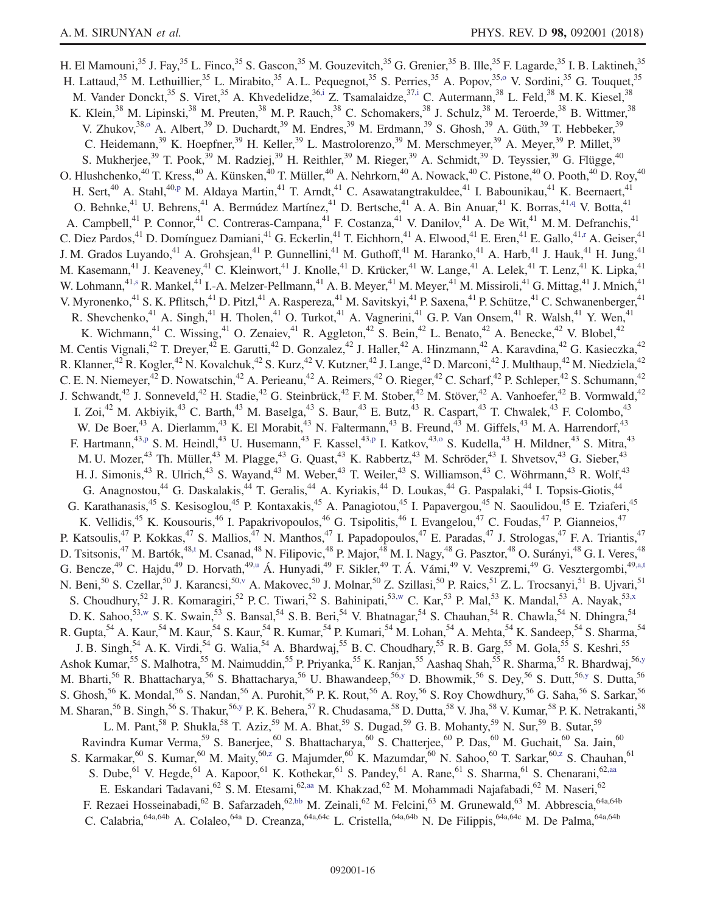H. El Mamouni,[35] J. Fay,[35] L. Finco,[35] S. Gascon,[35] M. Gouzevitch,[35] G. Grenier,[35] B. Ille,[35] F. Lagarde,[35] I. B. Laktineh,[35] H. Lattaud,[35] M. Lethuillier,[35] L. Mirabito,[35] A. L. Pequegnot,[35] S. Perries,[35] A. Popov,[35,o] V. Sordini,[35] G. Touquet,[35] M. Vander Donckt,[35] S. Viret,[35] A. Khvedelidze,[36,i] Z. Tsamalaidze,[37,i] C. Autermann,[38] L. Feld,[38] M. K. Kiesel,[38] K. Klein,[38] M. Lipinski,[38] M. Preuten,[38] M. P. Rauch,[38] C. Schomakers,[38] J. Schulz,[38] M. Teroerde,[38] B. Wittmer,[38] V. Zhukov,[38,o] A. Albert,[39] D. Duchardt,[39] M. Endres,[39] M. Erdmann,[39] S. Ghosh,[39] A. Güth,[39] T. Hebbeker,[39] C. Heidemann,[39] K. Hoepfner,[39] H. Keller,[39] L. Mastrolorenzo,[39] M. Merschmeyer,[39] A. Meyer,[39] P. Millet,[39] S. Mukherjee,[39] T. Pook,[39] M. Radziej,[39] H. Reithler,[39] M. Rieger,[39] A. Schmidt,[39] D. Teyssier,[39] G. Flügge,[40] O. Hlushchenko,[40] T. Kress,[40] A. Künsken,[40] T. Müller,[40] A. Nehrkorn,[40] A. Nowack,[40] C. Pistone,[40] O. Pooth,[40] D. Roy,[40] H. Sert,[40] A. Stahl,[40,p] M. Aldaya Martin,[41] T. Arndt,[41] C. Asawatangtrakuldee,[41] I. Babounikau,[41] K. Beernaert,[41] O. Behnke,[41] U. Behrens,[41] A. Bermúdez Martínez,[41] D. Bertsche,[41] A. A. Bin Anuar,[41] K. Borras,[41,q] V. Botta,[41] A. Campbell,[41] P. Connor,[41] C. Contreras-Campana,[41] F. Costanza,[41] V. Danilov,[41] A. De Wit,[41] M. M. Defranchis,[41] C. Diez Pardos,[41] D. Domínguez Damiani,[41] G. Eckerlin,[41] T. Eichhorn,[41] A. Elwood,[41] E. Eren,[41] E. Gallo,[41,r] A. Geiser,[41] J. M. Grados Luyando,[41] A. Grohsjean,[41] P. Gunnellini,[41] M. Guthoff,[41] M. Haranko,[41] A. Harb,[41] J. Hauk,[41] H. Jung,[41] M. Kasemann,[41] J. Keaveney,[41] C. Kleinwort,[41] J. Knolle,[41] D. Krücker,[41] W. Lange,[41] A. Lelek,[41] T. Lenz,[41] K. Lipka,[41] W. Lohmann,[41,s] R. Mankel,[41] I.-A. Melzer-Pellmann,[41] A. B. Meyer,[41] M. Meyer,[41] M. Missiroli,[41] G. Mittag,[41] J. Mnich,[41] V. Myronenko,[41] S. K. Pflitsch,[41] D. Pitzl,[41] A. Raspereza,[41] M. Savitskyi,[41] P. Saxena,[41] P. Schütze,[41] C. Schwanenberger,[41] R. Shevchenko,[41] A. Singh,[41] H. Tholen,[41] O. Turkot,[41] A. Vagnerini,[41] G. P. Van Onsem,[41] R. Walsh,[41] Y. Wen,[41] K. Wichmann,[41] C. Wissing,[41] O. Zenaiev,[41] R. Aggleton,[42] S. Bein,[42] L. Benato,[42] A. Benecke,[42] V. Blobel,[42] M. Centis Vignali,[42] T. Dreyer,[42] E. Garutti,[42] D. Gonzalez,[42] J. Haller,[42] A. Hinzmann,[42] A. Karavdina,[42] G. Kasieczka,[42] R. Klanner,[42] R. Kogler,[42] N. Kovalchuk,[42] S. Kurz,[42] V. Kutzner,[42] J. Lange,[42] D. Marconi,[42] J. Multhaup,[42] M. Niedziela,[42] C. E. N. Niemeyer,[42] D. Nowatschin,[42] A. Perieanu,[42] A. Reimers,[42] O. Rieger,[42] C. Scharf,[42] P. Schleper,[42] S. Schumann,[42] J. Schwandt,[42] J. Sonneveld,[42] H. Stadie,[42] G. Steinbrück,[42] F. M. Stober,[42] M. Stöver,[42] A. Vanhoefer,[42] B. Vormwald,[42] I. Zoi,[42] M. Akbiyik,[43] C. Barth,[43] M. Baselga,[43] S. Baur,[43] E. Butz,[43] R. Caspart,[43] T. Chwalek,[43] F. Colombo,[43] W. De Boer,[43] A. Dierlamm,[43] K. El Morabit,[43] N. Faltermann,[43] B. Freund,[43] M. Giffels,[43] M. A. Harrendorf,[43] F. Hartmann,[43,p] S. M. Heindl,[43] U. Husemann,[43] F. Kassel,[43,p] I. Katkov,[43,o] S. Kudella,[43] H. Mildner,[43] S. Mitra,[43] M. U. Mozer,[43] Th. Müller,[43] M. Plagge,[43] G. Quast,[43] K. Rabbertz,[43] M. Schröder,[43] I. Shvetsov,[43] G. Sieber,[43] H. J. Simonis,[43] R. Ulrich,[43] S. Wayand,[43] M. Weber,[43] T. Weiler,[43] S. Williamson,[43] C. Wöhrmann,[43] R. Wolf,[43] G. Anagnostou,[44] G. Daskalakis,[44] T. Geralis,[44] A. Kyriakis,[44] D. Loukas,[44] G. Paspalaki,[44] I. Topsis-Giotis,[44] G. Karathanasis,[45] S. Kesisoglou,[45] P. Kontaxakis,[45] A. Panagiotou,[45] I. Papavergou,[45] N. Saoulidou,[45] E. Tziaferi,[45] K. Vellidis,[45] K. Kousouris,[46] I. Papakrivopoulos,[46] G. Tsipolitis,[46] I. Evangelou,[47] C. Foudas,[47] P. Gianneios,[47] P. Katsoulis,[47] P. Kokkas,[47] S. Mallios,[47] N. Manthos,[47] I. Papadopoulos,[47] E. Paradas,[47] J. Strologas,[47] F. A. Triantis,[47] D. Tsitsonis,[47] M. Bartók,[48,t] M. Csanad,[48] N. Filipovic,[48] P. Major,[48] M. I. Nagy,[48] G. Pasztor,[48] O. Surányi,[48] G. I. Veres,[48] G. Bencze,[49] C. Hajdu,[49] D. Horvath,[49,u] Á. Hunyadi,[49] F. Sikler,[49] T. Á. Vámi,[49] V. Veszpremi,[49] G. Vesztergombi,[49,a,t] N. Beni,[50] S. Czellar,[50] J. Karancsi,[50,v] A. Makovec,[50] J. Molnar,[50] Z. Szillasi,[50] P. Raics,[51] Z. L. Trocsanyi,[51] B. Ujvari,[51] S. Choudhury,[52] J. R. Komaragiri,[52] P. C. Tiwari,[52] S. Bahinipati,[53,w] C. Kar,[53] P. Mal,[53] K. Mandal,[53] A. Nayak,[53,x] D. K. Sahoo,[53,w] S. K. Swain,[53] S. Bansal,[54] S. B. Beri,[54] V. Bhatnagar,[54] S. Chauhan,[54] R. Chawla,[54] N. Dhingra,[54] R. Gupta,[54] A. Kaur,[54] M. Kaur,[54] S. Kaur,[54] R. Kumar,[54] P. Kumari,[54] M. Lohan,[54] A. Mehta,[54] K. Sandeep,[54] S. Sharma,[54] J. B. Singh,[54] A. K. Virdi,[54] G. Walia,[54] A. Bhardwaj,[55] B. C. Choudhary,[55] R. B. Garg,[55] M. Gola,[55] S. Keshri,[55] Ashok Kumar,[55] S. Malhotra,[55] M. Naimuddin,[55] P. Priyanka,[55] K. Ranjan,[55] Aashaq Shah,[55] R. Sharma,[55] R. Bhardwaj,[56,y] M. Bharti,[56] R. Bhattacharya,[56] S. Bhattacharya,[56] U. Bhawandeep,[56,y] D. Bhowmik,[56] S. Dey,[56] S. Dutt,[56,y] S. Dutta,[56] S. Ghosh,[56] K. Mondal,[56] S. Nandan,[56] A. Purohit,[56] P. K. Rout,[56] A. Roy,[56] S. Roy Chowdhury,[56] G. Saha,[56] S. Sarkar,[56] M. Sharan,[56] B. Singh,[56] S. Thakur,[56,y] P. K. Behera,[57] R. Chudasama,[58] D. Dutta,[58] V. Jha,[58] V. Kumar,[58] P. K. Netrakanti,[58] L. M. Pant,[58] P. Shukla,[58] T. Aziz,[59] M. A. Bhat,[59] S. Dugad,[59] G. B. Mohanty,[59] N. Sur,[59] B. Sutar,[59] Ravindra Kumar Verma,[59] S. Banerjee,[60] S. Bhattacharya,[60] S. Chatterjee,[60] P. Das,[60] M. Guchait,[60] Sa. Jain,[60] S. Karmakar,[60] S. Kumar,[60] M. Maity,[60,z] G. Majumder,[60] K. Mazumdar,[60] N. Sahoo,[60] T. Sarkar,[60,z] S. Chauhan,[61] S. Dube,[61] V. Hegde,[61] A. Kapoor,[61] K. Kothekar,[61] S. Pandey,[61] A. Rane,[61] S. Sharma,[61] S. Chenarani,[62,aa] E. Eskandari Tadavani,[62] S. M. Etesami,[62,aa] M. Khakzad,[62] M. Mohammadi Najafabadi,[62] M. Naseri,[62] F. Rezaei Hosseinabadi,[62] B. Safarzadeh,[62,bb] M. Zeinali,[62] M. Felcini,[63] M. Grunewald,[63] M. Abbrescia,[64a,64b] C. Calabria,[64a,64b] A. Colaleo,[64a] D. Creanza,[64a,64c] L. Cristella,[64a,64b] N. De Filippis,[64a,64c] M. De Palma,[64a,64b]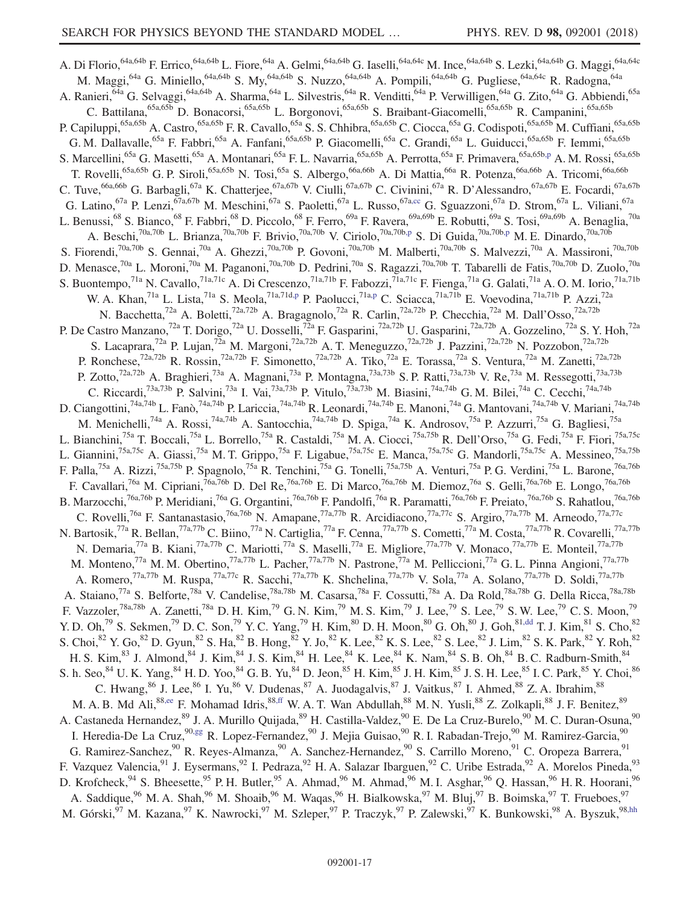A. Di Florio,[64a,64b] F. Errico,[64a,64b] L. Fiore,[64a] A. Gelmi,[64a,64b] G. Iaselli,[64a,64c] M. Ince,[64a,64b] S. Lezki,[64a,64b] G. Maggi,[64a,64c] M. Maggi,[64a] G. Miniello,[64a,64b] S. My,[64a,64b] S. Nuzzo,[64a,64b] A. Pompili,[64a,64b] G. Pugliese,[64a,64c] R. Radogna,[64a] A. Ranieri,[64a] G. Selvaggi,[64a,64b] A. Sharma,[64a] L. Silvestris,[64a] R. Venditti,[64a] P. Verwilligen,[64a] G. Zito,[64a] G. Abbiendi,[65a] C. Battilana,[65a,65b] D. Bonacorsi,[65a,65b] L. Borgonovi,[65a,65b] S. Braibant-Giacomelli,[65a,65b] R. Campanini,[65a,65b] P. Capiluppi,[65a,65b] A. Castro,[65a,65b] F. R. Cavallo,[65a] S. S. Chhibra,[65a,65b] C. Ciocca,[65a] G. Codispoti,[65a,65b] M. Cuffiani,[65a,65b] G. M. Dallavalle,[65a] F. Fabbri,[65a] A. Fanfani,[65a,65b] P. Giacomelli,[65a] C. Grandi,[65a] L. Guiducci,[65a,65b] F. Iemmi,[65a,65b] S. Marcellini,[65a] G. Masetti,[65a] A. Montanari,[65a] F. L. Navarria,[65a,65b] A. Perrotta,[65a] F. Primavera,[65a,65b,p] A. M. Rossi,[65a,65b] T. Rovelli,[65a,65b] G. P. Siroli,[65a,65b] N. Tosi,[65a] S. Albergo,[66a,66b] A. Di Mattia,[66a] R. Potenza,[66a,66b] A. Tricomi,[66a,66b] C. Tuve,[66a,66b] G. Barbagli,[67a] K. Chatterjee,[67a,67b] V. Ciulli,[67a,67b] C. Civinini,[67a] R. D'Alessandro,[67a,67b] E. Focardi,[67a,67b] G. Latino,[67a] P. Lenzi,[67a,67b] M. Meschini,[67a] S. Paoletti,[67a] L. Russo,[67a,cc] G. Sguazzoni,[67a] D. Strom,[67a] L. Viliani,[67a] L. Benussi,[68] S. Bianco,[68] F. Fabbri,[68] D. Piccolo,[68] F. Ferro,[69a] F. Ravera,[69a,69b] E. Robutti,[69a] S. Tosi,[69a,69b] A. Benaglia,[70a] A. Beschi,[70a,70b] L. Brianza,[70a,70b] F. Brivio,[70a,70b] V. Ciriolo,[70a,70b,p] S. Di Guida,[70a,70b,p] M. E. Dinardo,[70a,70b] S. Fiorendi,[70a,70b] S. Gennai,[70a] A. Ghezzi,[70a,70b] P. Govoni,[70a,70b] M. Malberti,[70a,70b] S. Malvezzi,[70a] A. Massironi,[70a,70b] D. Menasce,[70a] L. Moroni,[70a] M. Paganoni,[70a,70b] D. Pedrini,[70a] S. Ragazzi,[70a,70b] T. Tabarelli de Fatis,[70a,70b] D. Zuolo,[70a] S. Buontempo,[71a] N. Cavallo,[71a,71c] A. Di Crescenzo,[71a,71b] F. Fabozzi,[71a,71c] F. Fienga,[71a] G. Galati,[71a] A. O. M. Iorio,[71a,71b] W. A. Khan,[71a] L. Lista,[71a] S. Meola,[71a,71d,p] P. Paolucci,[71a,p] C. Sciacca,[71a,71b] E. Voevodina,[71a,71b] P. Azzi,[72a] N. Bacchetta,[72a] A. Boletti,[72a,72b] A. Bragagnolo,[72a] R. Carlin,[72a,72b] P. Checchia,[72a] M. Dall'Osso,[72a,72b] P. De Castro Manzano,[72a] T. Dorigo,[72a] U. Dosselli,[72a] F. Gasparini,[72a,72b] U. Gasparini,[72a,72b] A. Gozzelino,[72a] S. Y. Hoh,[72a] S. Lacaprara,[72a] P. Lujan,[72a] M. Margoni,[72a,72b] A. T. Meneguzzo,[72a,72b] J. Pazzini,[72a,72b] N. Pozzobon,[72a,72b] P. Ronchese,[72a,72b] R. Rossin,[72a,72b] F. Simonetto,[72a,72b] A. Tiko,[72a] E. Torassa,[72a] S. Ventura,[72a] M. Zanetti,[72a,72b] P. Zotto,[72a,72b] A. Braghieri,[73a] A. Magnani,[73a] P. Montagna,[73a,73b] S. P. Ratti,[73a,73b] V. Re,[73a] M. Ressegotti,[73a,73b] C. Riccardi,[73a,73b] P. Salvini,[73a] I. Vai,[73a,73b] P. Vitulo,[73a,73b] M. Biasini,[74a,74b] G. M. Bilei,[74a] C. Cecchi,[74a,74b] D. Ciangottini,[74a,74b] L. Fanò,[74a,74b] P. Lariccia,[74a,74b] R. Leonardi,[74a,74b] E. Manoni,[74a] G. Mantovani,[74a,74b] V. Mariani,[74a,74b] M. Menichelli,[74a] A. Rossi,[74a,74b] A. Santocchia,[74a,74b] D. Spiga,[74a] K. Androsov,[75a] P. Azzurri,[75a] G. Bagliesi,[75a] L. Bianchini,[75a] T. Boccali,[75a] L. Borrello,[75a] R. Castaldi,[75a] M. A. Ciocci,[75a,75b] R. Dell'Orso,[75a] G. Fedi,[75a] F. Fiori,[75a,75c] L. Giannini,[75a,75c] A. Giassi,[75a] M. T. Grippo,[75a] F. Ligabue,[75a,75c] E. Manca,[75a,75c] G. Mandorli,[75a,75c] A. Messineo,[75a,75b] F. Palla,[75a] A. Rizzi,[75a,75b] P. Spagnolo,[75a] R. Tenchini,[75a] G. Tonelli,[75a,75b] A. Venturi,[75a] P. G. Verdini,[75a] L. Barone,[76a,76b] F. Cavallari,[76a] M. Cipriani,[76a,76b] D. Del Re,[76a,76b] E. Di Marco,[76a,76b] M. Diemoz,[76a] S. Gelli,[76a,76b] E. Longo,[76a,76b] B. Marzocchi,[76a,76b] P. Meridiani,[76a] G. Organtini,[76a,76b] F. Pandolfi,[76a] R. Paramatti,[76a,76b] F. Preiato,[76a,76b] S. Rahatlou,[76a,76b] C. Rovelli,[76a] F. Santanastasio,[76a,76b] N. Amapane,[77a,77b] R. Arcidiacono,[77a,77c] S. Argiro,[77a,77b] M. Arneodo,[77a,77c] N. Bartosik,[77a] R. Bellan,[77a,77b] C. Biino,[77a] N. Cartiglia,[77a] F. Cenna,[77a,77b] S. Cometti,[77a] M. Costa,[77a,77b] R. Covarelli,[77a,77b] N. Demaria,[77a] B. Kiani,[77a,77b] C. Mariotti,[77a] S. Maselli,[77a] E. Migliore,[77a,77b] V. Monaco,[77a,77b] E. Monteil,[77a,77b] M. Monteno,[77a] M. M. Obertino,[77a,77b] L. Pacher,[77a,77b] N. Pastrone,[77a] M. Pelliccioni,[77a] G. L. Pinna Angioni,[77a,77b] A. Romero,[77a,77b] M. Ruspa,[77a,77c] R. Sacchi,[77a,77b] K. Shchelina,[77a,77b] V. Sola,[77a] A. Solano,[77a,77b] D. Soldi,[77a,77b] A. Staiano,[77a] S. Belforte,[78a] V. Candelise,[78a,78b] M. Casarsa,[78a] F. Cossutti,[78a] A. Da Rold,[78a,78b] G. Della Ricca,[78a,78b] F. Vazzoler,[78a,78b] A. Zanetti,[78a] D. H. Kim,[79] G. N. Kim,[79] M. S. Kim,[79] J. Lee,[79] S. Lee,[79] S. W. Lee,[79] C. S. Moon,[79] Y. D. Oh,[79] S. Sekmen,[79] D. C. Son,[79] Y. C. Yang,[79] H. Kim,[80] D. H. Moon,[80] G. Oh,[80] J. Goh,[81,dd] T. J. Kim,[81] S. Cho,[82] S. Choi,[82] Y. Go,[82] D. Gyun,[82] S. Ha,[82] B. Hong,[82] Y. Jo,[82] K. Lee,[82] K. S. Lee,[82] S. Lee,[82] J. Lim,[82] S. K. Park,[82] Y. Roh,[82] H. S. Kim,[83] J. Almond,[84] J. Kim,[84] J. S. Kim,[84] H. Lee,[84] K. Lee,[84] K. Nam,[84] S. B. Oh,[84] B. C. Radburn-Smith,[84] S. h. Seo,[84] U. K. Yang,[84] H. D. Yoo,[84] G. B. Yu,[84] D. Jeon,[85] H. Kim,[85] J. H. Kim,[85] J. S. H. Lee,[85] I. C. Park,[85] Y. Choi,[86] C. Hwang,[86] J. Lee,[86] I. Yu,[86] V. Dudenas,[87] A. Juodagalvis,[87] J. Vaitkus,[87] I. Ahmed,[88] Z. A. Ibrahim,[88] M. A. B. Md Ali,[88,ee] F. Mohamad Idris,[88,ff] W. A. T. Wan Abdullah,[88] M. N. Yusli,[88] Z. Zolkapli,[88] J. F. Benitez,[89] A. Castaneda Hernandez,[89] J. A. Murillo Quijada,[89] H. Castilla-Valdez,[90] E. De La Cruz-Burelo,[90] M. C. Duran-Osuna,[90] I. Heredia-De La Cruz,[90,gg] R. Lopez-Fernandez,[90] J. Mejia Guisao,[90] R. I. Rabadan-Trejo,[90] M. Ramirez-Garcia,[90] G. Ramirez-Sanchez,[90] R. Reyes-Almanza,[90] A. Sanchez-Hernandez,[90] S. Carrillo Moreno,[91] C. Oropeza Barrera,[91] F. Vazquez Valencia,[91] J. Eysermans,[92] I. Pedraza,[92] H. A. Salazar Ibarguen,[92] C. Uribe Estrada,[92] A. Morelos Pineda,[93] D. Krofcheck,[94] S. Bheesette,[95] P. H. Butler,[95] A. Ahmad,[96] M. Ahmad,[96] M. I. Asghar,[96] Q. Hassan,[96] H. R. Hoorani,[96] A. Saddique,[96] M. A. Shah,[96] M. Shoaib,[96] M. Waqas,[96] H. Bialkowska,[97] M. Bluj,[97] B. Boimska,[97] T. Frueboes,[97] M. Górski,[97] M. Kazana,[97] K. Nawrocki,[97] M. Szleper,[97] P. Traczyk,[97] P. Zalewski,[97] K. Bunkowski,[98] A. Byszuk,[98,hh]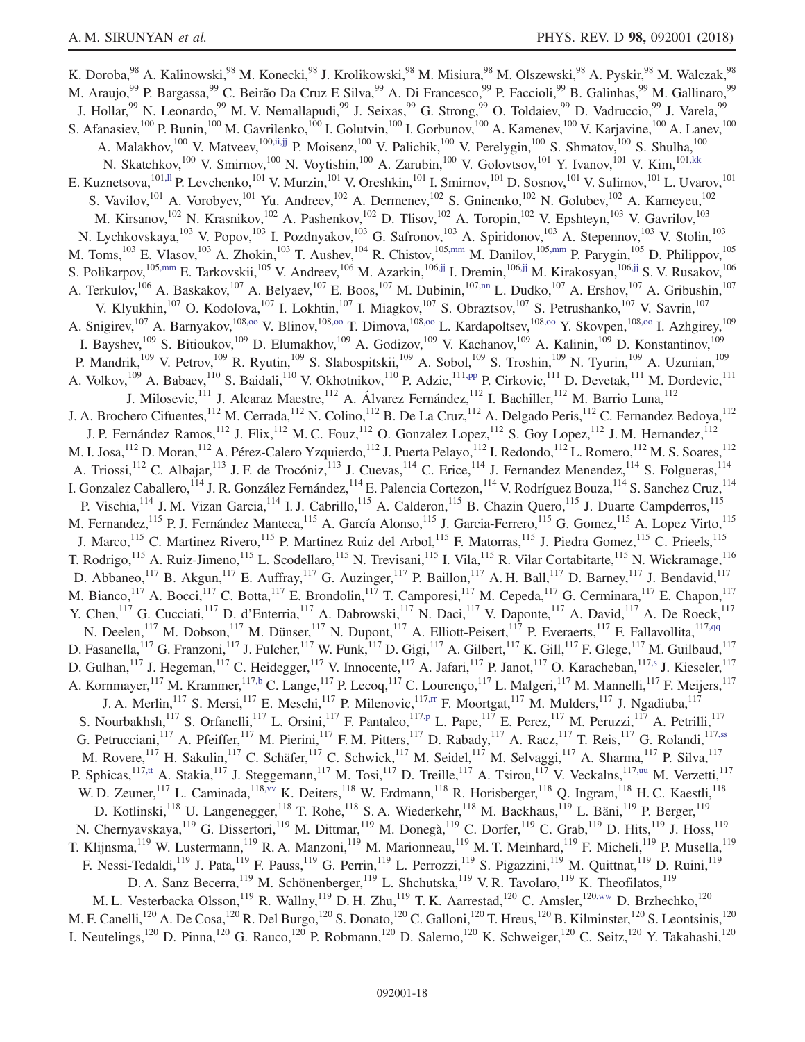K. Doroba,[98] A. Kalinowski,[98] M. Konecki,[98] J. Krolikowski,[98] M. Misiura,[98] M. Olszewski,[98] A. Pyskir,[98] M. Walczak,[98] M. Araujo,[99] P. Bargassa,[99] C. Beirão Da Cruz E Silva,[99] A. Di Francesco,[99] P. Faccioli,[99] B. Galinhas,[99] M. Gallinaro,[99] J. Hollar,[99] N. Leonardo,[99] M. V. Nemallapudi,[99] J. Seixas,[99] G. Strong,[99] O. Toldaiev,[99] D. Vadruccio,[99] J. Varela,[99] S. Afanasiev,[100] P. Bunin,[100] M. Gavrilenko,[100] I. Golutvin,[100] I. Gorbunov,[100] A. Kamenev,[100] V. Karjavine,[100] A. Lanev,[100] A. Malakhov,[100] V. Matveev,[100,ii,jj] P. Moisenz,[100] V. Palichik,[100] V. Perelygin,[100] S. Shmatov,[100] S. Shulha,[100] N. Skatchkov,[100] V. Smirnov,[100] N. Voytishin,[100] A. Zarubin,[100] V. Golovtsov,[101] Y. Ivanov,[101] V. Kim,[101,kk] E. Kuznetsova,[101,ll] P. Levchenko,[101] V. Murzin,[101] V. Oreshkin,[101] I. Smirnov,[101] D. Sosnov,[101] V. Sulimov,[101] L. Uvarov,[101] S. Vavilov,[101] A. Vorobyev,[101] Yu. Andreev,[102] A. Dermenev,[102] S. Gninenko,[102] N. Golubev,[102] A. Karneyeu,[102] M. Kirsanov,[102] N. Krasnikov,[102] A. Pashenkov,[102] D. Tlisov,[102] A. Toropin,[102] V. Epshteyn,[103] V. Gavrilov,[103] N. Lychkovskaya,[103] V. Popov,[103] I. Pozdnyakov,[103] G. Safronov,[103] A. Spiridonov,[103] A. Stepennov,[103] V. Stolin,[103] M. Toms,[103] E. Vlasov,[103] A. Zhokin,[103] T. Aushev,[104] R. Chistov,[105,mm] M. Danilov,[105,mm] P. Parygin,[105] D. Philippov,[105] S. Polikarpov,[105,mm] E. Tarkovskii,[105] V. Andreev,[106] M. Azarkin,[106,jj] I. Dremin,[106,jj] M. Kirakosyan,[106,jj] S. V. Rusakov,[106] A. Terkulov,[106] A. Baskakov,[107] A. Belyaev,[107] E. Boos,[107] M. Dubinin,[107,nn] L. Dudko,[107] A. Ershov,[107] A. Gribushin,[107] V. Klyukhin,[107] O. Kodolova,[107] I. Lokhtin,[107] I. Miagkov,[107] S. Obraztsov,[107] S. Petrushanko,[107] V. Savrin,[107] A. Snigirev,[107] A. Barnyakov,[108,oo] V. Blinov,[108,oo] T. Dimova,[108,oo] L. Kardapoltsev,[108,oo] Y. Skovpen,[108,oo] I. Azhgirey,[109] I. Bayshev,[109] S. Bitioukov,[109] D. Elumakhov,[109] A. Godizov,[109] V. Kachanov,[109] A. Kalinin,[109] D. Konstantinov,[109] P. Mandrik,[109] V. Petrov,[109] R. Ryutin,[109] S. Slabospitskii,[109] A. Sobol,[109] S. Troshin,[109] N. Tyurin,[109] A. Uzunian,[109] A. Volkov,[109] A. Babaev,[110] S. Baidali,[110] V. Okhotnikov,[110] P. Adzic,[111,pp] P. Cirkovic,[111] D. Devetak,[111] M. Dordevic,[111] J. Milosevic,[111] J. Alcaraz Maestre,[112] A. Álvarez Fernández,[112] I. Bachiller,[112] M. Barrio Luna,[112] J. A. Brochero Cifuentes,[112] M. Cerrada,[112] N. Colino,[112] B. De La Cruz,[112] A. Delgado Peris,[112] C. Fernandez Bedoya,[112] J. P. Fernández Ramos,[112] J. Flix,[112] M. C. Fouz,[112] O. Gonzalez Lopez,[112] S. Goy Lopez,[112] J. M. Hernandez,[112] M. I. Josa,[112] D. Moran,[112] A. Pérez-Calero Yzquierdo,[112] J. Puerta Pelayo,[112] I. Redondo,[112] L. Romero,[112] M. S. Soares,[112] A. Triossi,[112] C. Albajar,[113] J. F. de Trocóniz,[113] J. Cuevas,[114] C. Erice,[114] J. Fernandez Menendez,[114] S. Folgueras,[114] I. Gonzalez Caballero,[114] J. R. González Fernández,[114] E. Palencia Cortezon,[114] V. Rodríguez Bouza,[114] S. Sanchez Cruz,[114] P. Vischia,[114] J. M. Vizan Garcia,[114] I. J. Cabrillo,[115] A. Calderon,[115] B. Chazin Quero,[115] J. Duarte Campderros,[115] M. Fernandez,[115] P. J. Fernández Manteca,[115] A. García Alonso,[115] J. Garcia-Ferrero,[115] G. Gomez,[115] A. Lopez Virto,[115] J. Marco,[115] C. Martinez Rivero,[115] P. Martinez Ruiz del Arbol,[115] F. Matorras,[115] J. Piedra Gomez,[115] C. Prieels,[115] T. Rodrigo,[115] A. Ruiz-Jimeno,[115] L. Scodellaro,[115] N. Trevisani,[115] I. Vila,[115] R. Vilar Cortabitarte,[115] N. Wickramage,[116] D. Abbaneo,[117] B. Akgun,[117] E. Auffray,[117] G. Auzinger,[117] P. Baillon,[117] A. H. Ball,[117] D. Barney,[117] J. Bendavid,[117] M. Bianco,[117] A. Bocci,[117] C. Botta,[117] E. Brondolin,[117] T. Camporesi,[117] M. Cepeda,[117] G. Cerminara,[117] E. Chapon,[117] Y. Chen,[117] G. Cucciati,[117] D. d'Enterria,[117] A. Dabrowski,[117] N. Daci,[117] V. Daponte,[117] A. David,[117] A. De Roeck,[117] N. Deelen,[117] M. Dobson,[117] M. Dünser,[117] N. Dupont,[117] A. Elliott-Peisert,[117] P. Everaerts,[117] F. Fallavollita,[117,qq] D. Fasanella,[117] G. Franzoni,[117] J. Fulcher,[117] W. Funk,[117] D. Gigi,[117] A. Gilbert,[117] K. Gill,[117] F. Glege,[117] M. Guilbaud,[117] D. Gulhan,[117] J. Hegeman,[117] C. Heidegger,[117] V. Innocente,[117] A. Jafari,[117] P. Janot,[117] O. Karacheban,[117,s] J. Kieseler,[117] A. Kornmayer,[117] M. Krammer,[117,b] C. Lange,[117] P. Lecoq,[117] C. Lourenço,[117] L. Malgeri,[117] M. Mannelli,[117] F. Meijers,[117] J. A. Merlin,[117] S. Mersi,[117] E. Meschi,[117] P. Milenovic,[117,rr] F. Moortgat,[117] M. Mulders,[117] J. Ngadiuba,[117] S. Nourbakhsh,[117] S. Orfanelli,[117] L. Orsini,[117] F. Pantaleo,[117,p] L. Pape,[117] E. Perez,[117] M. Peruzzi,[117] A. Petrilli,[117] G. Petrucciani,[117] A. Pfeiffer,[117] M. Pierini,[117] F. M. Pitters,[117] D. Rabady,[117] A. Racz,[117] T. Reis,[117] G. Rolandi,[117,ss] M. Rovere,[117] H. Sakulin,[117] C. Schäfer,[117] C. Schwick,[117] M. Seidel,[117] M. Selvaggi,[117] A. Sharma,[117] P. Silva,[117] P. Sphicas,[117,tt] A. Stakia,[117] J. Steggemann,[117] M. Tosi,[117] D. Treille,[117] A. Tsirou,[117] V. Veckalns,[117,uu] M. Verzetti,[117] W. D. Zeuner,[117] L. Caminada,[118,vv] K. Deiters,[118] W. Erdmann,[118] R. Horisberger,[118] Q. Ingram,[118] H. C. Kaestli,[118] D. Kotlinski,[118] U. Langenegger,[118] T. Rohe,[118] S. A. Wiederkehr,[118] M. Backhaus,[119] L. Bäni,[119] P. Berger,[119] N. Chernyavskaya,[119] G. Dissertori,[119] M. Dittmar,[119] M. Donegà,[119] C. Dorfer,[119] C. Grab,[119] D. Hits,[119] J. Hoss,[119] T. Klijnsma,[119] W. Lustermann,[119] R. A. Manzoni,[119] M. Marionneau,[119] M. T. Meinhard,[119] F. Micheli,[119] P. Musella,[119] F. Nessi-Tedaldi,[119] J. Pata,[119] F. Pauss,[119] G. Perrin,[119] L. Perrozzi,[119] S. Pigazzini,[119] M. Quittnat,[119] D. Ruini,[119] D. A. Sanz Becerra,[119] M. Schönenberger,[119] L. Shchutska,[119] V. R. Tavolaro,[119] K. Theofilatos,[119] M. L. Vesterbacka Olsson,[119] R. Wallny,[119] D. H. Zhu,[119] T. K. Aarrestad,[120] C. Amsler,[120,ww] D. Brzhechko,[120] M. F. Canelli,[120] A. De Cosa,[120] R. Del Burgo,[120] S. Donato,[120] C. Galloni,[120] T. Hreus,[120] B. Kilminster,[120] S. Leontsinis,[120] I. Neutelings,[120] D. Pinna,[120] G. Rauco,[120] P. Robmann,[120] D. Salerno,[120] K. Schweiger,[120] C. Seitz,[120] Y. Takahashi,[120]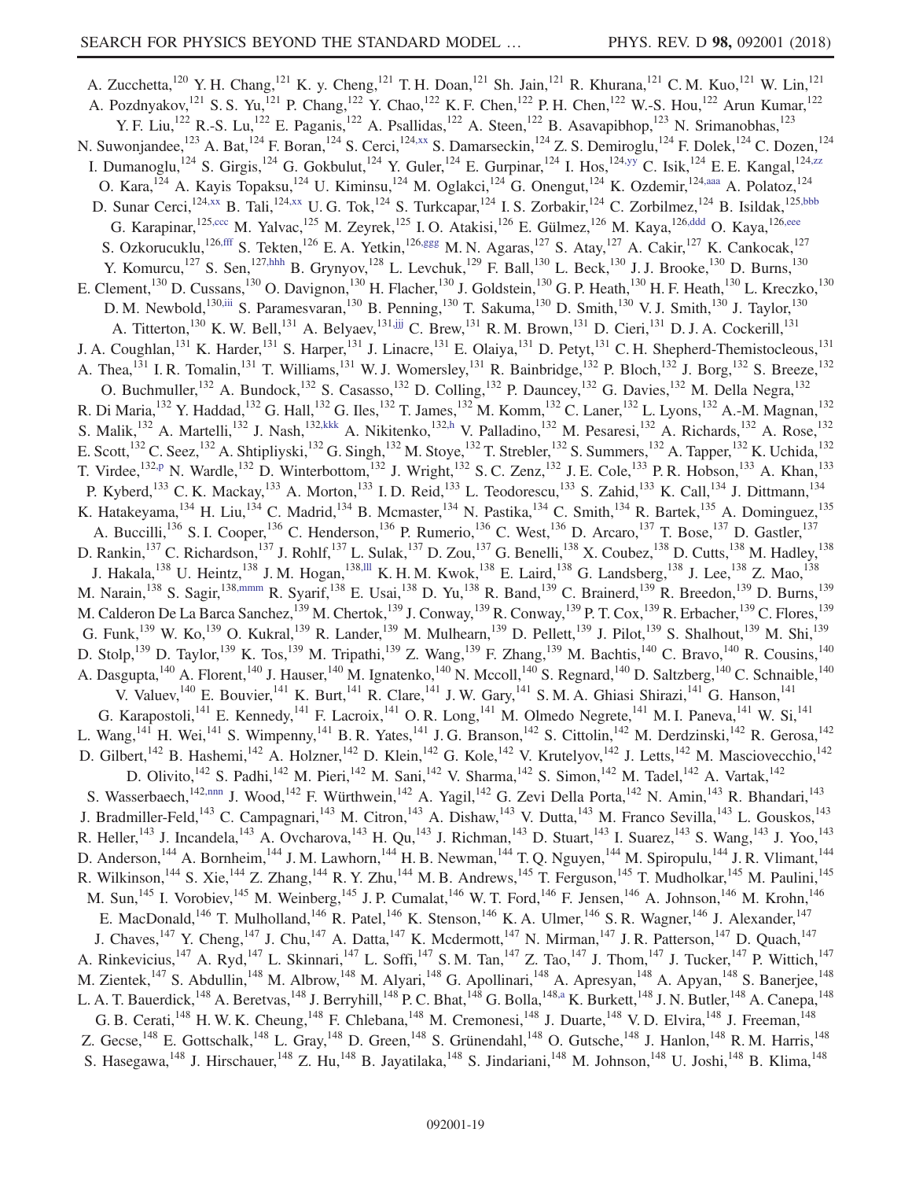A. Zucchetta,[120] Y. H. Chang,[121] K. y. Cheng,[121] T. H. Doan,[121] Sh. Jain,[121] R. Khurana,[121] C. M. Kuo,[121] W. Lin,[121] A. Pozdnyakov,[121] S. S. Yu,[121] P. Chang,[122] Y. Chao,[122] K. F. Chen,[122] P. H. Chen,[122] W.-S. Hou,[122] Arun Kumar,[122] Y. F. Liu,[122] R.-S. Lu,[122] E. Paganis,[122] A. Psallidas,[122] A. Steen,[122] B. Asavapibhop,[123] N. Srimanobhas,[123] N. Suwonjandee,[123] A. Bat,[124] F. Boran,[124] S. Cerci,[124,xx] S. Damarseckin,[124] Z. S. Demiroglu,[124] F. Dolek,[124] C. Dozen,[124] I. Dumanoglu,[124] S. Girgis,[124] G. Gokbulut,[124] Y. Guler,[124] E. Gurpinar,[124] I. Hos,[124,yy] C. Isik,[124] E. E. Kangal,[124,zz] O. Kara,[124] A. Kayis Topaksu,[124] U. Kiminsu,[124] M. Oglakci,[124] G. Onengut,[124] K. Ozdemir,[124,aaa] A. Polatoz,[124] D. Sunar Cerci,[124,xx] B. Tali,[124,xx] U. G. Tok,[124] S. Turkcapar,[124] I. S. Zorbakir,[124] C. Zorbilmez,[124] B. Isildak,[125,bbb] G. Karapinar,[125,ccc] M. Yalvac,[125] M. Zeyrek,[125] I. O. Atakisi,[126] E. Gülmez,[126] M. Kaya,[126,ddd] O. Kaya,[126,eee] S. Ozkorucuklu,[126,fff] S. Tekten,[126] E. A. Yetkin,[126,ggg] M. N. Agaras,[127] S. Atay,[127] A. Cakir,[127] K. Cankocak,[127] Y. Komurcu,[127] S. Sen,[127,hhh] B. Grynyov,[128] L. Levchuk,[129] F. Ball,[130] L. Beck,[130] J. J. Brooke,[130] D. Burns,[130] E. Clement,[130] D. Cussans,[130] O. Davignon,[130] H. Flacher,[130] J. Goldstein,[130] G. P. Heath,[130] H. F. Heath,[130] L. Kreczko,[130] D. M. Newbold,[130,iii] S. Paramesvaran,[130] B. Penning,[130] T. Sakuma,[130] D. Smith,[130] V. J. Smith,[130] J. Taylor,[130] A. Titterton,[130] K. W. Bell,[131] A. Belyaev,[131,jjj] C. Brew,[131] R. M. Brown,[131] D. Cieri,[131] D. J. A. Cockerill,[131] J. A. Coughlan,[131] K. Harder,[131] S. Harper,[131] J. Linacre,[131] E. Olaiya,[131] D. Petyt,[131] C. H. Shepherd-Themistocleous,[131] A. Thea,[131] I. R. Tomalin,[131] T. Williams,[131] W. J. Womersley,[131] R. Bainbridge,[132] P. Bloch,[132] J. Borg,[132] S. Breeze,[132] O. Buchmuller,[132] A. Bundock,[132] S. Casasso,[132] D. Colling,[132] P. Dauncey,[132] G. Davies,[132] M. Della Negra,[132] R. Di Maria,[132] Y. Haddad,[132] G. Hall,[132] G. Iles,[132] T. James,[132] M. Komm,[132] C. Laner,[132] L. Lyons,[132] A.-M. Magnan,[132] S. Malik,[132] A. Martelli,[132] J. Nash,[132,kkk] A. Nikitenko,[132,h] V. Palladino,[132] M. Pesaresi,[132] A. Richards,[132] A. Rose,[132] E. Scott,[132] C. Seez,[132] A. Shtipliyski,[132] G. Singh,[132] M. Stoye,[132] T. Strebler,[132] S. Summers,[132] A. Tapper,[132] K. Uchida,[132] T. Virdee,[132,p] N. Wardle,[132] D. Winterbottom,[132] J. Wright,[132] S. C. Zenz,[132] J. E. Cole,[133] P. R. Hobson,[133] A. Khan,[133] P. Kyberd,[133] C. K. Mackay,[133] A. Morton,[133] I. D. Reid,[133] L. Teodorescu,[133] S. Zahid,[133] K. Call,[134] J. Dittmann,[134] K. Hatakeyama,[134] H. Liu,[134] C. Madrid,[134] B. Mcmaster,[134] N. Pastika,[134] C. Smith,[134] R. Bartek,[135] A. Dominguez,[135] A. Buccilli,[136] S. I. Cooper,[136] C. Henderson,[136] P. Rumerio,[136] C. West,[136] D. Arcaro,[137] T. Bose,[137] D. Gastler,[137] D. Rankin,[137] C. Richardson,[137] J. Rohlf,[137] L. Sulak,[137] D. Zou,[137] G. Benelli,[138] X. Coubez,[138] D. Cutts,[138] M. Hadley,[138] J. Hakala,[138] U. Heintz,[138] J. M. Hogan,[138,lll] K. H. M. Kwok,[138] E. Laird,[138] G. Landsberg,[138] J. Lee,[138] Z. Mao,[138] M. Narain,[138] S. Sagir,[138,mmm] R. Syarif,[138] E. Usai,[138] D. Yu,[138] R. Band,[139] C. Brainerd,[139] R. Breedon,[139] D. Burns,[139] M. Calderon De La Barca Sanchez,[139] M. Chertok,[139] J. Conway,[139] R. Conway,[139] P. T. Cox,[139] R. Erbacher,[139] C. Flores,[139] G. Funk,[139] W. Ko,[139] O. Kukral,[139] R. Lander,[139] M. Mulhearn,[139] D. Pellett,[139] J. Pilot,[139] S. Shalhout,[139] M. Shi,[139] D. Stolp,[139] D. Taylor,[139] K. Tos,[139] M. Tripathi,[139] Z. Wang,[139] F. Zhang,[139] M. Bachtis,[140] C. Bravo,[140] R. Cousins,[140] A. Dasgupta,[140] A. Florent,[140] J. Hauser,[140] M. Ignatenko,[140] N. Mccoll,[140] S. Regnard,[140] D. Saltzberg,[140] C. Schnaible,[140] V. Valuev,[140] E. Bouvier,[141] K. Burt,[141] R. Clare,[141] J. W. Gary,[141] S. M. A. Ghiasi Shirazi,[141] G. Hanson,[141] G. Karapostoli,[141] E. Kennedy,[141] F. Lacroix,[141] O. R. Long,[141] M. Olmedo Negrete,[141] M. I. Paneva,[141] W. Si,[141] L. Wang,[141] H. Wei,[141] S. Wimpenny,[141] B. R. Yates,[141] J. G. Branson,[142] S. Cittolin,[142] M. Derdzinski,[142] R. Gerosa,[142] D. Gilbert,[142] B. Hashemi,[142] A. Holzner,[142] D. Klein,[142] G. Kole,[142] V. Krutelyov,[142] J. Letts,[142] M. Masciovecchio,[142] D. Olivito,[142] S. Padhi,[142] M. Pieri,[142] M. Sani,[142] V. Sharma,[142] S. Simon,[142] M. Tadel,[142] A. Vartak,[142] S. Wasserbaech,[142,nnn] J. Wood,[142] F. Würthwein,[142] A. Yagil,[142] G. Zevi Della Porta,[142] N. Amin,[143] R. Bhandari,[143] J. Bradmiller-Feld,[143] C. Campagnari,[143] M. Citron,[143] A. Dishaw,[143] V. Dutta,[143] M. Franco Sevilla,[143] L. Gouskos,[143] R. Heller,[143] J. Incandela,[143] A. Ovcharova,[143] H. Qu,[143] J. Richman,[143] D. Stuart,[143] I. Suarez,[143] S. Wang,[143] J. Yoo,[143] D. Anderson,[144] A. Bornheim,[144] J. M. Lawhorn,[144] H. B. Newman,[144] T. Q. Nguyen,[144] M. Spiropulu,[144] J. R. Vlimant,[144] R. Wilkinson,[144] S. Xie,[144] Z. Zhang,[144] R. Y. Zhu,[144] M. B. Andrews,[145] T. Ferguson,[145] T. Mudholkar,[145] M. Paulini,[145] M. Sun,[145] I. Vorobiev,[145] M. Weinberg,[145] J. P. Cumalat,[146] W. T. Ford,[146] F. Jensen,[146] A. Johnson,[146] M. Krohn,[146] E. MacDonald,[146] T. Mulholland,[146] R. Patel,[146] K. Stenson,[146] K. A. Ulmer,[146] S. R. Wagner,[146] J. Alexander,[147] J. Chaves,[147] Y. Cheng,[147] J. Chu,[147] A. Datta,[147] K. Mcdermott,[147] N. Mirman,[147] J. R. Patterson,[147] D. Quach,[147] A. Rinkevicius,[147] A. Ryd,[147] L. Skinnari,[147] L. Soffi,[147] S. M. Tan,[147] Z. Tao,[147] J. Thom,[147] J. Tucker,[147] P. Wittich,[147] M. Zientek,[147] S. Abdullin,[148] M. Albrow,[148] M. Alyari,[148] G. Apollinari,[148] A. Apresyan,[148] A. Apyan,[148] S. Banerjee,[148] L. A. T. Bauerdick,[148] A. Beretvas,[148] J. Berryhill,[148] P. C. Bhat,[148] G. Bolla,[148,a] K. Burkett,[148] J. N. Butler,[148] A. Canepa,[148] G. B. Cerati,[148] H. W. K. Cheung,[148] F. Chlebana,[148] M. Cremonesi,[148] J. Duarte,[148] V. D. Elvira,[148] J. Freeman,[148] Z. Gecse,[148] E. Gottschalk,[148] L. Gray,[148] D. Green,[148] S. Grünendahl,[148] O. Gutsche,[148] J. Hanlon,[148] R. M. Harris,[148] S. Hasegawa,[148] J. Hirschauer,[148] Z. Hu,[148] B. Jayatilaka,[148] S. Jindariani,[148] M. Johnson,[148] U. Joshi,[148] B. Klima,[148]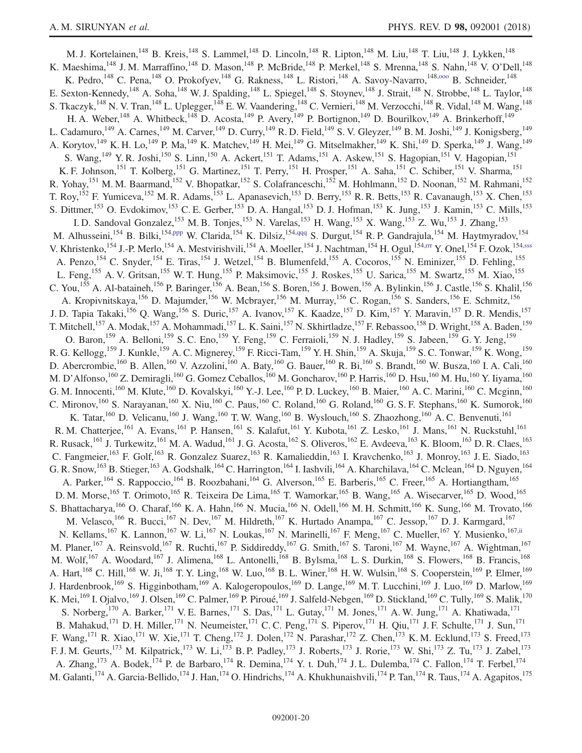M. J. Kortelainen,[148] B. Kreis,[148] S. Lammel,[148] D. Lincoln,[148] R. Lipton,[148] M. Liu,[148] T. Liu,[148] J. Lykken,[148] K. Maeshima,[148] J. M. Marraffino,[148] D. Mason,[148] P. McBride,[148] P. Merkel,[148] S. Mrenna,[148] S. Nahn,[148] V. O'Dell,[148] K. Pedro,[148] C. Pena,[148] O. Prokofyev,[148] G. Rakness,[148] L. Ristori,[148] A. Savoy-Navarro,[148,ooo] B. Schneider,[148] E. Sexton-Kennedy,[148] A. Soha,[148] W. J. Spalding,[148] L. Spiegel,[148] S. Stoynev,[148] J. Strait,[148] N. Strobbe,[148] L. Taylor,[148] S. Tkaczyk,[148] N. V. Tran,[148] L. Uplegger,[148] E. W. Vaandering,[148] C. Vernieri,[148] M. Verzocchi,[148] R. Vidal,[148] M. Wang,[148] H. A. Weber,[148] A. Whitbeck,[148] D. Acosta,[149] P. Avery,[149] P. Bortignon,[149] D. Bourilkov,[149] A. Brinkerhoff,[149] L. Cadamuro,[149] A. Carnes,[149] M. Carver,[149] D. Curry,[149] R. D. Field,[149] S. V. Gleyzer,[149] B. M. Joshi,[149] J. Konigsberg,[149] A. Korytov,[149] K. H. Lo,[149] P. Ma,[149] K. Matchev,[149] H. Mei,[149] G. Mitselmakher,[149] K. Shi,[149] D. Sperka,[149] J. Wang,[149] S. Wang,[149] Y. R. Joshi,[150] S. Linn,[150] A. Ackert,[151] T. Adams,[151] A. Askew,[151] S. Hagopian,[151] V. Hagopian,[151] K. F. Johnson,[151] T. Kolberg,[151] G. Martinez,[151] T. Perry,[151] H. Prosper,[151] A. Saha,[151] C. Schiber,[151] V. Sharma,[151] R. Yohay,[151] M. M. Baarmand,[152] V. Bhopatkar,[152] S. Colafranceschi,[152] M. Hohlmann,[152] D. Noonan,[152] M. Rahmani,[152] T. Roy,[152] F. Yumiceva,[152] M. R. Adams,[153] L. Apanasevich,[153] D. Berry,[153] R. R. Betts,[153] R. Cavanaugh,[153] X. Chen,[153] S. Dittmer,[153] O. Evdokimov,[153] C. E. Gerber,[153] D. A. Hangal,[153] D. J. Hofman,[153] K. Jung,[153] J. Kamin,[153] C. Mills,[153] I. D. Sandoval Gonzalez,[153] M. B. Tonjes,[153] N. Varelas,[153] H. Wang,[153] X. Wang,[153] Z. Wu,[153] J. Zhang,[153] M. Alhusseini,[154] B. Bilki,[154,ppp] W. Clarida,[154] K. Dilsiz,[154,qqq] S. Durgut,[154] R. P. Gandrajula,[154] M. Haytmyradov,[154] V. Khristenko,[154] J.-P. Merlo,[154] A. Mestvirishvili,[154] A. Moeller,[154] J. Nachtman,[154] H. Ogul,[154,rrr] Y. Onel,[154] F. Ozok,[154,sss] A. Penzo,[154] C. Snyder,[154] E. Tiras,[154] J. Wetzel,[154] B. Blumenfeld,[155] A. Cocoros,[155] N. Eminizer,[155] D. Fehling,[155] L. Feng,[155] A. V. Gritsan,[155] W. T. Hung,[155] P. Maksimovic,[155] J. Roskes,[155] U. Sarica,[155] M. Swartz,[155] M. Xiao,[155] C. You,[155] A. Al-bataineh,[156] P. Baringer,[156] A. Bean,[156] S. Boren,[156] J. Bowen,[156] A. Bylinkin,[156] J. Castle,[156] S. Khalil,[156] A. Kropivnitskaya,[156] D. Majumder,[156] W. Mcbrayer,[156] M. Murray,[156] C. Rogan,[156] S. Sanders,[156] E. Schmitz,[156] J. D. Tapia Takaki,[156] Q. Wang,[156] S. Duric,[157] A. Ivanov,[157] K. Kaadze,[157] D. Kim,[157] Y. Maravin,[157] D. R. Mendis,[157] T. Mitchell,[157] A. Modak,[157] A. Mohammadi,[157] L. K. Saini,[157] N. Skhirtladze,[157] F. Rebassoo,[158] D. Wright,[158] A. Baden,[159] O. Baron,[159] A. Belloni,[159] S. C. Eno,[159] Y. Feng,[159] C. Ferraioli,[159] N. J. Hadley,[159] S. Jabeen,[159] G. Y. Jeng,[159] R. G. Kellogg,[159] J. Kunkle,[159] A. C. Mignerey,[159] F. Ricci-Tam,[159] Y. H. Shin,[159] A. Skuja,[159] S. C. Tonwar,[159] K. Wong,[159] D. Abercrombie,[160] B. Allen,[160] V. Azzolini,[160] A. Baty,[160] G. Bauer,[160] R. Bi,[160] S. Brandt,[160] W. Busza,[160] I. A. Cali,[160] M. D'Alfonso,[160] Z. Demiragli,[160] G. Gomez Ceballos,[160] M. Goncharov,[160] P. Harris,[160] D. Hsu,[160] M. Hu,[160] Y. Iiyama,[160] G. M. Innocenti,[160] M. Klute,[160] D. Kovalskyi,[160] Y.-J. Lee,[160] P. D. Luckey,[160] B. Maier,[160] A. C. Marini,[160] C. Mcginn,[160] C. Mironov,[160] S. Narayanan,[160] X. Niu,[160] C. Paus,[160] C. Roland,[160] G. Roland,[160] G. S. F. Stephans,[160] K. Sumorok,[160] K. Tatar,[160] D. Velicanu,[160] J. Wang,[160] T. W. Wang,[160] B. Wyslouch,[160] S. Zhaozhong,[160] A. C. Benvenuti,[161] R. M. Chatterjee,[161] A. Evans,[161] P. Hansen,[161] S. Kalafut,[161] Y. Kubota,[161] Z. Lesko,[161] J. Mans,[161] N. Ruckstuhl,[161] R. Rusack,[161] J. Turkewitz,[161] M. A. Wadud,[161] J. G. Acosta,[162] S. Oliveros,[162] E. Avdeeva,[163] K. Bloom,[163] D. R. Claes,[163] C. Fangmeier,[163] F. Golf,[163] R. Gonzalez Suarez,[163] R. Kamalieddin,[163] I. Kravchenko,[163] J. Monroy,[163] J. E. Siado,[163] G. R. Snow,[163] B. Stieger,[163] A. Godshalk,[164] C. Harrington,[164] I. Iashvili,[164] A. Kharchilava,[164] C. Mclean,[164] D. Nguyen,[164] A. Parker,[164] S. Rappoccio,[164] B. Roozbahani,[164] G. Alverson,[165] E. Barberis,[165] C. Freer,[165] A. Hortiangtham,[165] D. M. Morse,[165] T. Orimoto,[165] R. Teixeira De Lima,[165] T. Wamorkar,[165] B. Wang,[165] A. Wisecarver,[165] D. Wood,[165] S. Bhattacharya,[166] O. Charaf,[166] K. A. Hahn,[166] N. Mucia,[166] N. Odell,[166] M. H. Schmitt,[166] K. Sung,[166] M. Trovato,[166] M. Velasco,[166] R. Bucci,[167] N. Dev,[167] M. Hildreth,[167] K. Hurtado Anampa,[167] C. Jessop,[167] D. J. Karmgard,[167] N. Kellams,[167] K. Lannon,[167] W. Li,[167] N. Loukas,[167] N. Marinelli,[167] F. Meng,[167] C. Mueller,[167] Y. Musienko,[167,ii] M. Planer,[167] A. Reinsvold,[167] R. Ruchti,[167] P. Siddireddy,[167] G. Smith,[167] S. Taroni,[167] M. Wayne,[167] A. Wightman,[167] M. Wolf,[167] A. Woodard,[167] J. Alimena,[168] L. Antonelli,[168] B. Bylsma,[168] L. S. Durkin,[168] S. Flowers,[168] B. Francis,[168] A. Hart,[168] C. Hill,[168] W. Ji,[168] T. Y. Ling,[168] W. Luo,[168] B. L. Winer,[168] H. W. Wulsin,[168] S. Cooperstein,[169] P. Elmer,[169] J. Hardenbrook,[169] S. Higginbotham,[169] A. Kalogeropoulos,[169] D. Lange,[169] M. T. Lucchini,[169] J. Luo,[169] D. Marlow,[169] K. Mei,[169] I. Ojalvo,[169] J. Olsen,[169] C. Palmer,[169] P. Piroué,[169] J. Salfeld-Nebgen,[169] D. Stickland,[169] C. Tully,[169] S. Malik,[170] S. Norberg,[170] A. Barker,[171] V. E. Barnes,[171] S. Das,[171] L. Gutay,[171] M. Jones,[171] A. W. Jung,[171] A. Khatiwada,[171] B. Mahakud,[171] D. H. Miller,[171] N. Neumeister,[171] C. C. Peng,[171] S. Piperov,[171] H. Qiu,[171] J. F. Schulte,[171] J. Sun,[171] F. Wang,[171] R. Xiao,[171] W. Xie,[171] T. Cheng,[172] J. Dolen,[172] N. Parashar,[172] Z. Chen,[173] K. M. Ecklund,[173] S. Freed,[173] F. J. M. Geurts,[173] M. Kilpatrick,[173] W. Li,[173] B. P. Padley,[173] J. Roberts,[173] J. Rorie,[173] W. Shi,[173] Z. Tu,[173] J. Zabel,[173] A. Zhang,[173] A. Bodek,[174] P. de Barbaro,[174] R. Demina,[174] Y. t. Duh,[174] J. L. Dulemba,[174] C. Fallon,[174] T. Ferbel,[174] M. Galanti,[174] A. Garcia-Bellido,[174] J. Han,[174] O. Hindrichs,[174] A. Khukhunaishvili,[174] P. Tan,[174] R. Taus,[174] A. Agapitos,[175]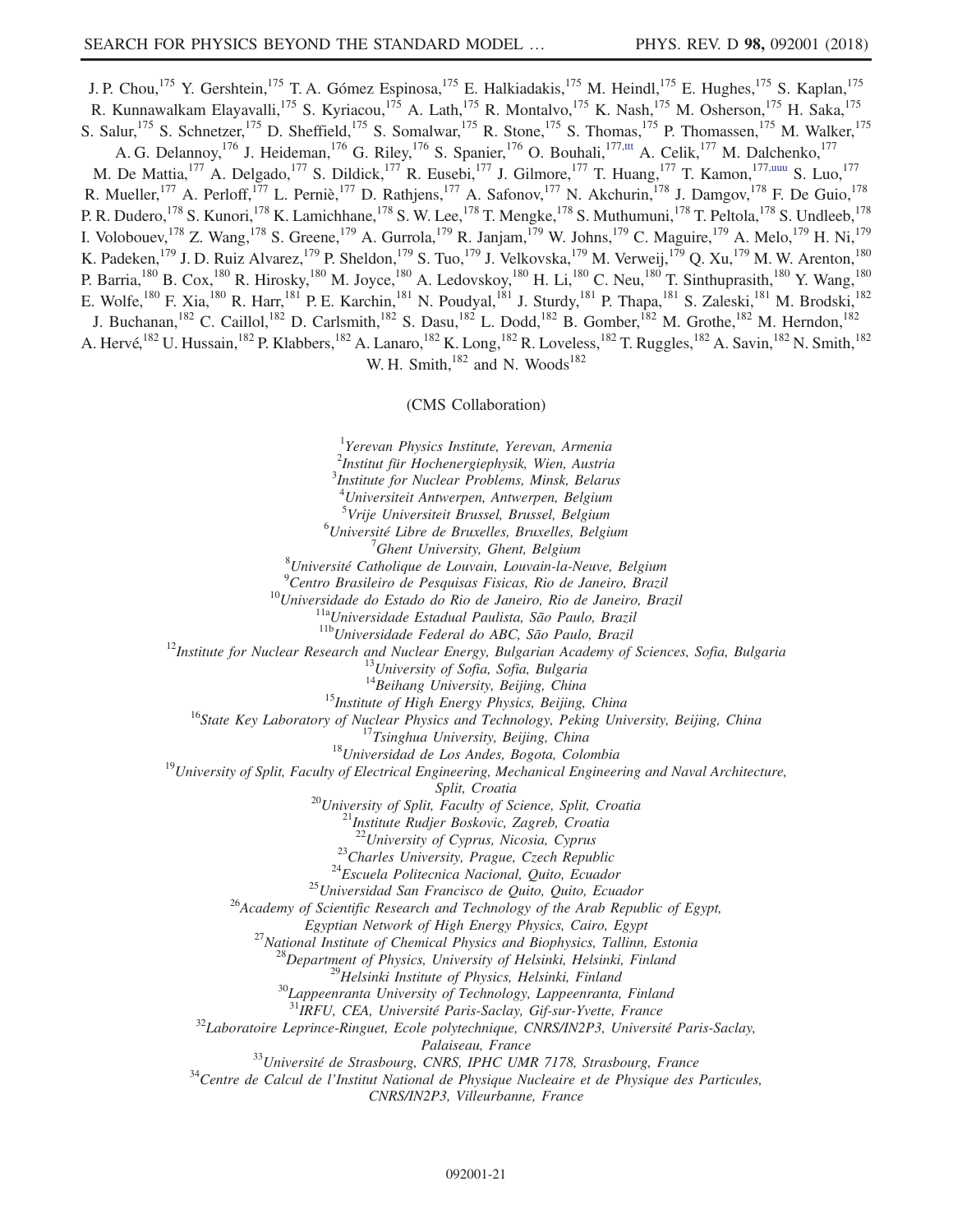J. P. Chou,[175] Y. Gershtein,[175] T. A. Gómez Espinosa,[175] E. Halkiadakis,[175] M. Heindl,[175] E. Hughes,[175] S. Kaplan,[175] R. Kunnawalkam Elayavalli,[175] S. Kyriacou,[175] A. Lath,[175] R. Montalvo,[175] K. Nash,[175] M. Osherson,[175] H. Saka,[175] S. Salur,[175] S. Schnetzer,[175] D. Sheffield,[175] S. Somalwar,[175] R. Stone,[175] S. Thomas,[175] P. Thomassen,[175] M. Walker,[175] A. G. Delannoy,[176] J. Heideman,[176] G. Riley,[176] S. Spanier,[176] O. Bouhali,[177,ttt] A. Celik,[177] M. Dalchenko,[177] M. De Mattia,[177] A. Delgado,[177] S. Dildick,[177] R. Eusebi,[177] J. Gilmore,[177] T. Huang,[177] T. Kamon,[177,uuu] S. Luo,[177] R. Mueller,[177] A. Perloff,[177] L. Perniè,[177] D. Rathjens,[177] A. Safonov,[177] N. Akchurin,[178] J. Damgov,[178] F. De Guio,[178] P. R. Dudero,[178] S. Kunori,[178] K. Lamichhane,[178] S. W. Lee,[178] T. Mengke,[178] S. Muthumuni,[178] T. Peltola,[178] S. Undleeb,[178] I. Volobouev,[178] Z. Wang,[178] S. Greene,[179] A. Gurrola,[179] R. Janjam,[179] W. Johns,[179] C. Maguire,[179] A. Melo,[179] H. Ni,[179] K. Padeken,[179] J. D. Ruiz Alvarez,[179] P. Sheldon,[179] S. Tuo,[179] J. Velkovska,[179] M. Verweij,[179] Q. Xu,[179] M. W. Arenton,[180] P. Barria,[180] B. Cox,[180] R. Hirosky,[180] M. Joyce,[180] A. Ledovskoy,[180] H. Li,[180] C. Neu,[180] T. Sinthuprasith,[180] Y. Wang,[180] E. Wolfe,[180] F. Xia,[180] R. Harr,[181] P. E. Karchin,[181] N. Poudyal,[181] J. Sturdy,[181] P. Thapa,[181] S. Zaleski,[181] M. Brodski,[182] J. Buchanan,[182] C. Caillol,[182] D. Carlsmith,[182] S. Dasu,[182] L. Dodd,[182] B. Gomber,[182] M. Grothe,[182] M. Herndon,[182] A. Hervé,[182] U. Hussain,[182] P. Klabbers,[182] A. Lanaro,[182] K. Long,[182] R. Loveless,[182] T. Ruggles,[182] A. Savin,[182] N. Smith,[182] W. H. Smith,[182] and N. Woods[182]

(CMS Collaboration)

[1]*Yerevan Physics Institute, Yerevan, Armenia*
[2]*Institut für Hochenergiephysik, Wien, Austria*
[3]*Institute for Nuclear Problems, Minsk, Belarus*
[4]*Universiteit Antwerpen, Antwerpen, Belgium*
[5]*Vrije Universiteit Brussel, Brussel, Belgium*
[6]*Université Libre de Bruxelles, Bruxelles, Belgium*
[7]*Ghent University, Ghent, Belgium*
[8]*Université Catholique de Louvain, Louvain-la-Neuve, Belgium*
[9]*Centro Brasileiro de Pesquisas Fisicas, Rio de Janeiro, Brazil*
[10]*Universidade do Estado do Rio de Janeiro, Rio de Janeiro, Brazil*
[11a]*Universidade Estadual Paulista, São Paulo, Brazil*
[11b]*Universidade Federal do ABC, São Paulo, Brazil*
[12]*Institute for Nuclear Research and Nuclear Energy, Bulgarian Academy of Sciences, Sofia, Bulgaria*
[13]*University of Sofia, Sofia, Bulgaria*
[14]*Beihang University, Beijing, China*
[15]*Institute of High Energy Physics, Beijing, China*
[16]*State Key Laboratory of Nuclear Physics and Technology, Peking University, Beijing, China*
[17]*Tsinghua University, Beijing, China*
[18]*Universidad de Los Andes, Bogota, Colombia*
[19]*University of Split, Faculty of Electrical Engineering, Mechanical Engineering and Naval Architecture, Split, Croatia*
[20]*University of Split, Faculty of Science, Split, Croatia*
[21]*Institute Rudjer Boskovic, Zagreb, Croatia*
[22]*University of Cyprus, Nicosia, Cyprus*
[23]*Charles University, Prague, Czech Republic*
[24]*Escuela Politecnica Nacional, Quito, Ecuador*
[25]*Universidad San Francisco de Quito, Quito, Ecuador*
[26]*Academy of Scientific Research and Technology of the Arab Republic of Egypt, Egyptian Network of High Energy Physics, Cairo, Egypt*
[27]*National Institute of Chemical Physics and Biophysics, Tallinn, Estonia*
[28]*Department of Physics, University of Helsinki, Helsinki, Finland*
[29]*Helsinki Institute of Physics, Helsinki, Finland*
[30]*Lappeenranta University of Technology, Lappeenranta, Finland*
[31]*IRFU, CEA, Université Paris-Saclay, Gif-sur-Yvette, France*
[32]*Laboratoire Leprince-Ringuet, Ecole polytechnique, CNRS/IN2P3, Université Paris-Saclay, Palaiseau, France*
[33]*Université de Strasbourg, CNRS, IPHC UMR 7178, Strasbourg, France*
[34]*Centre de Calcul de l'Institut National de Physique Nucleaire et de Physique des Particules, CNRS/IN2P3, Villeurbanne, France*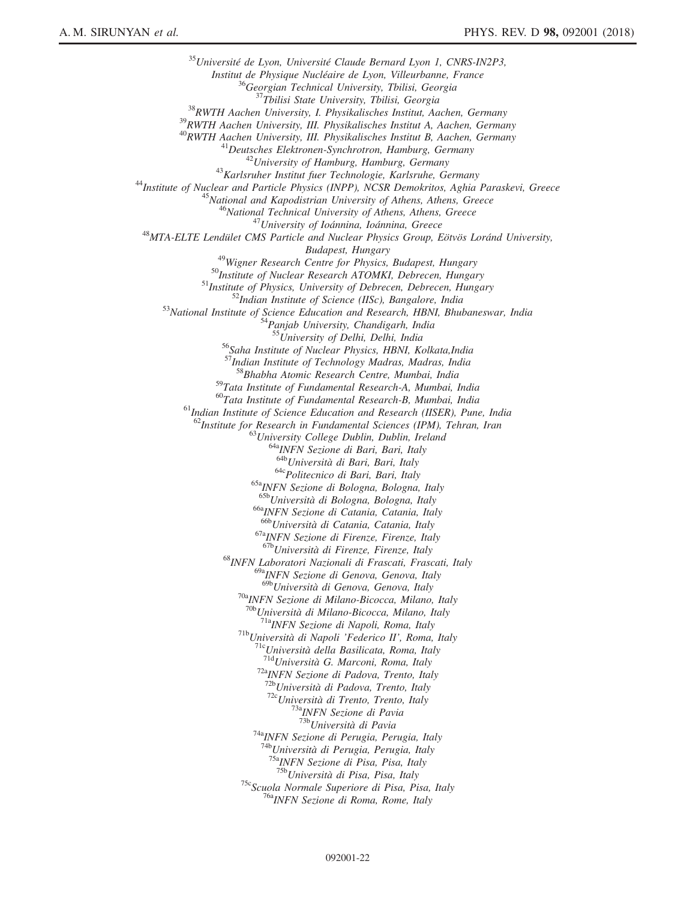[35]*Université de Lyon, Université Claude Bernard Lyon 1, CNRS-IN2P3, Institut de Physique Nucléaire de Lyon, Villeurbanne, France*
[36]*Georgian Technical University, Tbilisi, Georgia*
[37]*Tbilisi State University, Tbilisi, Georgia*
[38]*RWTH Aachen University, I. Physikalisches Institut, Aachen, Germany*
[39]*RWTH Aachen University, III. Physikalisches Institut A, Aachen, Germany*
[40]*RWTH Aachen University, III. Physikalisches Institut B, Aachen, Germany*
[41]*Deutsches Elektronen-Synchrotron, Hamburg, Germany*
[42]*University of Hamburg, Hamburg, Germany*
[43]*Karlsruher Institut fuer Technologie, Karlsruhe, Germany*
[44]*Institute of Nuclear and Particle Physics (INPP), NCSR Demokritos, Aghia Paraskevi, Greece*
[45]*National and Kapodistrian University of Athens, Athens, Greece*
[46]*National Technical University of Athens, Athens, Greece*
[47]*University of Ioánnina, Ioánnina, Greece*
[48]*MTA-ELTE Lendület CMS Particle and Nuclear Physics Group, Eötvös Loránd University, Budapest, Hungary*
[49]*Wigner Research Centre for Physics, Budapest, Hungary*
[50]*Institute of Nuclear Research ATOMKI, Debrecen, Hungary*
[51]*Institute of Physics, University of Debrecen, Debrecen, Hungary*
[52]*Indian Institute of Science (IISc), Bangalore, India*
[53]*National Institute of Science Education and Research, HBNI, Bhubaneswar, India*
[54]*Panjab University, Chandigarh, India*
[55]*University of Delhi, Delhi, India*
[56]*Saha Institute of Nuclear Physics, HBNI, Kolkata,India*
[57]*Indian Institute of Technology Madras, Madras, India*
[58]*Bhabha Atomic Research Centre, Mumbai, India*
[59]*Tata Institute of Fundamental Research-A, Mumbai, India*
[60]*Tata Institute of Fundamental Research-B, Mumbai, India*
[61]*Indian Institute of Science Education and Research (IISER), Pune, India*
[62]*Institute for Research in Fundamental Sciences (IPM), Tehran, Iran*
[63]*University College Dublin, Dublin, Ireland*
[64a]*INFN Sezione di Bari, Bari, Italy*
[64b]*Università di Bari, Bari, Italy*
[64c]*Politecnico di Bari, Bari, Italy*
[65a]*INFN Sezione di Bologna, Bologna, Italy*
[65b]*Università di Bologna, Bologna, Italy*
[66a]*INFN Sezione di Catania, Catania, Italy*
[66b]*Università di Catania, Catania, Italy*
[67a]*INFN Sezione di Firenze, Firenze, Italy*
[67b]*Università di Firenze, Firenze, Italy*
[68]*INFN Laboratori Nazionali di Frascati, Frascati, Italy*
[69a]*INFN Sezione di Genova, Genova, Italy*
[69b]*Università di Genova, Genova, Italy*
[70a]*INFN Sezione di Milano-Bicocca, Milano, Italy*
[70b]*Università di Milano-Bicocca, Milano, Italy*
[71a]*INFN Sezione di Napoli, Roma, Italy*
[71b]*Università di Napoli 'Federico II', Roma, Italy*
[71c]*Università della Basilicata, Roma, Italy*
[71d]*Università G. Marconi, Roma, Italy*
[72a]*INFN Sezione di Padova, Trento, Italy*
[72b]*Università di Padova, Trento, Italy*
[72c]*Università di Trento, Trento, Italy*
[73a]*INFN Sezione di Pavia*
[73b]*Università di Pavia*
[74a]*INFN Sezione di Perugia, Perugia, Italy*
[74b]*Università di Perugia, Perugia, Italy*
[75a]*INFN Sezione di Pisa, Pisa, Italy*
[75b]*Università di Pisa, Pisa, Italy*
[75c]*Scuola Normale Superiore di Pisa, Pisa, Italy*
[76a]*INFN Sezione di Roma, Rome, Italy*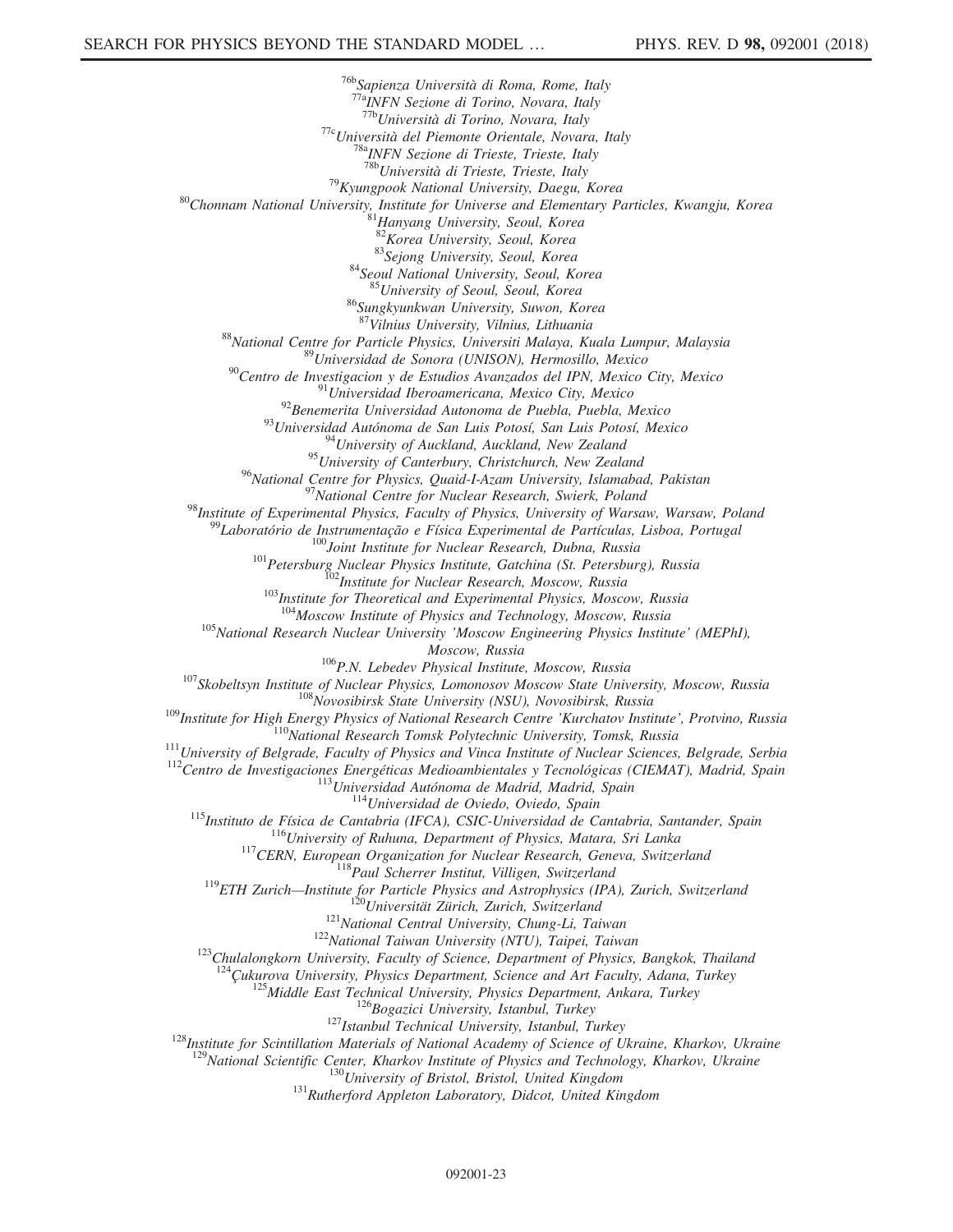[76b]Sapienza Università di Roma, Rome, Italy
[77a]INFN Sezione di Torino, Novara, Italy
[77b]Università di Torino, Novara, Italy
[77c]Università del Piemonte Orientale, Novara, Italy
[78a]INFN Sezione di Trieste, Trieste, Italy
[78b]Università di Trieste, Trieste, Italy
[79]Kyungpook National University, Daegu, Korea
[80]Chonnam National University, Institute for Universe and Elementary Particles, Kwangju, Korea
[81]Hanyang University, Seoul, Korea
[82]Korea University, Seoul, Korea
[83]Sejong University, Seoul, Korea
[84]Seoul National University, Seoul, Korea
[85]University of Seoul, Seoul, Korea
[86]Sungkyunkwan University, Suwon, Korea
[87]Vilnius University, Vilnius, Lithuania
[88]National Centre for Particle Physics, Universiti Malaya, Kuala Lumpur, Malaysia
[89]Universidad de Sonora (UNISON), Hermosillo, Mexico
[90]Centro de Investigacion y de Estudios Avanzados del IPN, Mexico City, Mexico
[91]Universidad Iberoamericana, Mexico City, Mexico
[92]Benemerita Universidad Autonoma de Puebla, Puebla, Mexico
[93]Universidad Autónoma de San Luis Potosí, San Luis Potosí, Mexico
[94]University of Auckland, Auckland, New Zealand
[95]University of Canterbury, Christchurch, New Zealand
[96]National Centre for Physics, Quaid-I-Azam University, Islamabad, Pakistan
[97]National Centre for Nuclear Research, Swierk, Poland
[98]Institute of Experimental Physics, Faculty of Physics, University of Warsaw, Warsaw, Poland
[99]Laboratório de Instrumentação e Física Experimental de Partículas, Lisboa, Portugal
[100]Joint Institute for Nuclear Research, Dubna, Russia
[101]Petersburg Nuclear Physics Institute, Gatchina (St. Petersburg), Russia
[102]Institute for Nuclear Research, Moscow, Russia
[103]Institute for Theoretical and Experimental Physics, Moscow, Russia
[104]Moscow Institute of Physics and Technology, Moscow, Russia
[105]National Research Nuclear University 'Moscow Engineering Physics Institute' (MEPhI), Moscow, Russia
[106]P.N. Lebedev Physical Institute, Moscow, Russia
[107]Skobeltsyn Institute of Nuclear Physics, Lomonosov Moscow State University, Moscow, Russia
[108]Novosibirsk State University (NSU), Novosibirsk, Russia
[109]Institute for High Energy Physics of National Research Centre 'Kurchatov Institute', Protvino, Russia
[110]National Research Tomsk Polytechnic University, Tomsk, Russia
[111]University of Belgrade, Faculty of Physics and Vinca Institute of Nuclear Sciences, Belgrade, Serbia
[112]Centro de Investigaciones Energéticas Medioambientales y Tecnológicas (CIEMAT), Madrid, Spain
[113]Universidad Autónoma de Madrid, Madrid, Spain
[114]Universidad de Oviedo, Oviedo, Spain
[115]Instituto de Física de Cantabria (IFCA), CSIC-Universidad de Cantabria, Santander, Spain
[116]University of Ruhuna, Department of Physics, Matara, Sri Lanka
[117]CERN, European Organization for Nuclear Research, Geneva, Switzerland
[118]Paul Scherrer Institut, Villigen, Switzerland
[119]ETH Zurich—Institute for Particle Physics and Astrophysics (IPA), Zurich, Switzerland
[120]Universität Zürich, Zurich, Switzerland
[121]National Central University, Chung-Li, Taiwan
[122]National Taiwan University (NTU), Taipei, Taiwan
[123]Chulalongkorn University, Faculty of Science, Department of Physics, Bangkok, Thailand
[124]Çukurova University, Physics Department, Science and Art Faculty, Adana, Turkey
[125]Middle East Technical University, Physics Department, Ankara, Turkey
[126]Bogazici University, Istanbul, Turkey
[127]Istanbul Technical University, Istanbul, Turkey
[128]Institute for Scintillation Materials of National Academy of Science of Ukraine, Kharkov, Ukraine
[129]National Scientific Center, Kharkov Institute of Physics and Technology, Kharkov, Ukraine
[130]University of Bristol, Bristol, United Kingdom
[131]Rutherford Appleton Laboratory, Didcot, United Kingdom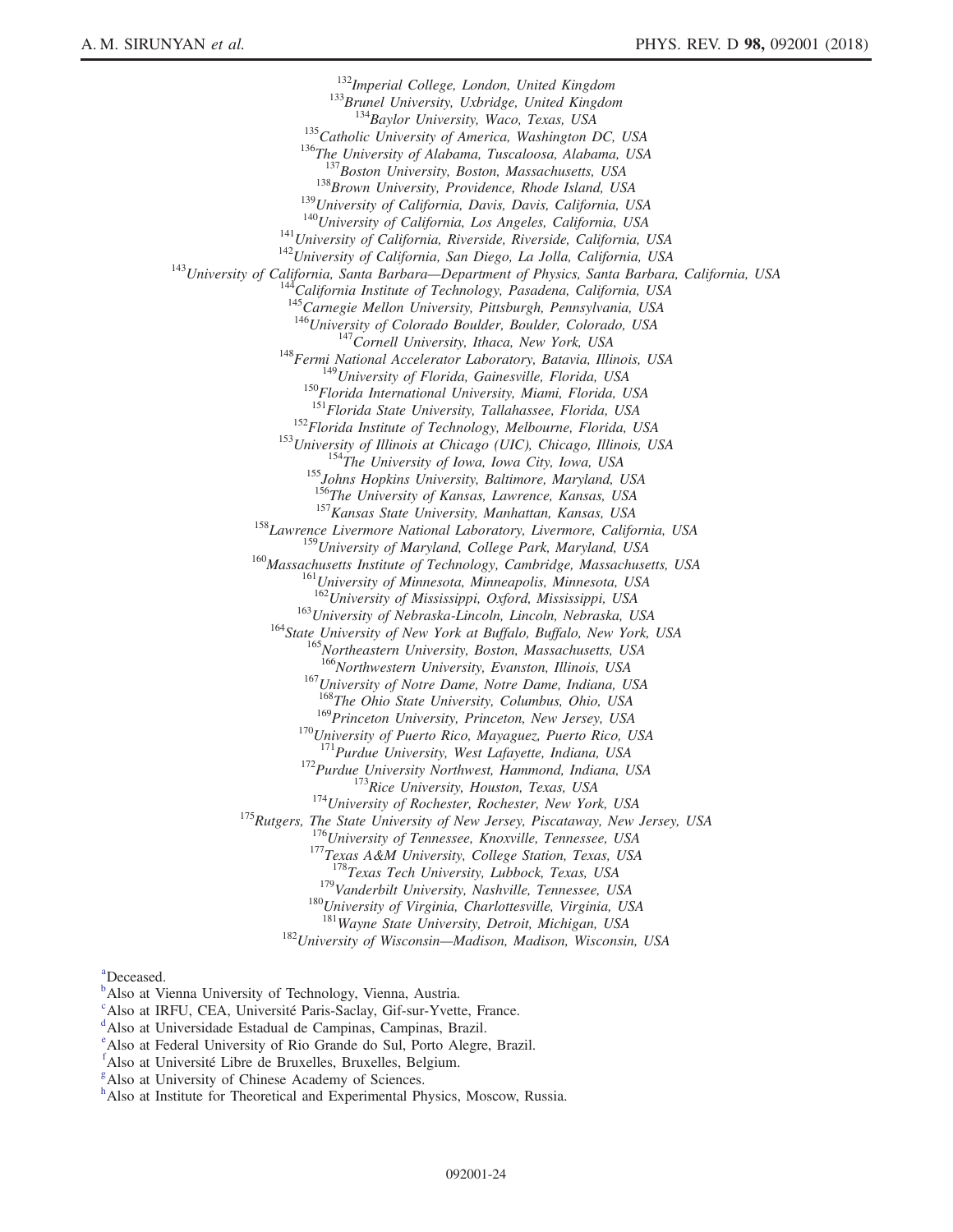[132]*Imperial College, London, United Kingdom*
[133]*Brunel University, Uxbridge, United Kingdom*
[134]*Baylor University, Waco, Texas, USA*
[135]*Catholic University of America, Washington DC, USA*
[136]*The University of Alabama, Tuscaloosa, Alabama, USA*
[137]*Boston University, Boston, Massachusetts, USA*
[138]*Brown University, Providence, Rhode Island, USA*
[139]*University of California, Davis, Davis, California, USA*
[140]*University of California, Los Angeles, California, USA*
[141]*University of California, Riverside, Riverside, California, USA*
[142]*University of California, San Diego, La Jolla, California, USA*
[143]*University of California, Santa Barbara—Department of Physics, Santa Barbara, California, USA*
[144]*California Institute of Technology, Pasadena, California, USA*
[145]*Carnegie Mellon University, Pittsburgh, Pennsylvania, USA*
[146]*University of Colorado Boulder, Boulder, Colorado, USA*
[147]*Cornell University, Ithaca, New York, USA*
[148]*Fermi National Accelerator Laboratory, Batavia, Illinois, USA*
[149]*University of Florida, Gainesville, Florida, USA*
[150]*Florida International University, Miami, Florida, USA*
[151]*Florida State University, Tallahassee, Florida, USA*
[152]*Florida Institute of Technology, Melbourne, Florida, USA*
[153]*University of Illinois at Chicago (UIC), Chicago, Illinois, USA*
[154]*The University of Iowa, Iowa City, Iowa, USA*
[155]*Johns Hopkins University, Baltimore, Maryland, USA*
[156]*The University of Kansas, Lawrence, Kansas, USA*
[157]*Kansas State University, Manhattan, Kansas, USA*
[158]*Lawrence Livermore National Laboratory, Livermore, California, USA*
[159]*University of Maryland, College Park, Maryland, USA*
[160]*Massachusetts Institute of Technology, Cambridge, Massachusetts, USA*
[161]*University of Minnesota, Minneapolis, Minnesota, USA*
[162]*University of Mississippi, Oxford, Mississippi, USA*
[163]*University of Nebraska-Lincoln, Lincoln, Nebraska, USA*
[164]*State University of New York at Buffalo, Buffalo, New York, USA*
[165]*Northeastern University, Boston, Massachusetts, USA*
[166]*Northwestern University, Evanston, Illinois, USA*
[167]*University of Notre Dame, Notre Dame, Indiana, USA*
[168]*The Ohio State University, Columbus, Ohio, USA*
[169]*Princeton University, Princeton, New Jersey, USA*
[170]*University of Puerto Rico, Mayaguez, Puerto Rico, USA*
[171]*Purdue University, West Lafayette, Indiana, USA*
[172]*Purdue University Northwest, Hammond, Indiana, USA*
[173]*Rice University, Houston, Texas, USA*
[174]*University of Rochester, Rochester, New York, USA*
[175]*Rutgers, The State University of New Jersey, Piscataway, New Jersey, USA*
[176]*University of Tennessee, Knoxville, Tennessee, USA*
[177]*Texas A&M University, College Station, Texas, USA*
[178]*Texas Tech University, Lubbock, Texas, USA*
[179]*Vanderbilt University, Nashville, Tennessee, USA*
[180]*University of Virginia, Charlottesville, Virginia, USA*
[181]*Wayne State University, Detroit, Michigan, USA*
[182]*University of Wisconsin—Madison, Madison, Wisconsin, USA*

[a]Deceased.
[b]Also at Vienna University of Technology, Vienna, Austria.
[c]Also at IRFU, CEA, Université Paris-Saclay, Gif-sur-Yvette, France.
[d]Also at Universidade Estadual de Campinas, Campinas, Brazil.
[e]Also at Federal University of Rio Grande do Sul, Porto Alegre, Brazil.
[f]Also at Université Libre de Bruxelles, Bruxelles, Belgium.
[g]Also at University of Chinese Academy of Sciences.
[h]Also at Institute for Theoretical and Experimental Physics, Moscow, Russia.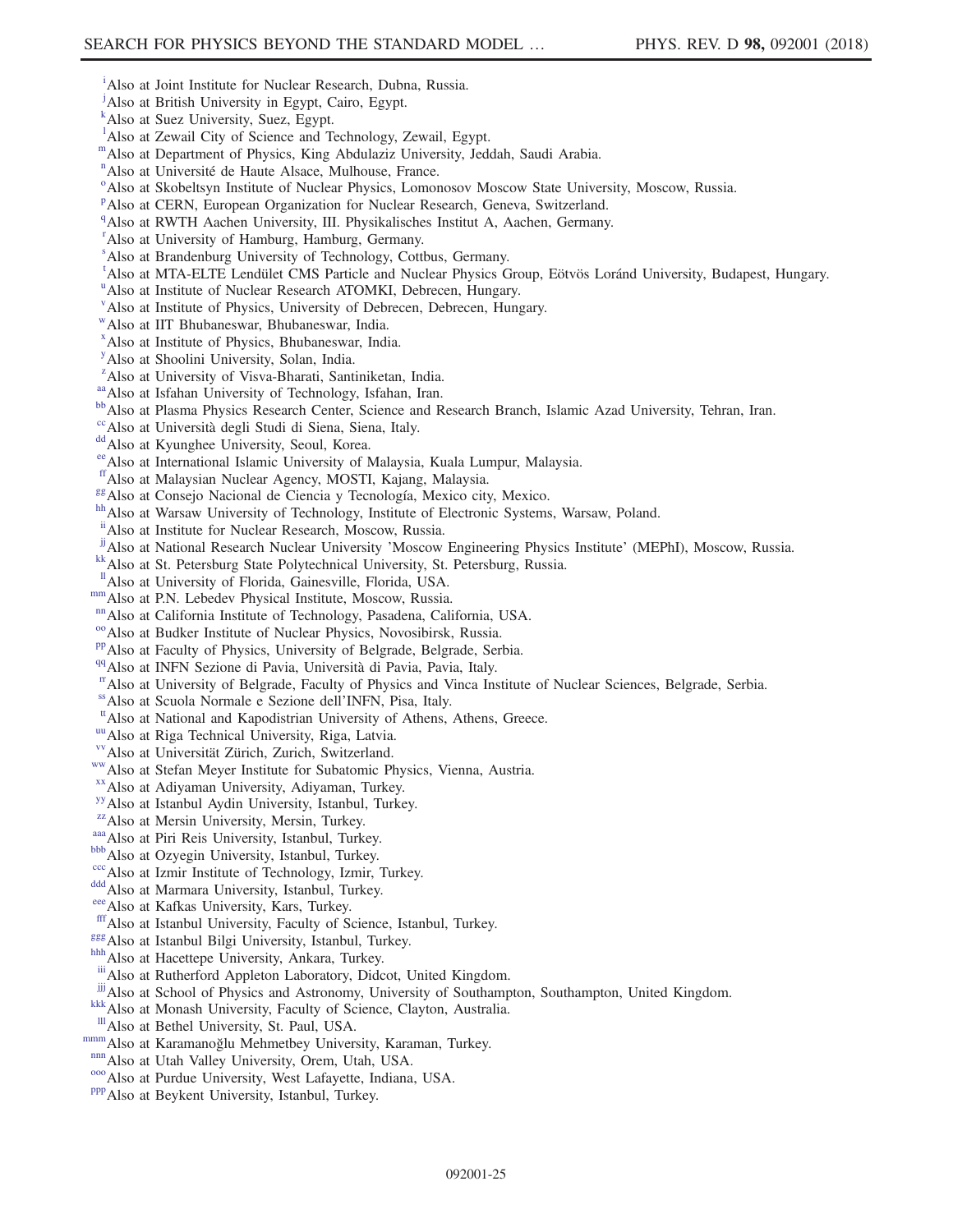[i]Also at Joint Institute for Nuclear Research, Dubna, Russia.
[j]Also at British University in Egypt, Cairo, Egypt.
[k]Also at Suez University, Suez, Egypt.
[l]Also at Zewail City of Science and Technology, Zewail, Egypt.
[m]Also at Department of Physics, King Abdulaziz University, Jeddah, Saudi Arabia.
[n]Also at Université de Haute Alsace, Mulhouse, France.
[o]Also at Skobeltsyn Institute of Nuclear Physics, Lomonosov Moscow State University, Moscow, Russia.
[p]Also at CERN, European Organization for Nuclear Research, Geneva, Switzerland.
[q]Also at RWTH Aachen University, III. Physikalisches Institut A, Aachen, Germany.
[r]Also at University of Hamburg, Hamburg, Germany.
[s]Also at Brandenburg University of Technology, Cottbus, Germany.
[t]Also at MTA-ELTE Lendület CMS Particle and Nuclear Physics Group, Eötvös Loránd University, Budapest, Hungary.
[u]Also at Institute of Nuclear Research ATOMKI, Debrecen, Hungary.
[v]Also at Institute of Physics, University of Debrecen, Debrecen, Hungary.
[w]Also at IIT Bhubaneswar, Bhubaneswar, India.
[x]Also at Institute of Physics, Bhubaneswar, India.
[y]Also at Shoolini University, Solan, India.
[z]Also at University of Visva-Bharati, Santiniketan, India.
[aa]Also at Isfahan University of Technology, Isfahan, Iran.
[bb]Also at Plasma Physics Research Center, Science and Research Branch, Islamic Azad University, Tehran, Iran.
[cc]Also at Università degli Studi di Siena, Siena, Italy.
[dd]Also at Kyunghee University, Seoul, Korea.
[ee]Also at International Islamic University of Malaysia, Kuala Lumpur, Malaysia.
[ff]Also at Malaysian Nuclear Agency, MOSTI, Kajang, Malaysia.
[gg]Also at Consejo Nacional de Ciencia y Tecnología, Mexico city, Mexico.
[hh]Also at Warsaw University of Technology, Institute of Electronic Systems, Warsaw, Poland.
[ii]Also at Institute for Nuclear Research, Moscow, Russia.
[jj]Also at National Research Nuclear University 'Moscow Engineering Physics Institute' (MEPhI), Moscow, Russia.
[kk]Also at St. Petersburg State Polytechnical University, St. Petersburg, Russia.
[ll]Also at University of Florida, Gainesville, Florida, USA.
[mm]Also at P.N. Lebedev Physical Institute, Moscow, Russia.
[nn]Also at California Institute of Technology, Pasadena, California, USA.
[oo]Also at Budker Institute of Nuclear Physics, Novosibirsk, Russia.
[pp]Also at Faculty of Physics, University of Belgrade, Belgrade, Serbia.
[qq]Also at INFN Sezione di Pavia, Università di Pavia, Pavia, Italy.
[rr]Also at University of Belgrade, Faculty of Physics and Vinca Institute of Nuclear Sciences, Belgrade, Serbia.
[ss]Also at Scuola Normale e Sezione dell'INFN, Pisa, Italy.
[tt]Also at National and Kapodistrian University of Athens, Athens, Greece.
[uu]Also at Riga Technical University, Riga, Latvia.
[vv]Also at Universität Zürich, Zurich, Switzerland.
[ww]Also at Stefan Meyer Institute for Subatomic Physics, Vienna, Austria.
[xx]Also at Adiyaman University, Adiyaman, Turkey.
[yy]Also at Istanbul Aydin University, Istanbul, Turkey.
[zz]Also at Mersin University, Mersin, Turkey.
[aaa]Also at Piri Reis University, Istanbul, Turkey.
[bbb]Also at Ozyegin University, Istanbul, Turkey.
[ccc]Also at Izmir Institute of Technology, Izmir, Turkey.
[ddd]Also at Marmara University, Istanbul, Turkey.
[eee]Also at Kafkas University, Kars, Turkey.
[fff]Also at Istanbul University, Faculty of Science, Istanbul, Turkey.
[ggg]Also at Istanbul Bilgi University, Istanbul, Turkey.
[hhh]Also at Hacettepe University, Ankara, Turkey.
[iii]Also at Rutherford Appleton Laboratory, Didcot, United Kingdom.
[jjj]Also at School of Physics and Astronomy, University of Southampton, Southampton, United Kingdom.
[kkk]Also at Monash University, Faculty of Science, Clayton, Australia.
[lll]Also at Bethel University, St. Paul, USA.
[mmm]Also at Karamanoğlu Mehmetbey University, Karaman, Turkey.
[nnn]Also at Utah Valley University, Orem, Utah, USA.
[ooo]Also at Purdue University, West Lafayette, Indiana, USA.
[ppp]Also at Beykent University, Istanbul, Turkey.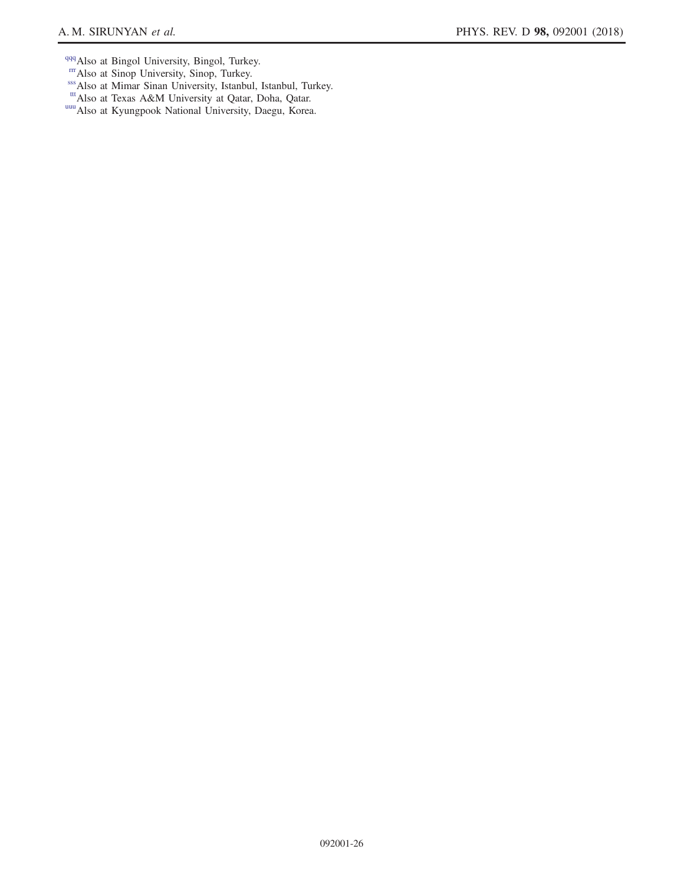[qqq]Also at Bingol University, Bingol, Turkey.
[rrr]Also at Sinop University, Sinop, Turkey.
[sss]Also at Mimar Sinan University, Istanbul, Istanbul, Turkey.
[ttt]Also at Texas A&M University at Qatar, Doha, Qatar.
[uuu]Also at Kyungpook National University, Daegu, Korea.